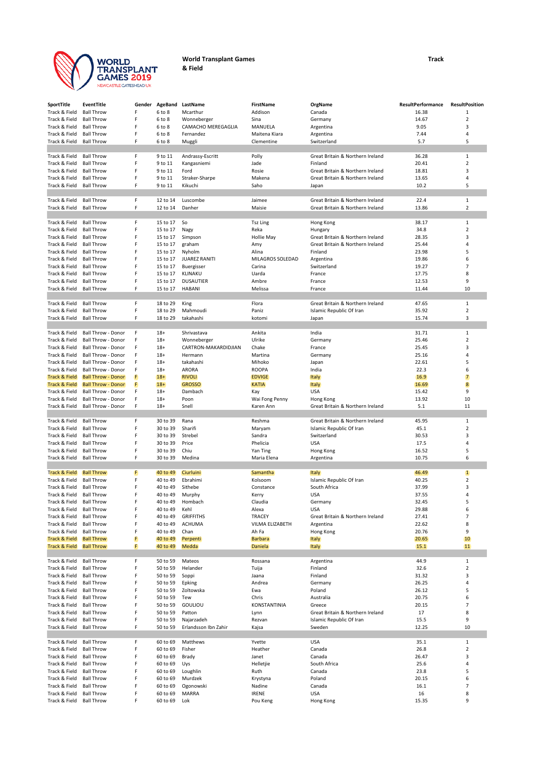# World Transplant Games & Field

Track

| SportTitle | EventTitle | Gender | AgeBand | LastName | FirstName | OrgName | ResultPerformance | ResultPosition |
|---|---|---|---|---|---|---|---|---|
| Track & Field | Ball Throw | F | 6 to 8 | Mcarthur | Addison | Canada | 16.38 | 1 |
| Track & Field | Ball Throw | F | 6 to 8 | Wonneberger | Sina | Germany | 14.67 | 2 |
| Track & Field | Ball Throw | F | 6 to 8 | CAMACHO MEREGAGLIA | MANUELA | Argentina | 9.05 | 3 |
| Track & Field | Ball Throw | F | 6 to 8 | Fernandez | Maitena Kiara | Argentina | 7.44 | 4 |
| Track & Field | Ball Throw | F | 6 to 8 | Muggli | Clementine | Switzerland | 5.7 | 5 |
| | | | | | | | | |
| Track & Field | Ball Throw | F | 9 to 11 | Andrassy-Escritt | Polly | Great Britain & Northern Ireland | 36.28 | 1 |
| Track & Field | Ball Throw | F | 9 to 11 | Kangasniemi | Jade | Finland | 20.41 | 2 |
| Track & Field | Ball Throw | F | 9 to 11 | Ford | Rosie | Great Britain & Northern Ireland | 18.81 | 3 |
| Track & Field | Ball Throw | F | 9 to 11 | Straker-Sharpe | Makena | Great Britain & Northern Ireland | 13.65 | 4 |
| Track & Field | Ball Throw | F | 9 to 11 | Kikuchi | Saho | Japan | 10.2 | 5 |
| | | | | | | | | |
| Track & Field | Ball Throw | F | 12 to 14 | Luscombe | Jaimee | Great Britain & Northern Ireland | 22.4 | 1 |
| Track & Field | Ball Throw | F | 12 to 14 | Danher | Maisie | Great Britain & Northern Ireland | 13.86 | 2 |
| | | | | | | | | |
| Track & Field | Ball Throw | F | 15 to 17 | So | Tsz Ling | Hong Kong | 38.17 | 1 |
| Track & Field | Ball Throw | F | 15 to 17 | Nagy | Reka | Hungary | 34.8 | 2 |
| Track & Field | Ball Throw | F | 15 to 17 | Simpson | Hollie May | Great Britain & Northern Ireland | 28.35 | 3 |
| Track & Field | Ball Throw | F | 15 to 17 | graham | Amy | Great Britain & Northern Ireland | 25.44 | 4 |
| Track & Field | Ball Throw | F | 15 to 17 | Nyholm | Alina | Finland | 23.98 | 5 |
| Track & Field | Ball Throw | F | 15 to 17 | JUAREZ RANITI | MILAGROS SOLEDAD | Argentina | 19.86 | 6 |
| Track & Field | Ball Throw | F | 15 to 17 | Buergisser | Carina | Switzerland | 19.27 | 7 |
| Track & Field | Ball Throw | F | 15 to 17 | KLINAKU | Uarda | France | 17.75 | 8 |
| Track & Field | Ball Throw | F | 15 to 17 | DUSAUTIER | Ambre | France | 12.53 | 9 |
| Track & Field | Ball Throw | F | 15 to 17 | HABANI | Melissa | France | 11.44 | 10 |
| | | | | | | | | |
| Track & Field | Ball Throw | F | 18 to 29 | King | Flora | Great Britain & Northern Ireland | 47.65 | 1 |
| Track & Field | Ball Throw | F | 18 to 29 | Mahmoudi | Paniz | Islamic Republic Of Iran | 35.92 | 2 |
| Track & Field | Ball Throw | F | 18 to 29 | takahashi | kotomi | Japan | 15.74 | 3 |
| | | | | | | | | |
| Track & Field | Ball Throw - Donor | F | 18+ | Shrivastava | Ankita | India | 31.71 | 1 |
| Track & Field | Ball Throw - Donor | F | 18+ | Wonneberger | Ulrike | Germany | 25.46 | 2 |
| Track & Field | Ball Throw - Donor | F | 18+ | CARTRON-MAKARDIDJIAN | Chake | France | 25.45 | 3 |
| Track & Field | Ball Throw - Donor | F | 18+ | Hermann | Martina | Germany | 25.16 | 4 |
| Track & Field | Ball Throw - Donor | F | 18+ | takahashi | Mihoko | Japan | 22.61 | 5 |
| Track & Field | Ball Throw - Donor | F | 18+ | ARORA | ROOPA | India | 22.3 | 6 |
| Track & Field | Ball Throw - Donor | F | 18+ | RIVOLI | EDVIGE | Italy | 16.9 | 7 |
| Track & Field | Ball Throw - Donor | F | 18+ | GROSSO | KATIA | Italy | 16.69 | 8 |
| Track & Field | Ball Throw - Donor | F | 18+ | Dambach | Kay | USA | 15.42 | 9 |
| Track & Field | Ball Throw - Donor | F | 18+ | Poon | Wai Fong Penny | Hong Kong | 13.92 | 10 |
| Track & Field | Ball Throw - Donor | F | 18+ | Snell | Karen Ann | Great Britain & Northern Ireland | 5.1 | 11 |
| | | | | | | | | |
| Track & Field | Ball Throw | F | 30 to 39 | Rana | Reshma | Great Britain & Northern Ireland | 45.95 | 1 |
| Track & Field | Ball Throw | F | 30 to 39 | Sharifi | Maryam | Islamic Republic Of Iran | 45.1 | 2 |
| Track & Field | Ball Throw | F | 30 to 39 | Strebel | Sandra | Switzerland | 30.53 | 3 |
| Track & Field | Ball Throw | F | 30 to 39 | Price | Phelicia | USA | 17.5 | 4 |
| Track & Field | Ball Throw | F | 30 to 39 | Chiu | Yan Ting | Hong Kong | 16.52 | 5 |
| Track & Field | Ball Throw | F | 30 to 39 | Medina | Maria Elena | Argentina | 10.75 | 6 |
| | | | | | | | | |
| Track & Field | Ball Throw | F | 40 to 49 | Ciurluini | Samantha | Italy | 46.49 | 1 |
| Track & Field | Ball Throw | F | 40 to 49 | Ebrahimi | Kolsoom | Islamic Republic Of Iran | 40.25 | 2 |
| Track & Field | Ball Throw | F | 40 to 49 | Sithebe | Constance | South Africa | 37.99 | 3 |
| Track & Field | Ball Throw | F | 40 to 49 | Murphy | Kerry | USA | 37.55 | 4 |
| Track & Field | Ball Throw | F | 40 to 49 | Hombach | Claudia | Germany | 32.45 | 5 |
| Track & Field | Ball Throw | F | 40 to 49 | Kehl | Alexa | USA | 29.88 | 6 |
| Track & Field | Ball Throw | F | 40 to 49 | GRIFFITHS | TRACEY | Great Britain & Northern Ireland | 27.41 | 7 |
| Track & Field | Ball Throw | F | 40 to 49 | ACHUMA | VILMA ELIZABETH | Argentina | 22.62 | 8 |
| Track & Field | Ball Throw | F | 40 to 49 | Chan | Ah Fa | Hong Kong | 20.76 | 9 |
| Track & Field | Ball Throw | F | 40 to 49 | Perpenti | Barbara | Italy | 20.65 | 10 |
| Track & Field | Ball Throw | F | 40 to 49 | Medda | Daniela | Italy | 15.1 | 11 |
| | | | | | | | | |
| Track & Field | Ball Throw | F | 50 to 59 | Mateos | Rossana | Argentina | 44.9 | 1 |
| Track & Field | Ball Throw | F | 50 to 59 | Helander | Tuija | Finland | 32.6 | 2 |
| Track & Field | Ball Throw | F | 50 to 59 | Soppi | Jaana | Finland | 31.32 | 3 |
| Track & Field | Ball Throw | F | 50 to 59 | Epking | Andrea | Germany | 26.25 | 4 |
| Track & Field | Ball Throw | F | 50 to 59 | Zoltowska | Ewa | Poland | 26.12 | 5 |
| Track & Field | Ball Throw | F | 50 to 59 | Tew | Chris | Australia | 20.75 | 6 |
| Track & Field | Ball Throw | F | 50 to 59 | GOULIOU | KONSTANTINIA | Greece | 20.15 | 7 |
| Track & Field | Ball Throw | F | 50 to 59 | Patton | Lynn | Great Britain & Northern Ireland | 17 | 8 |
| Track & Field | Ball Throw | F | 50 to 59 | Najarzadeh | Rezvan | Islamic Republic Of Iran | 15.5 | 9 |
| Track & Field | Ball Throw | F | 50 to 59 | Erlandsson Ibn Zahir | Kajsa | Sweden | 12.25 | 10 |
| | | | | | | | | |
| Track & Field | Ball Throw | F | 60 to 69 | Matthews | Yvette | USA | 35.1 | 1 |
| Track & Field | Ball Throw | F | 60 to 69 | Fisher | Heather | Canada | 26.8 | 2 |
| Track & Field | Ball Throw | F | 60 to 69 | Brady | Janet | Canada | 26.47 | 3 |
| Track & Field | Ball Throw | F | 60 to 69 | Uys | Helletjie | South Africa | 25.6 | 4 |
| Track & Field | Ball Throw | F | 60 to 69 | Loughlin | Ruth | Canada | 23.8 | 5 |
| Track & Field | Ball Throw | F | 60 to 69 | Murdzek | Krystyna | Poland | 20.15 | 6 |
| Track & Field | Ball Throw | F | 60 to 69 | Ogonowski | Nadine | Canada | 16.1 | 7 |
| Track & Field | Ball Throw | F | 60 to 69 | MARRA | IRENE | USA | 16 | 8 |
| Track & Field | Ball Throw | F | 60 to 69 | Lok | Pou Keng | Hong Kong | 15.35 | 9 |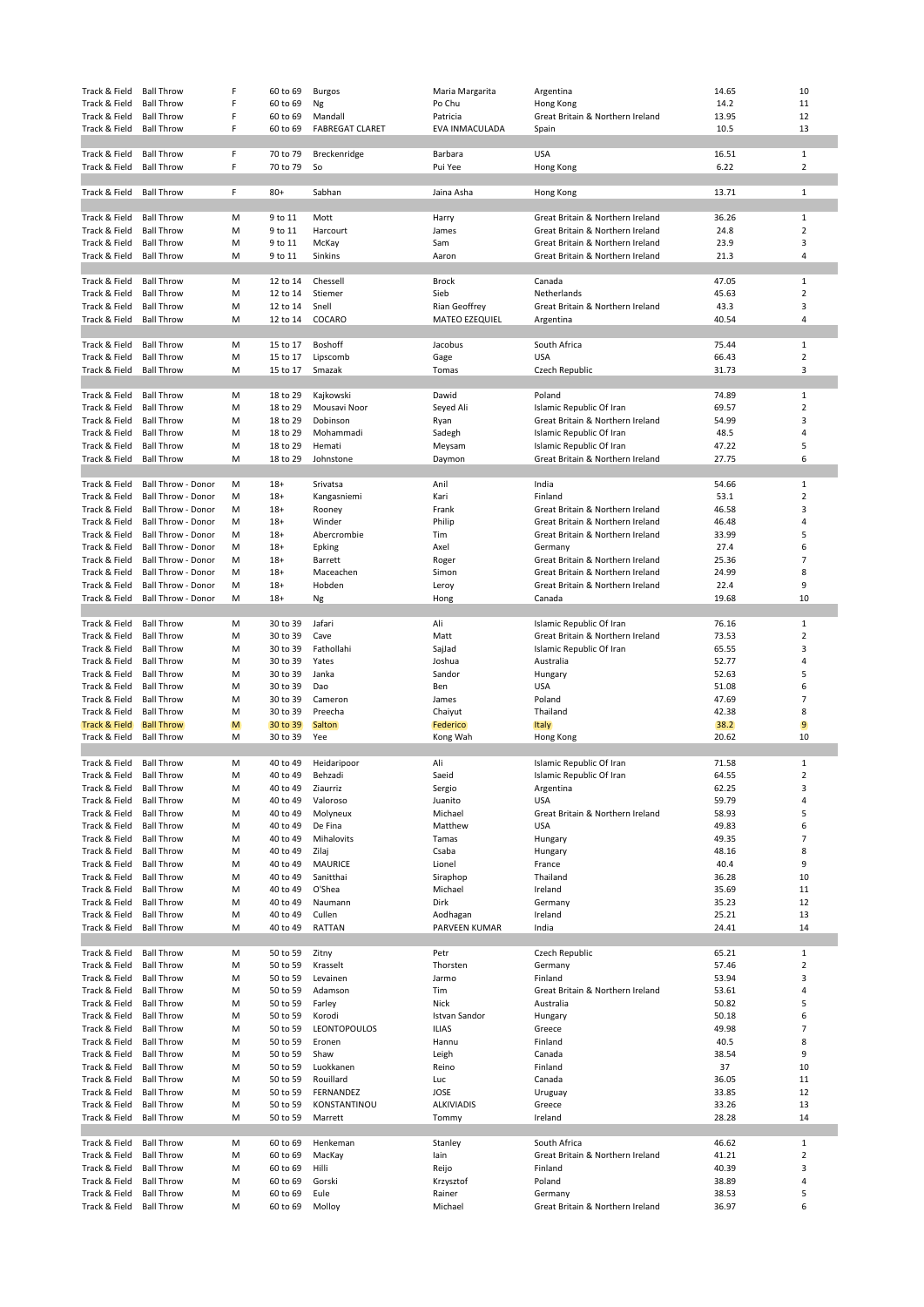| | | | | | | | | |
|---|---|---|---|---|---|---|---|---|
| Track & Field | Ball Throw | F | 60 to 69 | Burgos | Maria Margarita | Argentina | 14.65 | 10 |
| Track & Field | Ball Throw | F | 60 to 69 | Ng | Po Chu | Hong Kong | 14.2 | 11 |
| Track & Field | Ball Throw | F | 60 to 69 | Mandall | Patricia | Great Britain & Northern Ireland | 13.95 | 12 |
| Track & Field | Ball Throw | F | 60 to 69 | FABREGAT CLARET | EVA INMACULADA | Spain | 10.5 | 13 |
| | | | | | | | | |
| Track & Field | Ball Throw | F | 70 to 79 | Breckenridge | Barbara | USA | 16.51 | 1 |
| Track & Field | Ball Throw | F | 70 to 79 | So | Pui Yee | Hong Kong | 6.22 | 2 |
| | | | | | | | | |
| Track & Field | Ball Throw | F | 80+ | Sabhan | Jaina Asha | Hong Kong | 13.71 | 1 |
| | | | | | | | | |
| Track & Field | Ball Throw | M | 9 to 11 | Mott | Harry | Great Britain & Northern Ireland | 36.26 | 1 |
| Track & Field | Ball Throw | M | 9 to 11 | Harcourt | James | Great Britain & Northern Ireland | 24.8 | 2 |
| Track & Field | Ball Throw | M | 9 to 11 | McKay | Sam | Great Britain & Northern Ireland | 23.9 | 3 |
| Track & Field | Ball Throw | M | 9 to 11 | Sinkins | Aaron | Great Britain & Northern Ireland | 21.3 | 4 |
| | | | | | | | | |
| Track & Field | Ball Throw | M | 12 to 14 | Chessell | Brock | Canada | 47.05 | 1 |
| Track & Field | Ball Throw | M | 12 to 14 | Stiemer | Sieb | Netherlands | 45.63 | 2 |
| Track & Field | Ball Throw | M | 12 to 14 | Snell | Rian Geoffrey | Great Britain & Northern Ireland | 43.3 | 3 |
| Track & Field | Ball Throw | M | 12 to 14 | COCARO | MATEO EZEQUIEL | Argentina | 40.54 | 4 |
| | | | | | | | | |
| Track & Field | Ball Throw | M | 15 to 17 | Boshoff | Jacobus | South Africa | 75.44 | 1 |
| Track & Field | Ball Throw | M | 15 to 17 | Lipscomb | Gage | USA | 66.43 | 2 |
| Track & Field | Ball Throw | M | 15 to 17 | Smazak | Tomas | Czech Republic | 31.73 | 3 |
| | | | | | | | | |
| Track & Field | Ball Throw | M | 18 to 29 | Kajkowski | Dawid | Poland | 74.89 | 1 |
| Track & Field | Ball Throw | M | 18 to 29 | Mousavi Noor | Seyed Ali | Islamic Republic Of Iran | 69.57 | 2 |
| Track & Field | Ball Throw | M | 18 to 29 | Dobinson | Ryan | Great Britain & Northern Ireland | 54.99 | 3 |
| Track & Field | Ball Throw | M | 18 to 29 | Mohammadi | Sadegh | Islamic Republic Of Iran | 48.5 | 4 |
| Track & Field | Ball Throw | M | 18 to 29 | Hemati | Meysam | Islamic Republic Of Iran | 47.22 | 5 |
| Track & Field | Ball Throw | M | 18 to 29 | Johnstone | Daymon | Great Britain & Northern Ireland | 27.75 | 6 |
| | | | | | | | | |
| Track & Field | Ball Throw - Donor | M | 18+ | Srivatsa | Anil | India | 54.66 | 1 |
| Track & Field | Ball Throw - Donor | M | 18+ | Kangasniemi | Kari | Finland | 53.1 | 2 |
| Track & Field | Ball Throw - Donor | M | 18+ | Rooney | Frank | Great Britain & Northern Ireland | 46.58 | 3 |
| Track & Field | Ball Throw - Donor | M | 18+ | Winder | Philip | Great Britain & Northern Ireland | 46.48 | 4 |
| Track & Field | Ball Throw - Donor | M | 18+ | Abercrombie | Tim | Great Britain & Northern Ireland | 33.99 | 5 |
| Track & Field | Ball Throw - Donor | M | 18+ | Epking | Axel | Germany | 27.4 | 6 |
| Track & Field | Ball Throw - Donor | M | 18+ | Barrett | Roger | Great Britain & Northern Ireland | 25.36 | 7 |
| Track & Field | Ball Throw - Donor | M | 18+ | Maceachen | Simon | Great Britain & Northern Ireland | 24.99 | 8 |
| Track & Field | Ball Throw - Donor | M | 18+ | Hobden | Leroy | Great Britain & Northern Ireland | 22.4 | 9 |
| Track & Field | Ball Throw - Donor | M | 18+ | Ng | Hong | Canada | 19.68 | 10 |
| | | | | | | | | |
| Track & Field | Ball Throw | M | 30 to 39 | Jafari | Ali | Islamic Republic Of Iran | 76.16 | 1 |
| Track & Field | Ball Throw | M | 30 to 39 | Cave | Matt | Great Britain & Northern Ireland | 73.53 | 2 |
| Track & Field | Ball Throw | M | 30 to 39 | Fathollahi | Sajjad | Islamic Republic Of Iran | 65.55 | 3 |
| Track & Field | Ball Throw | M | 30 to 39 | Yates | Joshua | Australia | 52.77 | 4 |
| Track & Field | Ball Throw | M | 30 to 39 | Janka | Sandor | Hungary | 52.63 | 5 |
| Track & Field | Ball Throw | M | 30 to 39 | Dao | Ben | USA | 51.08 | 6 |
| Track & Field | Ball Throw | M | 30 to 39 | Cameron | James | Poland | 47.69 | 7 |
| Track & Field | Ball Throw | M | 30 to 39 | Preecha | Chaiyut | Thailand | 42.38 | 8 |
| Track & Field | Ball Throw | M | 30 to 39 | Salton | Federico | Italy | 38.2 | 9 |
| Track & Field | Ball Throw | M | 30 to 39 | Yee | Kong Wah | Hong Kong | 20.62 | 10 |
| | | | | | | | | |
| Track & Field | Ball Throw | M | 40 to 49 | Heidaripoor | Ali | Islamic Republic Of Iran | 71.58 | 1 |
| Track & Field | Ball Throw | M | 40 to 49 | Behzadi | Saeid | Islamic Republic Of Iran | 64.55 | 2 |
| Track & Field | Ball Throw | M | 40 to 49 | Ziaurriz | Sergio | Argentina | 62.25 | 3 |
| Track & Field | Ball Throw | M | 40 to 49 | Valoroso | Juanito | USA | 59.79 | 4 |
| Track & Field | Ball Throw | M | 40 to 49 | Molyneux | Michael | Great Britain & Northern Ireland | 58.93 | 5 |
| Track & Field | Ball Throw | M | 40 to 49 | De Fina | Matthew | USA | 49.83 | 6 |
| Track & Field | Ball Throw | M | 40 to 49 | Mihalovits | Tamas | Hungary | 49.35 | 7 |
| Track & Field | Ball Throw | M | 40 to 49 | Zilaj | Csaba | Hungary | 48.16 | 8 |
| Track & Field | Ball Throw | M | 40 to 49 | MAURICE | Lionel | France | 40.4 | 9 |
| Track & Field | Ball Throw | M | 40 to 49 | Sanitthai | Siraphop | Thailand | 36.28 | 10 |
| Track & Field | Ball Throw | M | 40 to 49 | O'Shea | Michael | Ireland | 35.69 | 11 |
| Track & Field | Ball Throw | M | 40 to 49 | Naumann | Dirk | Germany | 35.23 | 12 |
| Track & Field | Ball Throw | M | 40 to 49 | Cullen | Aodhagan | Ireland | 25.21 | 13 |
| Track & Field | Ball Throw | M | 40 to 49 | RATTAN | PARVEEN KUMAR | India | 24.41 | 14 |
| | | | | | | | | |
| Track & Field | Ball Throw | M | 50 to 59 | Zitny | Petr | Czech Republic | 65.21 | 1 |
| Track & Field | Ball Throw | M | 50 to 59 | Krasselt | Thorsten | Germany | 57.46 | 2 |
| Track & Field | Ball Throw | M | 50 to 59 | Levainen | Jarmo | Finland | 53.94 | 3 |
| Track & Field | Ball Throw | M | 50 to 59 | Adamson | Tim | Great Britain & Northern Ireland | 53.61 | 4 |
| Track & Field | Ball Throw | M | 50 to 59 | Farley | Nick | Australia | 50.82 | 5 |
| Track & Field | Ball Throw | M | 50 to 59 | Korodi | Istvan Sandor | Hungary | 50.18 | 6 |
| Track & Field | Ball Throw | M | 50 to 59 | LEONTOPOULOS | ILIAS | Greece | 49.98 | 7 |
| Track & Field | Ball Throw | M | 50 to 59 | Eronen | Hannu | Finland | 40.5 | 8 |
| Track & Field | Ball Throw | M | 50 to 59 | Shaw | Leigh | Canada | 38.54 | 9 |
| Track & Field | Ball Throw | M | 50 to 59 | Luokkanen | Reino | Finland | 37 | 10 |
| Track & Field | Ball Throw | M | 50 to 59 | Rouillard | Luc | Canada | 36.05 | 11 |
| Track & Field | Ball Throw | M | 50 to 59 | FERNANDEZ | JOSE | Uruguay | 33.85 | 12 |
| Track & Field | Ball Throw | M | 50 to 59 | KONSTANTINOU | ALKIVIADIS | Greece | 33.26 | 13 |
| Track & Field | Ball Throw | M | 50 to 59 | Marrett | Tommy | Ireland | 28.28 | 14 |
| | | | | | | | | |
| Track & Field | Ball Throw | M | 60 to 69 | Henkeman | Stanley | South Africa | 46.62 | 1 |
| Track & Field | Ball Throw | M | 60 to 69 | MacKay | Iain | Great Britain & Northern Ireland | 41.21 | 2 |
| Track & Field | Ball Throw | M | 60 to 69 | Hilli | Reijo | Finland | 40.39 | 3 |
| Track & Field | Ball Throw | M | 60 to 69 | Gorski | Krzysztof | Poland | 38.89 | 4 |
| Track & Field | Ball Throw | M | 60 to 69 | Eule | Rainer | Germany | 38.53 | 5 |
| Track & Field | Ball Throw | M | 60 to 69 | Molloy | Michael | Great Britain & Northern Ireland | 36.97 | 6 |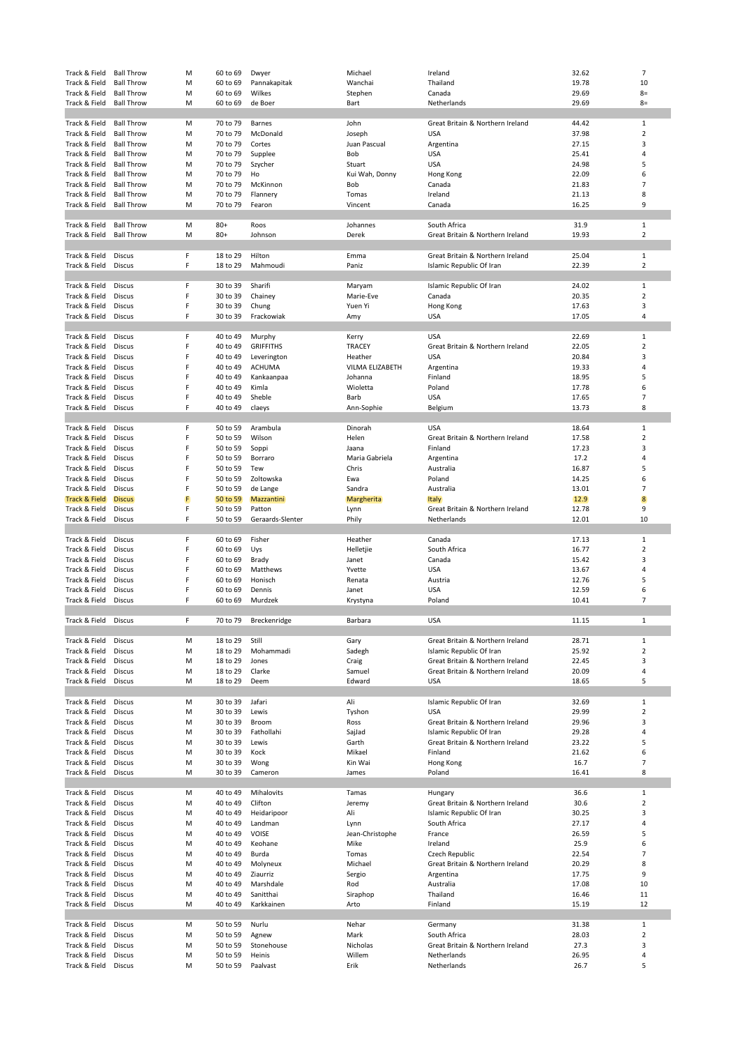| | | | | | | | | |
|---|---|---|---|---|---|---|---|---|
| Track & Field | Ball Throw | M | 60 to 69 | Dwyer | Michael | Ireland | 32.62 | 7 |
| Track & Field | Ball Throw | M | 60 to 69 | Pannakapitak | Wanchai | Thailand | 19.78 | 10 |
| Track & Field | Ball Throw | M | 60 to 69 | Wilkes | Stephen | Canada | 29.69 | 8= |
| Track & Field | Ball Throw | M | 60 to 69 | de Boer | Bart | Netherlands | 29.69 | 8= |
| | | | | | | | | |
| Track & Field | Ball Throw | M | 70 to 79 | Barnes | John | Great Britain & Northern Ireland | 44.42 | 1 |
| Track & Field | Ball Throw | M | 70 to 79 | McDonald | Joseph | USA | 37.98 | 2 |
| Track & Field | Ball Throw | M | 70 to 79 | Cortes | Juan Pascual | Argentina | 27.15 | 3 |
| Track & Field | Ball Throw | M | 70 to 79 | Supplee | Bob | USA | 25.41 | 4 |
| Track & Field | Ball Throw | M | 70 to 79 | Szycher | Stuart | USA | 24.98 | 5 |
| Track & Field | Ball Throw | M | 70 to 79 | Ho | Kui Wah, Donny | Hong Kong | 22.09 | 6 |
| Track & Field | Ball Throw | M | 70 to 79 | McKinnon | Bob | Canada | 21.83 | 7 |
| Track & Field | Ball Throw | M | 70 to 79 | Flannery | Tomas | Ireland | 21.13 | 8 |
| Track & Field | Ball Throw | M | 70 to 79 | Fearon | Vincent | Canada | 16.25 | 9 |
| | | | | | | | | |
| Track & Field | Ball Throw | M | 80+ | Roos | Johannes | South Africa | 31.9 | 1 |
| Track & Field | Ball Throw | M | 80+ | Johnson | Derek | Great Britain & Northern Ireland | 19.93 | 2 |
| | | | | | | | | |
| Track & Field | Discus | F | 18 to 29 | Hilton | Emma | Great Britain & Northern Ireland | 25.04 | 1 |
| Track & Field | Discus | F | 18 to 29 | Mahmoudi | Paniz | Islamic Republic Of Iran | 22.39 | 2 |
| | | | | | | | | |
| Track & Field | Discus | F | 30 to 39 | Sharifi | Maryam | Islamic Republic Of Iran | 24.02 | 1 |
| Track & Field | Discus | F | 30 to 39 | Chainey | Marie-Eve | Canada | 20.35 | 2 |
| Track & Field | Discus | F | 30 to 39 | Chung | Yuen Yi | Hong Kong | 17.63 | 3 |
| Track & Field | Discus | F | 30 to 39 | Frackowiak | Amy | USA | 17.05 | 4 |
| | | | | | | | | |
| Track & Field | Discus | F | 40 to 49 | Murphy | Kerry | USA | 22.69 | 1 |
| Track & Field | Discus | F | 40 to 49 | GRIFFITHS | TRACEY | Great Britain & Northern Ireland | 22.05 | 2 |
| Track & Field | Discus | F | 40 to 49 | Leverington | Heather | USA | 20.84 | 3 |
| Track & Field | Discus | F | 40 to 49 | ACHUMA | VILMA ELIZABETH | Argentina | 19.33 | 4 |
| Track & Field | Discus | F | 40 to 49 | Kankaanpaa | Johanna | Finland | 18.95 | 5 |
| Track & Field | Discus | F | 40 to 49 | Kimla | Wioletta | Poland | 17.78 | 6 |
| Track & Field | Discus | F | 40 to 49 | Sheble | Barb | USA | 17.65 | 7 |
| Track & Field | Discus | F | 40 to 49 | claeys | Ann-Sophie | Belgium | 13.73 | 8 |
| | | | | | | | | |
| Track & Field | Discus | F | 50 to 59 | Arambula | Dinorah | USA | 18.64 | 1 |
| Track & Field | Discus | F | 50 to 59 | Wilson | Helen | Great Britain & Northern Ireland | 17.58 | 2 |
| Track & Field | Discus | F | 50 to 59 | Soppi | Jaana | Finland | 17.23 | 3 |
| Track & Field | Discus | F | 50 to 59 | Borraro | Maria Gabriela | Argentina | 17.2 | 4 |
| Track & Field | Discus | F | 50 to 59 | Tew | Chris | Australia | 16.87 | 5 |
| Track & Field | Discus | F | 50 to 59 | Zoltowska | Ewa | Poland | 14.25 | 6 |
| Track & Field | Discus | F | 50 to 59 | de Lange | Sandra | Australia | 13.01 | 7 |
| Track & Field | Discus | F | 50 to 59 | Mazzantini | Margherita | Italy | 12.9 | 8 |
| Track & Field | Discus | F | 50 to 59 | Patton | Lynn | Great Britain & Northern Ireland | 12.78 | 9 |
| Track & Field | Discus | F | 50 to 59 | Geraards-Slenter | Phily | Netherlands | 12.01 | 10 |
| | | | | | | | | |
| Track & Field | Discus | F | 60 to 69 | Fisher | Heather | Canada | 17.13 | 1 |
| Track & Field | Discus | F | 60 to 69 | Uys | Helletjie | South Africa | 16.77 | 2 |
| Track & Field | Discus | F | 60 to 69 | Brady | Janet | Canada | 15.42 | 3 |
| Track & Field | Discus | F | 60 to 69 | Matthews | Yvette | USA | 13.67 | 4 |
| Track & Field | Discus | F | 60 to 69 | Honisch | Renata | Austria | 12.76 | 5 |
| Track & Field | Discus | F | 60 to 69 | Dennis | Janet | USA | 12.59 | 6 |
| Track & Field | Discus | F | 60 to 69 | Murdzek | Krystyna | Poland | 10.41 | 7 |
| | | | | | | | | |
| Track & Field | Discus | F | 70 to 79 | Breckenridge | Barbara | USA | 11.15 | 1 |
| | | | | | | | | |
| Track & Field | Discus | M | 18 to 29 | Still | Gary | Great Britain & Northern Ireland | 28.71 | 1 |
| Track & Field | Discus | M | 18 to 29 | Mohammadi | Sadegh | Islamic Republic Of Iran | 25.92 | 2 |
| Track & Field | Discus | M | 18 to 29 | Jones | Craig | Great Britain & Northern Ireland | 22.45 | 3 |
| Track & Field | Discus | M | 18 to 29 | Clarke | Samuel | Great Britain & Northern Ireland | 20.09 | 4 |
| Track & Field | Discus | M | 18 to 29 | Deem | Edward | USA | 18.65 | 5 |
| | | | | | | | | |
| Track & Field | Discus | M | 30 to 39 | Jafari | Ali | Islamic Republic Of Iran | 32.69 | 1 |
| Track & Field | Discus | M | 30 to 39 | Lewis | Tyshon | USA | 29.99 | 2 |
| Track & Field | Discus | M | 30 to 39 | Broom | Ross | Great Britain & Northern Ireland | 29.96 | 3 |
| Track & Field | Discus | M | 30 to 39 | Fathollahi | Sajjad | Islamic Republic Of Iran | 29.28 | 4 |
| Track & Field | Discus | M | 30 to 39 | Lewis | Garth | Great Britain & Northern Ireland | 23.22 | 5 |
| Track & Field | Discus | M | 30 to 39 | Kock | Mikael | Finland | 21.62 | 6 |
| Track & Field | Discus | M | 30 to 39 | Wong | Kin Wai | Hong Kong | 16.7 | 7 |
| Track & Field | Discus | M | 30 to 39 | Cameron | James | Poland | 16.41 | 8 |
| | | | | | | | | |
| Track & Field | Discus | M | 40 to 49 | Mihalovits | Tamas | Hungary | 36.6 | 1 |
| Track & Field | Discus | M | 40 to 49 | Clifton | Jeremy | Great Britain & Northern Ireland | 30.6 | 2 |
| Track & Field | Discus | M | 40 to 49 | Heidaripoor | Ali | Islamic Republic Of Iran | 30.25 | 3 |
| Track & Field | Discus | M | 40 to 49 | Landman | Lynn | South Africa | 27.17 | 4 |
| Track & Field | Discus | M | 40 to 49 | VOISE | Jean-Christophe | France | 26.59 | 5 |
| Track & Field | Discus | M | 40 to 49 | Keohane | Mike | Ireland | 25.9 | 6 |
| Track & Field | Discus | M | 40 to 49 | Burda | Tomas | Czech Republic | 22.54 | 7 |
| Track & Field | Discus | M | 40 to 49 | Molyneux | Michael | Great Britain & Northern Ireland | 20.29 | 8 |
| Track & Field | Discus | M | 40 to 49 | Ziaurriz | Sergio | Argentina | 17.75 | 9 |
| Track & Field | Discus | M | 40 to 49 | Marshdale | Rod | Australia | 17.08 | 10 |
| Track & Field | Discus | M | 40 to 49 | Sanitthai | Siraphop | Thailand | 16.46 | 11 |
| Track & Field | Discus | M | 40 to 49 | Karkkainen | Arto | Finland | 15.19 | 12 |
| | | | | | | | | |
| Track & Field | Discus | M | 50 to 59 | Nurlu | Nehar | Germany | 31.38 | 1 |
| Track & Field | Discus | M | 50 to 59 | Agnew | Mark | South Africa | 28.03 | 2 |
| Track & Field | Discus | M | 50 to 59 | Stonehouse | Nicholas | Great Britain & Northern Ireland | 27.3 | 3 |
| Track & Field | Discus | M | 50 to 59 | Heinis | Willem | Netherlands | 26.95 | 4 |
| Track & Field | Discus | M | 50 to 59 | Paalvast | Erik | Netherlands | 26.7 | 5 |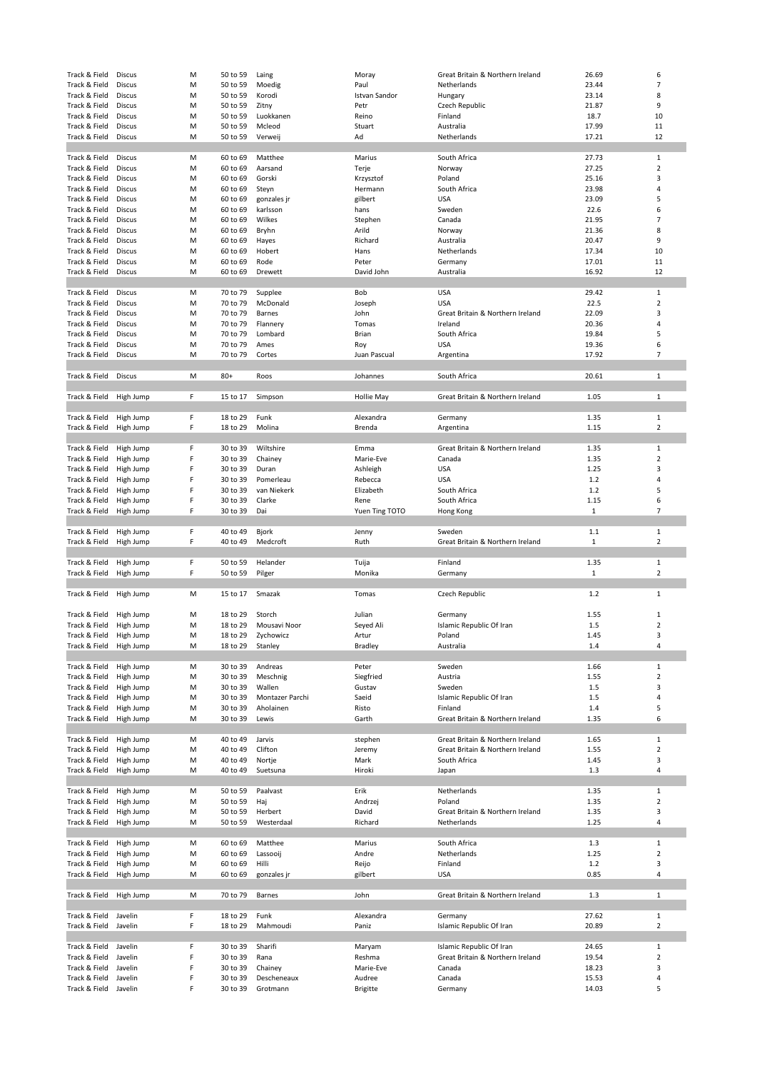| | | | | | | | | |
|---|---|---|---|---|---|---|---|---|
| Track & Field | Discus | M | 50 to 59 | Laing | Moray | Great Britain & Northern Ireland | 26.69 | 6 |
| Track & Field | Discus | M | 50 to 59 | Moedig | Paul | Netherlands | 23.44 | 7 |
| Track & Field | Discus | M | 50 to 59 | Korodi | Istvan Sandor | Hungary | 23.14 | 8 |
| Track & Field | Discus | M | 50 to 59 | Zitny | Petr | Czech Republic | 21.87 | 9 |
| Track & Field | Discus | M | 50 to 59 | Luokkanen | Reino | Finland | 18.7 | 10 |
| Track & Field | Discus | M | 50 to 59 | Mcleod | Stuart | Australia | 17.99 | 11 |
| Track & Field | Discus | M | 50 to 59 | Verweij | Ad | Netherlands | 17.21 | 12 |
| | | | | | | | | |
| Track & Field | Discus | M | 60 to 69 | Matthee | Marius | South Africa | 27.73 | 1 |
| Track & Field | Discus | M | 60 to 69 | Aarsand | Terje | Norway | 27.25 | 2 |
| Track & Field | Discus | M | 60 to 69 | Gorski | Krzysztof | Poland | 25.16 | 3 |
| Track & Field | Discus | M | 60 to 69 | Steyn | Hermann | South Africa | 23.98 | 4 |
| Track & Field | Discus | M | 60 to 69 | gonzales jr | gilbert | USA | 23.09 | 5 |
| Track & Field | Discus | M | 60 to 69 | karlsson | hans | Sweden | 22.6 | 6 |
| Track & Field | Discus | M | 60 to 69 | Wilkes | Stephen | Canada | 21.95 | 7 |
| Track & Field | Discus | M | 60 to 69 | Bryhn | Arild | Norway | 21.36 | 8 |
| Track & Field | Discus | M | 60 to 69 | Hayes | Richard | Australia | 20.47 | 9 |
| Track & Field | Discus | M | 60 to 69 | Hobert | Hans | Netherlands | 17.34 | 10 |
| Track & Field | Discus | M | 60 to 69 | Rode | Peter | Germany | 17.01 | 11 |
| Track & Field | Discus | M | 60 to 69 | Drewett | David John | Australia | 16.92 | 12 |
| | | | | | | | | |
| Track & Field | Discus | M | 70 to 79 | Supplee | Bob | USA | 29.42 | 1 |
| Track & Field | Discus | M | 70 to 79 | McDonald | Joseph | USA | 22.5 | 2 |
| Track & Field | Discus | M | 70 to 79 | Barnes | John | Great Britain & Northern Ireland | 22.09 | 3 |
| Track & Field | Discus | M | 70 to 79 | Flannery | Tomas | Ireland | 20.36 | 4 |
| Track & Field | Discus | M | 70 to 79 | Lombard | Brian | South Africa | 19.84 | 5 |
| Track & Field | Discus | M | 70 to 79 | Ames | Roy | USA | 19.36 | 6 |
| Track & Field | Discus | M | 70 to 79 | Cortes | Juan Pascual | Argentina | 17.92 | 7 |
| | | | | | | | | |
| Track & Field | Discus | M | 80+ | Roos | Johannes | South Africa | 20.61 | 1 |
| | | | | | | | | |
| Track & Field | High Jump | F | 15 to 17 | Simpson | Hollie May | Great Britain & Northern Ireland | 1.05 | 1 |
| | | | | | | | | |
| Track & Field | High Jump | F | 18 to 29 | Funk | Alexandra | Germany | 1.35 | 1 |
| Track & Field | High Jump | F | 18 to 29 | Molina | Brenda | Argentina | 1.15 | 2 |
| | | | | | | | | |
| Track & Field | High Jump | F | 30 to 39 | Wiltshire | Emma | Great Britain & Northern Ireland | 1.35 | 1 |
| Track & Field | High Jump | F | 30 to 39 | Chainey | Marie-Eve | Canada | 1.35 | 2 |
| Track & Field | High Jump | F | 30 to 39 | Duran | Ashleigh | USA | 1.25 | 3 |
| Track & Field | High Jump | F | 30 to 39 | Pomerleau | Rebecca | USA | 1.2 | 4 |
| Track & Field | High Jump | F | 30 to 39 | van Niekerk | Elizabeth | South Africa | 1.2 | 5 |
| Track & Field | High Jump | F | 30 to 39 | Clarke | Rene | South Africa | 1.15 | 6 |
| Track & Field | High Jump | F | 30 to 39 | Dai | Yuen Ting TOTO | Hong Kong | 1 | 7 |
| | | | | | | | | |
| Track & Field | High Jump | F | 40 to 49 | Bjork | Jenny | Sweden | 1.1 | 1 |
| Track & Field | High Jump | F | 40 to 49 | Medcroft | Ruth | Great Britain & Northern Ireland | 1 | 2 |
| | | | | | | | | |
| Track & Field | High Jump | F | 50 to 59 | Helander | Tuija | Finland | 1.35 | 1 |
| Track & Field | High Jump | F | 50 to 59 | Pilger | Monika | Germany | 1 | 2 |
| | | | | | | | | |
| Track & Field | High Jump | M | 15 to 17 | Smazak | Tomas | Czech Republic | 1.2 | 1 |
| | | | | | | | | |
| Track & Field | High Jump | M | 18 to 29 | Storch | Julian | Germany | 1.55 | 1 |
| Track & Field | High Jump | M | 18 to 29 | Mousavi Noor | Seyed Ali | Islamic Republic Of Iran | 1.5 | 2 |
| Track & Field | High Jump | M | 18 to 29 | Zychowicz | Artur | Poland | 1.45 | 3 |
| Track & Field | High Jump | M | 18 to 29 | Stanley | Bradley | Australia | 1.4 | 4 |
| | | | | | | | | |
| Track & Field | High Jump | M | 30 to 39 | Andreas | Peter | Sweden | 1.66 | 1 |
| Track & Field | High Jump | M | 30 to 39 | Meschnig | Siegfried | Austria | 1.55 | 2 |
| Track & Field | High Jump | M | 30 to 39 | Wallen | Gustav | Sweden | 1.5 | 3 |
| Track & Field | High Jump | M | 30 to 39 | Montazer Parchi | Saeid | Islamic Republic Of Iran | 1.5 | 4 |
| Track & Field | High Jump | M | 30 to 39 | Aholainen | Risto | Finland | 1.4 | 5 |
| Track & Field | High Jump | M | 30 to 39 | Lewis | Garth | Great Britain & Northern Ireland | 1.35 | 6 |
| | | | | | | | | |
| Track & Field | High Jump | M | 40 to 49 | Jarvis | stephen | Great Britain & Northern Ireland | 1.65 | 1 |
| Track & Field | High Jump | M | 40 to 49 | Clifton | Jeremy | Great Britain & Northern Ireland | 1.55 | 2 |
| Track & Field | High Jump | M | 40 to 49 | Nortje | Mark | South Africa | 1.45 | 3 |
| Track & Field | High Jump | M | 40 to 49 | Suetsuna | Hiroki | Japan | 1.3 | 4 |
| | | | | | | | | |
| Track & Field | High Jump | M | 50 to 59 | Paalvast | Erik | Netherlands | 1.35 | 1 |
| Track & Field | High Jump | M | 50 to 59 | Haj | Andrzej | Poland | 1.35 | 2 |
| Track & Field | High Jump | M | 50 to 59 | Herbert | David | Great Britain & Northern Ireland | 1.35 | 3 |
| Track & Field | High Jump | M | 50 to 59 | Westerdaal | Richard | Netherlands | 1.25 | 4 |
| | | | | | | | | |
| Track & Field | High Jump | M | 60 to 69 | Matthee | Marius | South Africa | 1.3 | 1 |
| Track & Field | High Jump | M | 60 to 69 | Lassooij | Andre | Netherlands | 1.25 | 2 |
| Track & Field | High Jump | M | 60 to 69 | Hilli | Reijo | Finland | 1.2 | 3 |
| Track & Field | High Jump | M | 60 to 69 | gonzales jr | gilbert | USA | 0.85 | 4 |
| | | | | | | | | |
| Track & Field | High Jump | M | 70 to 79 | Barnes | John | Great Britain & Northern Ireland | 1.3 | 1 |
| | | | | | | | | |
| Track & Field | Javelin | F | 18 to 29 | Funk | Alexandra | Germany | 27.62 | 1 |
| Track & Field | Javelin | F | 18 to 29 | Mahmoudi | Paniz | Islamic Republic Of Iran | 20.89 | 2 |
| | | | | | | | | |
| Track & Field | Javelin | F | 30 to 39 | Sharifi | Maryam | Islamic Republic Of Iran | 24.65 | 1 |
| Track & Field | Javelin | F | 30 to 39 | Rana | Reshma | Great Britain & Northern Ireland | 19.54 | 2 |
| Track & Field | Javelin | F | 30 to 39 | Chainey | Marie-Eve | Canada | 18.23 | 3 |
| Track & Field | Javelin | F | 30 to 39 | Descheneaux | Audree | Canada | 15.53 | 4 |
| Track & Field | Javelin | F | 30 to 39 | Grotmann | Brigitte | Germany | 14.03 | 5 |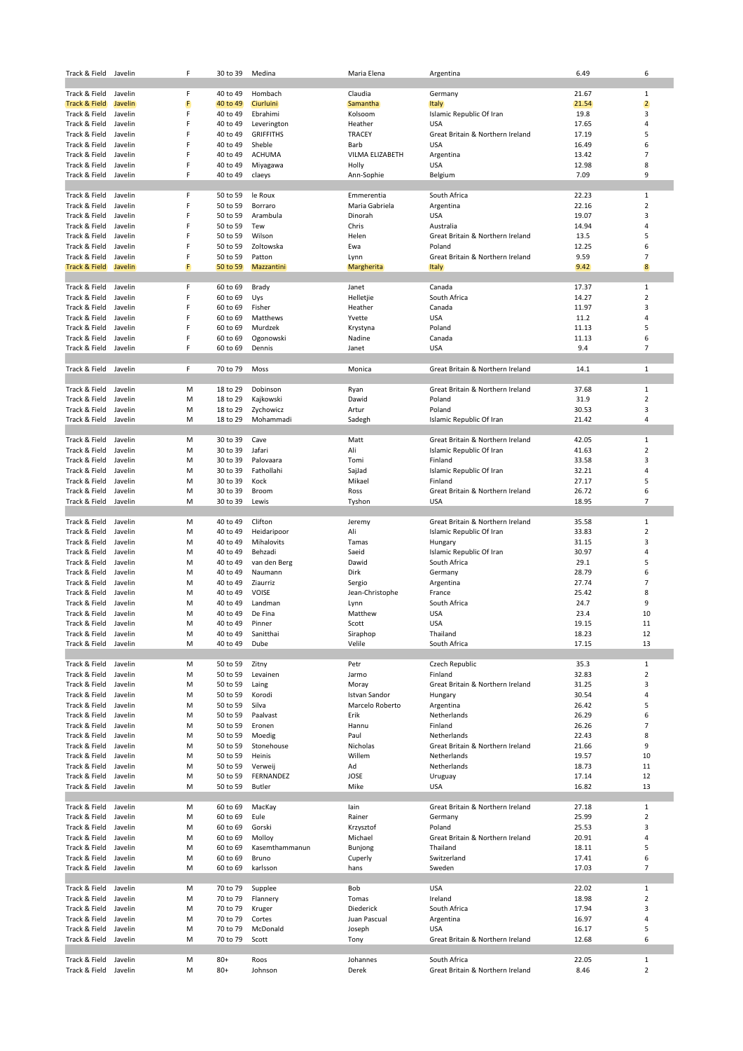| | | | | | | | | |
|---|---|---|---|---|---|---|---|---|
| Track & Field | Javelin | F | 30 to 39 | Medina | Maria Elena | Argentina | 6.49 | 6 |
| | | | | | | | | |
| Track & Field | Javelin | F | 40 to 49 | Hombach | Claudia | Germany | 21.67 | 1 |
| Track & Field | Javelin | F | 40 to 49 | Ciurluini | Samantha | Italy | 21.54 | 2 |
| Track & Field | Javelin | F | 40 to 49 | Ebrahimi | Kolsoom | Islamic Republic Of Iran | 19.8 | 3 |
| Track & Field | Javelin | F | 40 to 49 | Leverington | Heather | USA | 17.65 | 4 |
| Track & Field | Javelin | F | 40 to 49 | GRIFFITHS | TRACEY | Great Britain & Northern Ireland | 17.19 | 5 |
| Track & Field | Javelin | F | 40 to 49 | Sheble | Barb | USA | 16.49 | 6 |
| Track & Field | Javelin | F | 40 to 49 | ACHUMA | VILMA ELIZABETH | Argentina | 13.42 | 7 |
| Track & Field | Javelin | F | 40 to 49 | Miyagawa | Holly | USA | 12.98 | 8 |
| Track & Field | Javelin | F | 40 to 49 | claeys | Ann-Sophie | Belgium | 7.09 | 9 |
| | | | | | | | | |
| Track & Field | Javelin | F | 50 to 59 | le Roux | Emmerentia | South Africa | 22.23 | 1 |
| Track & Field | Javelin | F | 50 to 59 | Borraro | Maria Gabriela | Argentina | 22.16 | 2 |
| Track & Field | Javelin | F | 50 to 59 | Arambula | Dinorah | USA | 19.07 | 3 |
| Track & Field | Javelin | F | 50 to 59 | Tew | Chris | Australia | 14.94 | 4 |
| Track & Field | Javelin | F | 50 to 59 | Wilson | Helen | Great Britain & Northern Ireland | 13.5 | 5 |
| Track & Field | Javelin | F | 50 to 59 | Zoltowska | Ewa | Poland | 12.25 | 6 |
| Track & Field | Javelin | F | 50 to 59 | Patton | Lynn | Great Britain & Northern Ireland | 9.59 | 7 |
| Track & Field | Javelin | F | 50 to 59 | Mazzantini | Margherita | Italy | 9.42 | 8 |
| | | | | | | | | |
| Track & Field | Javelin | F | 60 to 69 | Brady | Janet | Canada | 17.37 | 1 |
| Track & Field | Javelin | F | 60 to 69 | Uys | Helletjie | South Africa | 14.27 | 2 |
| Track & Field | Javelin | F | 60 to 69 | Fisher | Heather | Canada | 11.97 | 3 |
| Track & Field | Javelin | F | 60 to 69 | Matthews | Yvette | USA | 11.2 | 4 |
| Track & Field | Javelin | F | 60 to 69 | Murdzek | Krystyna | Poland | 11.13 | 5 |
| Track & Field | Javelin | F | 60 to 69 | Ogonowski | Nadine | Canada | 11.13 | 6 |
| Track & Field | Javelin | F | 60 to 69 | Dennis | Janet | USA | 9.4 | 7 |
| | | | | | | | | |
| Track & Field | Javelin | F | 70 to 79 | Moss | Monica | Great Britain & Northern Ireland | 14.1 | 1 |
| | | | | | | | | |
| Track & Field | Javelin | M | 18 to 29 | Dobinson | Ryan | Great Britain & Northern Ireland | 37.68 | 1 |
| Track & Field | Javelin | M | 18 to 29 | Kajkowski | Dawid | Poland | 31.9 | 2 |
| Track & Field | Javelin | M | 18 to 29 | Zychowicz | Artur | Poland | 30.53 | 3 |
| Track & Field | Javelin | M | 18 to 29 | Mohammadi | Sadegh | Islamic Republic Of Iran | 21.42 | 4 |
| | | | | | | | | |
| Track & Field | Javelin | M | 30 to 39 | Cave | Matt | Great Britain & Northern Ireland | 42.05 | 1 |
| Track & Field | Javelin | M | 30 to 39 | Jafari | Ali | Islamic Republic Of Iran | 41.63 | 2 |
| Track & Field | Javelin | M | 30 to 39 | Palovaara | Tomi | Finland | 33.58 | 3 |
| Track & Field | Javelin | M | 30 to 39 | Fathollahi | Sajjad | Islamic Republic Of Iran | 32.21 | 4 |
| Track & Field | Javelin | M | 30 to 39 | Kock | Mikael | Finland | 27.17 | 5 |
| Track & Field | Javelin | M | 30 to 39 | Broom | Ross | Great Britain & Northern Ireland | 26.72 | 6 |
| Track & Field | Javelin | M | 30 to 39 | Lewis | Tyshon | USA | 18.95 | 7 |
| | | | | | | | | |
| Track & Field | Javelin | M | 40 to 49 | Clifton | Jeremy | Great Britain & Northern Ireland | 35.58 | 1 |
| Track & Field | Javelin | M | 40 to 49 | Heidaripoor | Ali | Islamic Republic Of Iran | 33.83 | 2 |
| Track & Field | Javelin | M | 40 to 49 | Mihalovits | Tamas | Hungary | 31.15 | 3 |
| Track & Field | Javelin | M | 40 to 49 | Behzadi | Saeid | Islamic Republic Of Iran | 30.97 | 4 |
| Track & Field | Javelin | M | 40 to 49 | van den Berg | Dawid | South Africa | 29.1 | 5 |
| Track & Field | Javelin | M | 40 to 49 | Naumann | Dirk | Germany | 28.79 | 6 |
| Track & Field | Javelin | M | 40 to 49 | Ziaurriz | Sergio | Argentina | 27.74 | 7 |
| Track & Field | Javelin | M | 40 to 49 | VOISE | Jean-Christophe | France | 25.42 | 8 |
| Track & Field | Javelin | M | 40 to 49 | Landman | Lynn | South Africa | 24.7 | 9 |
| Track & Field | Javelin | M | 40 to 49 | De Fina | Matthew | USA | 23.4 | 10 |
| Track & Field | Javelin | M | 40 to 49 | Pinner | Scott | USA | 19.15 | 11 |
| Track & Field | Javelin | M | 40 to 49 | Sanitthai | Siraphop | Thailand | 18.23 | 12 |
| Track & Field | Javelin | M | 40 to 49 | Dube | Velile | South Africa | 17.15 | 13 |
| | | | | | | | | |
| Track & Field | Javelin | M | 50 to 59 | Zitny | Petr | Czech Republic | 35.3 | 1 |
| Track & Field | Javelin | M | 50 to 59 | Levainen | Jarmo | Finland | 32.83 | 2 |
| Track & Field | Javelin | M | 50 to 59 | Laing | Moray | Great Britain & Northern Ireland | 31.25 | 3 |
| Track & Field | Javelin | M | 50 to 59 | Korodi | Istvan Sandor | Hungary | 30.54 | 4 |
| Track & Field | Javelin | M | 50 to 59 | Silva | Marcelo Roberto | Argentina | 26.42 | 5 |
| Track & Field | Javelin | M | 50 to 59 | Paalvast | Erik | Netherlands | 26.29 | 6 |
| Track & Field | Javelin | M | 50 to 59 | Eronen | Hannu | Finland | 26.26 | 7 |
| Track & Field | Javelin | M | 50 to 59 | Moedig | Paul | Netherlands | 22.43 | 8 |
| Track & Field | Javelin | M | 50 to 59 | Stonehouse | Nicholas | Great Britain & Northern Ireland | 21.66 | 9 |
| Track & Field | Javelin | M | 50 to 59 | Heinis | Willem | Netherlands | 19.57 | 10 |
| Track & Field | Javelin | M | 50 to 59 | Verweij | Ad | Netherlands | 18.73 | 11 |
| Track & Field | Javelin | M | 50 to 59 | FERNANDEZ | JOSE | Uruguay | 17.14 | 12 |
| Track & Field | Javelin | M | 50 to 59 | Butler | Mike | USA | 16.82 | 13 |
| | | | | | | | | |
| Track & Field | Javelin | M | 60 to 69 | MacKay | Iain | Great Britain & Northern Ireland | 27.18 | 1 |
| Track & Field | Javelin | M | 60 to 69 | Eule | Rainer | Germany | 25.99 | 2 |
| Track & Field | Javelin | M | 60 to 69 | Gorski | Krzysztof | Poland | 25.53 | 3 |
| Track & Field | Javelin | M | 60 to 69 | Molloy | Michael | Great Britain & Northern Ireland | 20.91 | 4 |
| Track & Field | Javelin | M | 60 to 69 | Kasemthammanun | Bunjong | Thailand | 18.11 | 5 |
| Track & Field | Javelin | M | 60 to 69 | Bruno | Cuperly | Switzerland | 17.41 | 6 |
| Track & Field | Javelin | M | 60 to 69 | karlsson | hans | Sweden | 17.03 | 7 |
| | | | | | | | | |
| Track & Field | Javelin | M | 70 to 79 | Supplee | Bob | USA | 22.02 | 1 |
| Track & Field | Javelin | M | 70 to 79 | Flannery | Tomas | Ireland | 18.98 | 2 |
| Track & Field | Javelin | M | 70 to 79 | Kruger | Diederick | South Africa | 17.94 | 3 |
| Track & Field | Javelin | M | 70 to 79 | Cortes | Juan Pascual | Argentina | 16.97 | 4 |
| Track & Field | Javelin | M | 70 to 79 | McDonald | Joseph | USA | 16.17 | 5 |
| Track & Field | Javelin | M | 70 to 79 | Scott | Tony | Great Britain & Northern Ireland | 12.68 | 6 |
| | | | | | | | | |
| Track & Field | Javelin | M | 80+ | Roos | Johannes | South Africa | 22.05 | 1 |
| Track & Field | Javelin | M | 80+ | Johnson | Derek | Great Britain & Northern Ireland | 8.46 | 2 |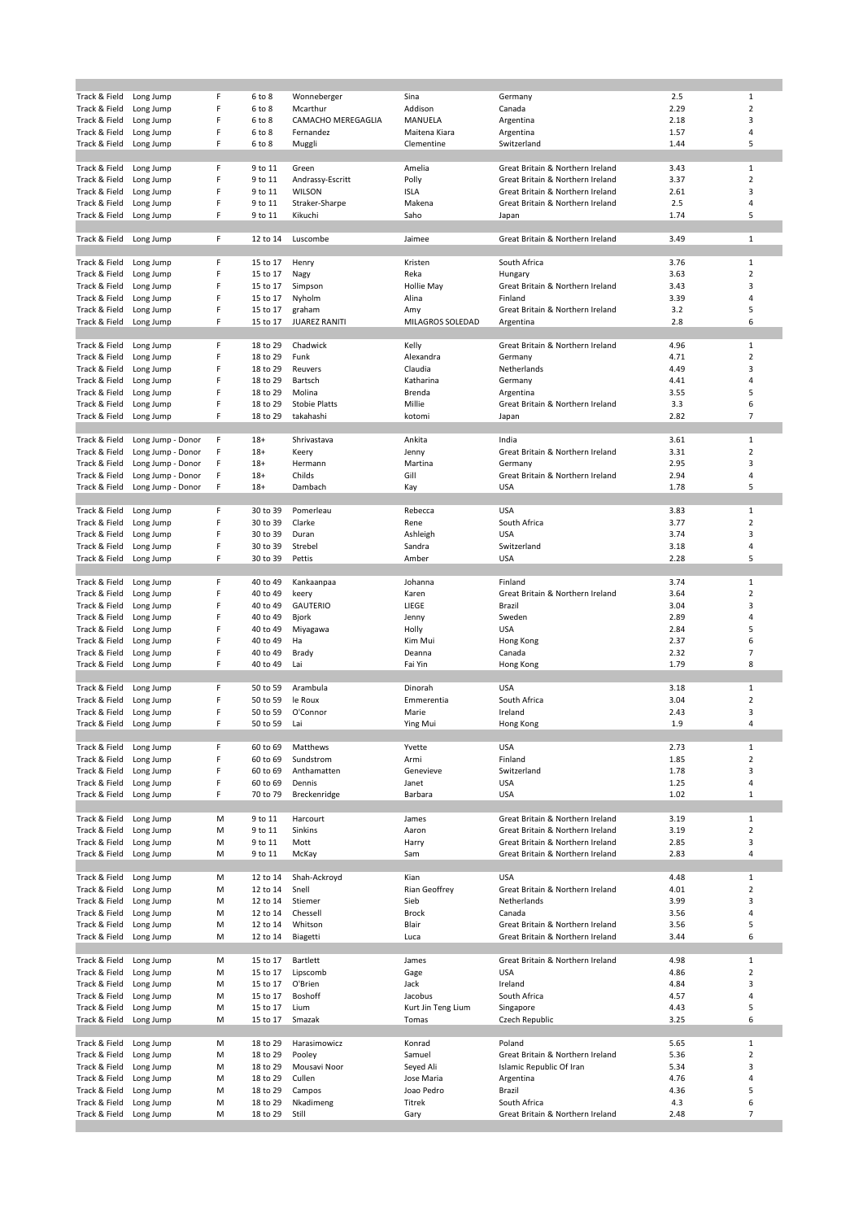| | | | | | | | | |
|---|---|---|---|---|---|---|---|---|
| Track & Field | Long Jump | F | 6 to 8 | Wonneberger | Sina | Germany | 2.5 | 1 |
| Track & Field | Long Jump | F | 6 to 8 | Mcarthur | Addison | Canada | 2.29 | 2 |
| Track & Field | Long Jump | F | 6 to 8 | CAMACHO MEREGAGLIA | MANUELA | Argentina | 2.18 | 3 |
| Track & Field | Long Jump | F | 6 to 8 | Fernandez | Maitena Kiara | Argentina | 1.57 | 4 |
| Track & Field | Long Jump | F | 6 to 8 | Muggli | Clementine | Switzerland | 1.44 | 5 |
| | | | | | | | | |
| Track & Field | Long Jump | F | 9 to 11 | Green | Amelia | Great Britain & Northern Ireland | 3.43 | 1 |
| Track & Field | Long Jump | F | 9 to 11 | Andrassy-Escritt | Polly | Great Britain & Northern Ireland | 3.37 | 2 |
| Track & Field | Long Jump | F | 9 to 11 | WILSON | ISLA | Great Britain & Northern Ireland | 2.61 | 3 |
| Track & Field | Long Jump | F | 9 to 11 | Straker-Sharpe | Makena | Great Britain & Northern Ireland | 2.5 | 4 |
| Track & Field | Long Jump | F | 9 to 11 | Kikuchi | Saho | Japan | 1.74 | 5 |
| | | | | | | | | |
| Track & Field | Long Jump | F | 12 to 14 | Luscombe | Jaimee | Great Britain & Northern Ireland | 3.49 | 1 |
| | | | | | | | | |
| Track & Field | Long Jump | F | 15 to 17 | Henry | Kristen | South Africa | 3.76 | 1 |
| Track & Field | Long Jump | F | 15 to 17 | Nagy | Reka | Hungary | 3.63 | 2 |
| Track & Field | Long Jump | F | 15 to 17 | Simpson | Hollie May | Great Britain & Northern Ireland | 3.43 | 3 |
| Track & Field | Long Jump | F | 15 to 17 | Nyholm | Alina | Finland | 3.39 | 4 |
| Track & Field | Long Jump | F | 15 to 17 | graham | Amy | Great Britain & Northern Ireland | 3.2 | 5 |
| Track & Field | Long Jump | F | 15 to 17 | JUAREZ RANITI | MILAGROS SOLEDAD | Argentina | 2.8 | 6 |
| | | | | | | | | |
| Track & Field | Long Jump | F | 18 to 29 | Chadwick | Kelly | Great Britain & Northern Ireland | 4.96 | 1 |
| Track & Field | Long Jump | F | 18 to 29 | Funk | Alexandra | Germany | 4.71 | 2 |
| Track & Field | Long Jump | F | 18 to 29 | Reuvers | Claudia | Netherlands | 4.49 | 3 |
| Track & Field | Long Jump | F | 18 to 29 | Bartsch | Katharina | Germany | 4.41 | 4 |
| Track & Field | Long Jump | F | 18 to 29 | Molina | Brenda | Argentina | 3.55 | 5 |
| Track & Field | Long Jump | F | 18 to 29 | Stobie Platts | Millie | Great Britain & Northern Ireland | 3.3 | 6 |
| Track & Field | Long Jump | F | 18 to 29 | takahashi | kotomi | Japan | 2.82 | 7 |
| | | | | | | | | |
| Track & Field | Long Jump - Donor | F | 18+ | Shrivastava | Ankita | India | 3.61 | 1 |
| Track & Field | Long Jump - Donor | F | 18+ | Keery | Jenny | Great Britain & Northern Ireland | 3.31 | 2 |
| Track & Field | Long Jump - Donor | F | 18+ | Hermann | Martina | Germany | 2.95 | 3 |
| Track & Field | Long Jump - Donor | F | 18+ | Childs | Gill | Great Britain & Northern Ireland | 2.94 | 4 |
| Track & Field | Long Jump - Donor | F | 18+ | Dambach | Kay | USA | 1.78 | 5 |
| | | | | | | | | |
| Track & Field | Long Jump | F | 30 to 39 | Pomerleau | Rebecca | USA | 3.83 | 1 |
| Track & Field | Long Jump | F | 30 to 39 | Clarke | Rene | South Africa | 3.77 | 2 |
| Track & Field | Long Jump | F | 30 to 39 | Duran | Ashleigh | USA | 3.74 | 3 |
| Track & Field | Long Jump | F | 30 to 39 | Strebel | Sandra | Switzerland | 3.18 | 4 |
| Track & Field | Long Jump | F | 30 to 39 | Pettis | Amber | USA | 2.28 | 5 |
| | | | | | | | | |
| Track & Field | Long Jump | F | 40 to 49 | Kankaanpaa | Johanna | Finland | 3.74 | 1 |
| Track & Field | Long Jump | F | 40 to 49 | keery | Karen | Great Britain & Northern Ireland | 3.64 | 2 |
| Track & Field | Long Jump | F | 40 to 49 | GAUTERIO | LIEGE | Brazil | 3.04 | 3 |
| Track & Field | Long Jump | F | 40 to 49 | Bjork | Jenny | Sweden | 2.89 | 4 |
| Track & Field | Long Jump | F | 40 to 49 | Miyagawa | Holly | USA | 2.84 | 5 |
| Track & Field | Long Jump | F | 40 to 49 | Ha | Kim Mui | Hong Kong | 2.37 | 6 |
| Track & Field | Long Jump | F | 40 to 49 | Brady | Deanna | Canada | 2.32 | 7 |
| Track & Field | Long Jump | F | 40 to 49 | Lai | Fai Yin | Hong Kong | 1.79 | 8 |
| | | | | | | | | |
| Track & Field | Long Jump | F | 50 to 59 | Arambula | Dinorah | USA | 3.18 | 1 |
| Track & Field | Long Jump | F | 50 to 59 | le Roux | Emmerentia | South Africa | 3.04 | 2 |
| Track & Field | Long Jump | F | 50 to 59 | O'Connor | Marie | Ireland | 2.43 | 3 |
| Track & Field | Long Jump | F | 50 to 59 | Lai | Ying Mui | Hong Kong | 1.9 | 4 |
| | | | | | | | | |
| Track & Field | Long Jump | F | 60 to 69 | Matthews | Yvette | USA | 2.73 | 1 |
| Track & Field | Long Jump | F | 60 to 69 | Sundstrom | Armi | Finland | 1.85 | 2 |
| Track & Field | Long Jump | F | 60 to 69 | Anthamatten | Genevieve | Switzerland | 1.78 | 3 |
| Track & Field | Long Jump | F | 60 to 69 | Dennis | Janet | USA | 1.25 | 4 |
| Track & Field | Long Jump | F | 70 to 79 | Breckenridge | Barbara | USA | 1.02 | 1 |
| | | | | | | | | |
| Track & Field | Long Jump | M | 9 to 11 | Harcourt | James | Great Britain & Northern Ireland | 3.19 | 1 |
| Track & Field | Long Jump | M | 9 to 11 | Sinkins | Aaron | Great Britain & Northern Ireland | 3.19 | 2 |
| Track & Field | Long Jump | M | 9 to 11 | Mott | Harry | Great Britain & Northern Ireland | 2.85 | 3 |
| Track & Field | Long Jump | M | 9 to 11 | McKay | Sam | Great Britain & Northern Ireland | 2.83 | 4 |
| | | | | | | | | |
| Track & Field | Long Jump | M | 12 to 14 | Shah-Ackroyd | Kian | USA | 4.48 | 1 |
| Track & Field | Long Jump | M | 12 to 14 | Snell | Rian Geoffrey | Great Britain & Northern Ireland | 4.01 | 2 |
| Track & Field | Long Jump | M | 12 to 14 | Stiemer | Sieb | Netherlands | 3.99 | 3 |
| Track & Field | Long Jump | M | 12 to 14 | Chessell | Brock | Canada | 3.56 | 4 |
| Track & Field | Long Jump | M | 12 to 14 | Whitson | Blair | Great Britain & Northern Ireland | 3.56 | 5 |
| Track & Field | Long Jump | M | 12 to 14 | Biagetti | Luca | Great Britain & Northern Ireland | 3.44 | 6 |
| | | | | | | | | |
| Track & Field | Long Jump | M | 15 to 17 | Bartlett | James | Great Britain & Northern Ireland | 4.98 | 1 |
| Track & Field | Long Jump | M | 15 to 17 | Lipscomb | Gage | USA | 4.86 | 2 |
| Track & Field | Long Jump | M | 15 to 17 | O'Brien | Jack | Ireland | 4.84 | 3 |
| Track & Field | Long Jump | M | 15 to 17 | Boshoff | Jacobus | South Africa | 4.57 | 4 |
| Track & Field | Long Jump | M | 15 to 17 | Lium | Kurt Jin Teng Lium | Singapore | 4.43 | 5 |
| Track & Field | Long Jump | M | 15 to 17 | Smazak | Tomas | Czech Republic | 3.25 | 6 |
| | | | | | | | | |
| Track & Field | Long Jump | M | 18 to 29 | Harasimowicz | Konrad | Poland | 5.65 | 1 |
| Track & Field | Long Jump | M | 18 to 29 | Pooley | Samuel | Great Britain & Northern Ireland | 5.36 | 2 |
| Track & Field | Long Jump | M | 18 to 29 | Mousavi Noor | Seyed Ali | Islamic Republic Of Iran | 5.34 | 3 |
| Track & Field | Long Jump | M | 18 to 29 | Cullen | Jose Maria | Argentina | 4.76 | 4 |
| Track & Field | Long Jump | M | 18 to 29 | Campos | Joao Pedro | Brazil | 4.36 | 5 |
| Track & Field | Long Jump | M | 18 to 29 | Nkadimeng | Titrek | South Africa | 4.3 | 6 |
| Track & Field | Long Jump | M | 18 to 29 | Still | Gary | Great Britain & Northern Ireland | 2.48 | 7 |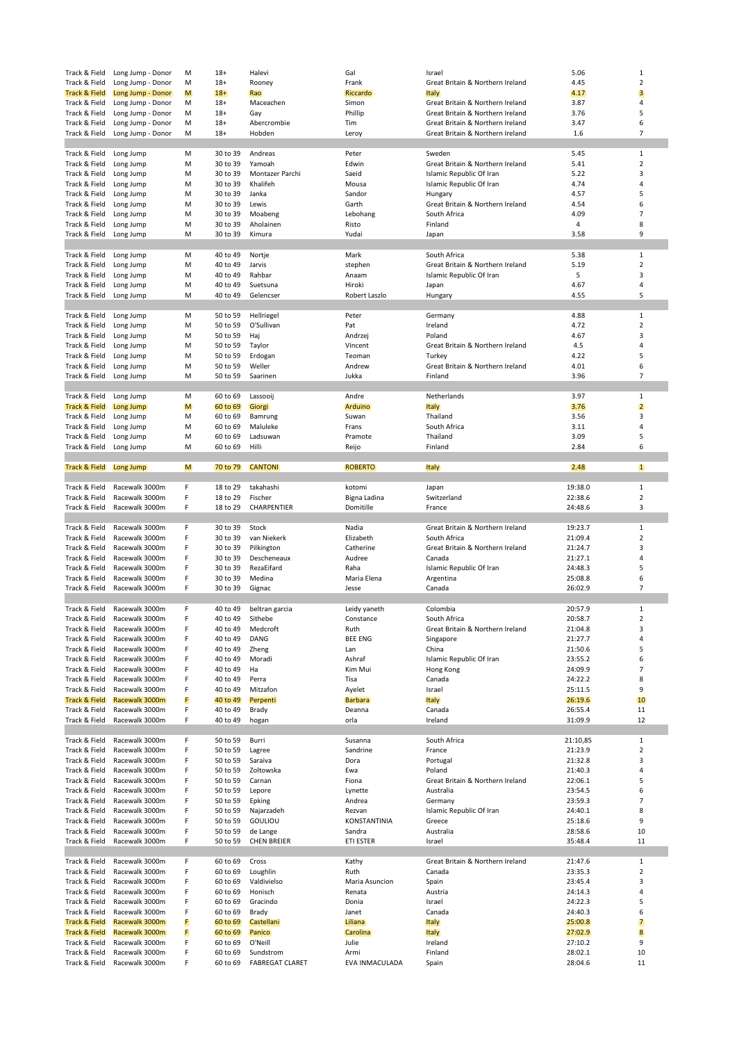| | | | | | | | | |
|---|---|---|---|---|---|---|---|---|
| Track & Field | Long Jump - Donor | M | 18+ | Halevi | Gal | Israel | 5.06 | 1 |
| Track & Field | Long Jump - Donor | M | 18+ | Rooney | Frank | Great Britain & Northern Ireland | 4.45 | 2 |
| Track & Field | Long Jump - Donor | M | 18+ | Rao | Riccardo | Italy | 4.17 | 3 |
| Track & Field | Long Jump - Donor | M | 18+ | Maceachen | Simon | Great Britain & Northern Ireland | 3.87 | 4 |
| Track & Field | Long Jump - Donor | M | 18+ | Gay | Phillip | Great Britain & Northern Ireland | 3.76 | 5 |
| Track & Field | Long Jump - Donor | M | 18+ | Abercrombie | Tim | Great Britain & Northern Ireland | 3.47 | 6 |
| Track & Field | Long Jump - Donor | M | 18+ | Hobden | Leroy | Great Britain & Northern Ireland | 1.6 | 7 |
| | | | | | | | | |
| Track & Field | Long Jump | M | 30 to 39 | Andreas | Peter | Sweden | 5.45 | 1 |
| Track & Field | Long Jump | M | 30 to 39 | Yamoah | Edwin | Great Britain & Northern Ireland | 5.41 | 2 |
| Track & Field | Long Jump | M | 30 to 39 | Montazer Parchi | Saeid | Islamic Republic Of Iran | 5.22 | 3 |
| Track & Field | Long Jump | M | 30 to 39 | Khalifeh | Mousa | Islamic Republic Of Iran | 4.74 | 4 |
| Track & Field | Long Jump | M | 30 to 39 | Janka | Sandor | Hungary | 4.57 | 5 |
| Track & Field | Long Jump | M | 30 to 39 | Lewis | Garth | Great Britain & Northern Ireland | 4.54 | 6 |
| Track & Field | Long Jump | M | 30 to 39 | Moabeng | Lebohang | South Africa | 4.09 | 7 |
| Track & Field | Long Jump | M | 30 to 39 | Aholainen | Risto | Finland | 4 | 8 |
| Track & Field | Long Jump | M | 30 to 39 | Kimura | Yudai | Japan | 3.58 | 9 |
| | | | | | | | | |
| Track & Field | Long Jump | M | 40 to 49 | Nortje | Mark | South Africa | 5.38 | 1 |
| Track & Field | Long Jump | M | 40 to 49 | Jarvis | stephen | Great Britain & Northern Ireland | 5.19 | 2 |
| Track & Field | Long Jump | M | 40 to 49 | Rahbar | Anaam | Islamic Republic Of Iran | 5 | 3 |
| Track & Field | Long Jump | M | 40 to 49 | Suetsuna | Hiroki | Japan | 4.67 | 4 |
| Track & Field | Long Jump | M | 40 to 49 | Gelencser | Robert Laszlo | Hungary | 4.55 | 5 |
| | | | | | | | | |
| Track & Field | Long Jump | M | 50 to 59 | Hellriegel | Peter | Germany | 4.88 | 1 |
| Track & Field | Long Jump | M | 50 to 59 | O'Sullivan | Pat | Ireland | 4.72 | 2 |
| Track & Field | Long Jump | M | 50 to 59 | Haj | Andrzej | Poland | 4.67 | 3 |
| Track & Field | Long Jump | M | 50 to 59 | Taylor | Vincent | Great Britain & Northern Ireland | 4.5 | 4 |
| Track & Field | Long Jump | M | 50 to 59 | Erdogan | Teoman | Turkey | 4.22 | 5 |
| Track & Field | Long Jump | M | 50 to 59 | Weller | Andrew | Great Britain & Northern Ireland | 4.01 | 6 |
| Track & Field | Long Jump | M | 50 to 59 | Saarinen | Jukka | Finland | 3.96 | 7 |
| | | | | | | | | |
| Track & Field | Long Jump | M | 60 to 69 | Lassooij | Andre | Netherlands | 3.97 | 1 |
| Track & Field | Long Jump | M | 60 to 69 | Giorgi | Arduino | Italy | 3.76 | 2 |
| Track & Field | Long Jump | M | 60 to 69 | Bamrung | Suwan | Thailand | 3.56 | 3 |
| Track & Field | Long Jump | M | 60 to 69 | Maluleke | Frans | South Africa | 3.11 | 4 |
| Track & Field | Long Jump | M | 60 to 69 | Ladsuwan | Pramote | Thailand | 3.09 | 5 |
| Track & Field | Long Jump | M | 60 to 69 | Hilli | Reijo | Finland | 2.84 | 6 |
| | | | | | | | | |
| Track & Field | Long Jump | M | 70 to 79 | CANTONI | ROBERTO | Italy | 2.48 | 1 |
| | | | | | | | | |
| Track & Field | Racewalk 3000m | F | 18 to 29 | takahashi | kotomi | Japan | 19:38.0 | 1 |
| Track & Field | Racewalk 3000m | F | 18 to 29 | Fischer | Bigna Ladina | Switzerland | 22:38.6 | 2 |
| Track & Field | Racewalk 3000m | F | 18 to 29 | CHARPENTIER | Domitille | France | 24:48.6 | 3 |
| | | | | | | | | |
| Track & Field | Racewalk 3000m | F | 30 to 39 | Stock | Nadia | Great Britain & Northern Ireland | 19:23.7 | 1 |
| Track & Field | Racewalk 3000m | F | 30 to 39 | van Niekerk | Elizabeth | South Africa | 21:09.4 | 2 |
| Track & Field | Racewalk 3000m | F | 30 to 39 | Pilkington | Catherine | Great Britain & Northern Ireland | 21:24.7 | 3 |
| Track & Field | Racewalk 3000m | F | 30 to 39 | Descheneaux | Audree | Canada | 21:27.1 | 4 |
| Track & Field | Racewalk 3000m | F | 30 to 39 | RezaEifard | Raha | Islamic Republic Of Iran | 24:48.3 | 5 |
| Track & Field | Racewalk 3000m | F | 30 to 39 | Medina | Maria Elena | Argentina | 25:08.8 | 6 |
| Track & Field | Racewalk 3000m | F | 30 to 39 | Gignac | Jesse | Canada | 26:02.9 | 7 |
| | | | | | | | | |
| Track & Field | Racewalk 3000m | F | 40 to 49 | beltran garcia | Leidy yaneth | Colombia | 20:57.9 | 1 |
| Track & Field | Racewalk 3000m | F | 40 to 49 | Sithebe | Constance | South Africa | 20:58.7 | 2 |
| Track & Field | Racewalk 3000m | F | 40 to 49 | Medcroft | Ruth | Great Britain & Northern Ireland | 21:04.8 | 3 |
| Track & Field | Racewalk 3000m | F | 40 to 49 | DANG | BEE ENG | Singapore | 21:27.7 | 4 |
| Track & Field | Racewalk 3000m | F | 40 to 49 | Zheng | Lan | China | 21:50.6 | 5 |
| Track & Field | Racewalk 3000m | F | 40 to 49 | Moradi | Ashraf | Islamic Republic Of Iran | 23:55.2 | 6 |
| Track & Field | Racewalk 3000m | F | 40 to 49 | Ha | Kim Mui | Hong Kong | 24:09.9 | 7 |
| Track & Field | Racewalk 3000m | F | 40 to 49 | Perra | Tisa | Canada | 24:22.2 | 8 |
| Track & Field | Racewalk 3000m | F | 40 to 49 | Mitzafon | Ayelet | Israel | 25:11.5 | 9 |
| Track & Field | Racewalk 3000m | F | 40 to 49 | Perpenti | Barbara | Italy | 26:19.6 | 10 |
| Track & Field | Racewalk 3000m | F | 40 to 49 | Brady | Deanna | Canada | 26:55.4 | 11 |
| Track & Field | Racewalk 3000m | F | 40 to 49 | hogan | orla | Ireland | 31:09.9 | 12 |
| | | | | | | | | |
| Track & Field | Racewalk 3000m | F | 50 to 59 | Burri | Susanna | South Africa | 21:10,85 | 1 |
| Track & Field | Racewalk 3000m | F | 50 to 59 | Lagree | Sandrine | France | 21:23.9 | 2 |
| Track & Field | Racewalk 3000m | F | 50 to 59 | Saraiva | Dora | Portugal | 21:32.8 | 3 |
| Track & Field | Racewalk 3000m | F | 50 to 59 | Zoltowska | Ewa | Poland | 21:40.3 | 4 |
| Track & Field | Racewalk 3000m | F | 50 to 59 | Carnan | Fiona | Great Britain & Northern Ireland | 22:06.1 | 5 |
| Track & Field | Racewalk 3000m | F | 50 to 59 | Lepore | Lynette | Australia | 23:54.5 | 6 |
| Track & Field | Racewalk 3000m | F | 50 to 59 | Epking | Andrea | Germany | 23:59.3 | 7 |
| Track & Field | Racewalk 3000m | F | 50 to 59 | Najarzadeh | Rezvan | Islamic Republic Of Iran | 24:40.1 | 8 |
| Track & Field | Racewalk 3000m | F | 50 to 59 | GOULIOU | KONSTANTINIA | Greece | 25:18.6 | 9 |
| Track & Field | Racewalk 3000m | F | 50 to 59 | de Lange | Sandra | Australia | 28:58.6 | 10 |
| Track & Field | Racewalk 3000m | F | 50 to 59 | CHEN BREIER | ETI ESTER | Israel | 35:48.4 | 11 |
| | | | | | | | | |
| Track & Field | Racewalk 3000m | F | 60 to 69 | Cross | Kathy | Great Britain & Northern Ireland | 21:47.6 | 1 |
| Track & Field | Racewalk 3000m | F | 60 to 69 | Loughlin | Ruth | Canada | 23:35.3 | 2 |
| Track & Field | Racewalk 3000m | F | 60 to 69 | Valdivielso | Maria Asuncion | Spain | 23:45.4 | 3 |
| Track & Field | Racewalk 3000m | F | 60 to 69 | Honisch | Renata | Austria | 24:14.3 | 4 |
| Track & Field | Racewalk 3000m | F | 60 to 69 | Gracindo | Donia | Israel | 24:22.3 | 5 |
| Track & Field | Racewalk 3000m | F | 60 to 69 | Brady | Janet | Canada | 24:40.3 | 6 |
| Track & Field | Racewalk 3000m | F | 60 to 69 | Castellani | Liliana | Italy | 25:00.8 | 7 |
| Track & Field | Racewalk 3000m | F | 60 to 69 | Panico | Carolina | Italy | 27:02.9 | 8 |
| Track & Field | Racewalk 3000m | F | 60 to 69 | O'Neill | Julie | Ireland | 27:10.2 | 9 |
| Track & Field | Racewalk 3000m | F | 60 to 69 | Sundstrom | Armi | Finland | 28:02.1 | 10 |
| Track & Field | Racewalk 3000m | F | 60 to 69 | FABREGAT CLARET | EVA INMACULADA | Spain | 28:04.6 | 11 |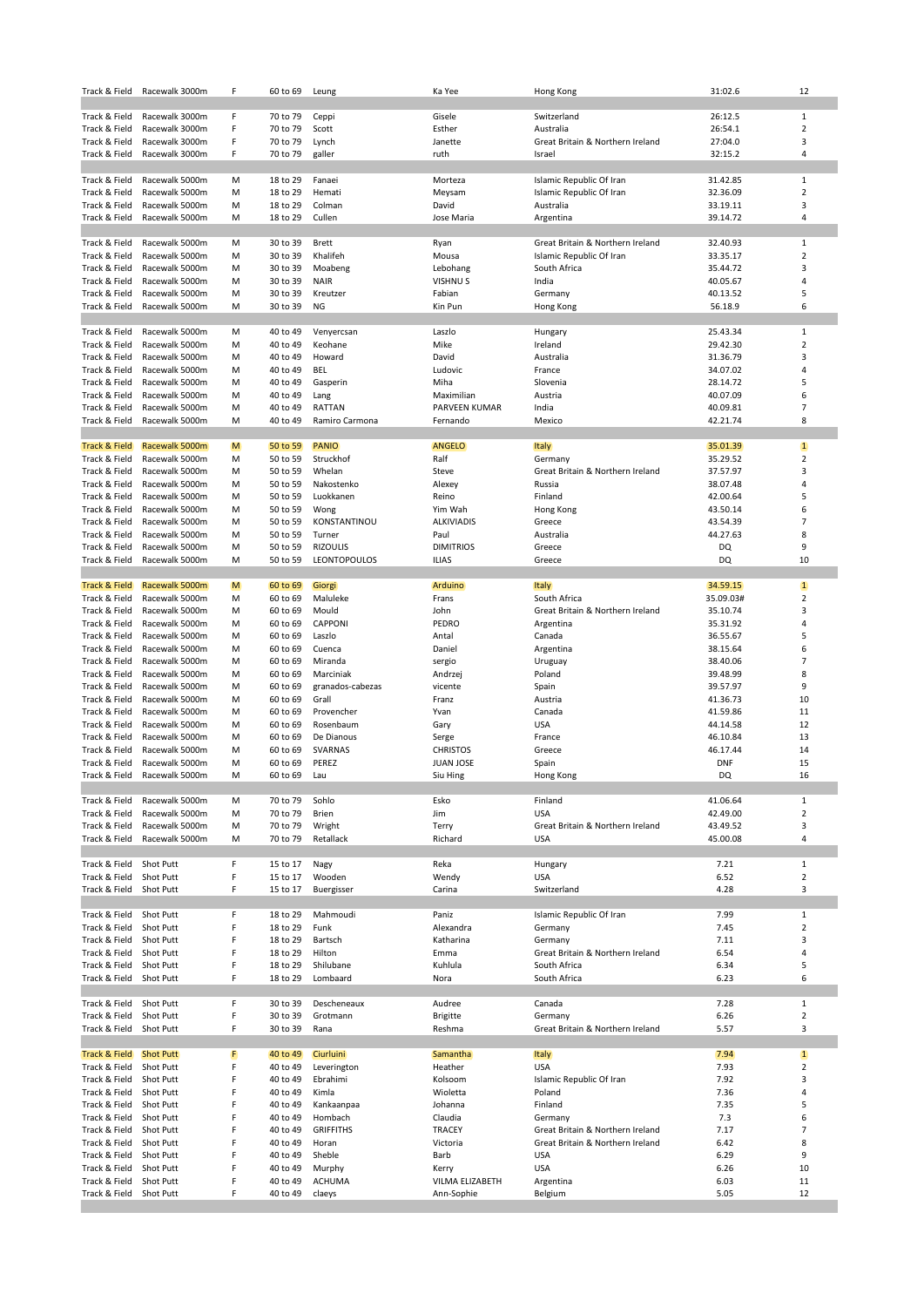| | | | | | | | | |
|---|---|---|---|---|---|---|---|---|
| Track & Field | Racewalk 3000m | F | 60 to 69 | Leung | Ka Yee | Hong Kong | 31:02.6 | 12 |
| | | | | | | | | |
| Track & Field | Racewalk 3000m | F | 70 to 79 | Ceppi | Gisele | Switzerland | 26:12.5 | 1 |
| Track & Field | Racewalk 3000m | F | 70 to 79 | Scott | Esther | Australia | 26:54.1 | 2 |
| Track & Field | Racewalk 3000m | F | 70 to 79 | Lynch | Janette | Great Britain & Northern Ireland | 27:04.0 | 3 |
| Track & Field | Racewalk 3000m | F | 70 to 79 | galler | ruth | Israel | 32:15.2 | 4 |
| | | | | | | | | |
| Track & Field | Racewalk 5000m | M | 18 to 29 | Fanaei | Morteza | Islamic Republic Of Iran | 31.42.85 | 1 |
| Track & Field | Racewalk 5000m | M | 18 to 29 | Hemati | Meysam | Islamic Republic Of Iran | 32.36.09 | 2 |
| Track & Field | Racewalk 5000m | M | 18 to 29 | Colman | David | Australia | 33.19.11 | 3 |
| Track & Field | Racewalk 5000m | M | 18 to 29 | Cullen | Jose Maria | Argentina | 39.14.72 | 4 |
| | | | | | | | | |
| Track & Field | Racewalk 5000m | M | 30 to 39 | Brett | Ryan | Great Britain & Northern Ireland | 32.40.93 | 1 |
| Track & Field | Racewalk 5000m | M | 30 to 39 | Khalifeh | Mousa | Islamic Republic Of Iran | 33.35.17 | 2 |
| Track & Field | Racewalk 5000m | M | 30 to 39 | Moabeng | Lebohang | South Africa | 35.44.72 | 3 |
| Track & Field | Racewalk 5000m | M | 30 to 39 | NAIR | VISHNU S | India | 40.05.67 | 4 |
| Track & Field | Racewalk 5000m | M | 30 to 39 | Kreutzer | Fabian | Germany | 40.13.52 | 5 |
| Track & Field | Racewalk 5000m | M | 30 to 39 | NG | Kin Pun | Hong Kong | 56.18.9 | 6 |
| | | | | | | | | |
| Track & Field | Racewalk 5000m | M | 40 to 49 | Venyercsan | Laszlo | Hungary | 25.43.34 | 1 |
| Track & Field | Racewalk 5000m | M | 40 to 49 | Keohane | Mike | Ireland | 29.42.30 | 2 |
| Track & Field | Racewalk 5000m | M | 40 to 49 | Howard | David | Australia | 31.36.79 | 3 |
| Track & Field | Racewalk 5000m | M | 40 to 49 | BEL | Ludovic | France | 34.07.02 | 4 |
| Track & Field | Racewalk 5000m | M | 40 to 49 | Gasperin | Miha | Slovenia | 28.14.72 | 5 |
| Track & Field | Racewalk 5000m | M | 40 to 49 | Lang | Maximilian | Austria | 40.07.09 | 6 |
| Track & Field | Racewalk 5000m | M | 40 to 49 | RATTAN | PARVEEN KUMAR | India | 40.09.81 | 7 |
| Track & Field | Racewalk 5000m | M | 40 to 49 | Ramiro Carmona | Fernando | Mexico | 42.21.74 | 8 |
| | | | | | | | | |
| Track & Field | Racewalk 5000m | M | 50 to 59 | PANIO | ANGELO | Italy | 35.01.39 | 1 |
| Track & Field | Racewalk 5000m | M | 50 to 59 | Struckhof | Ralf | Germany | 35.29.52 | 2 |
| Track & Field | Racewalk 5000m | M | 50 to 59 | Whelan | Steve | Great Britain & Northern Ireland | 37.57.97 | 3 |
| Track & Field | Racewalk 5000m | M | 50 to 59 | Nakostenko | Alexey | Russia | 38.07.48 | 4 |
| Track & Field | Racewalk 5000m | M | 50 to 59 | Luokkanen | Reino | Finland | 42.00.64 | 5 |
| Track & Field | Racewalk 5000m | M | 50 to 59 | Wong | Yim Wah | Hong Kong | 43.50.14 | 6 |
| Track & Field | Racewalk 5000m | M | 50 to 59 | KONSTANTINOU | ALKIVIADIS | Greece | 43.54.39 | 7 |
| Track & Field | Racewalk 5000m | M | 50 to 59 | Turner | Paul | Australia | 44.27.63 | 8 |
| Track & Field | Racewalk 5000m | M | 50 to 59 | RIZOULIS | DIMITRIOS | Greece | DQ | 9 |
| Track & Field | Racewalk 5000m | M | 50 to 59 | LEONTOPOULOS | ILIAS | Greece | DQ | 10 |
| | | | | | | | | |
| Track & Field | Racewalk 5000m | M | 60 to 69 | Giorgi | Arduino | Italy | 34.59.15 | 1 |
| Track & Field | Racewalk 5000m | M | 60 to 69 | Maluleke | Frans | South Africa | 35.09.03# | 2 |
| Track & Field | Racewalk 5000m | M | 60 to 69 | Mould | John | Great Britain & Northern Ireland | 35.10.74 | 3 |
| Track & Field | Racewalk 5000m | M | 60 to 69 | CAPPONI | PEDRO | Argentina | 35.31.92 | 4 |
| Track & Field | Racewalk 5000m | M | 60 to 69 | Laszlo | Antal | Canada | 36.55.67 | 5 |
| Track & Field | Racewalk 5000m | M | 60 to 69 | Cuenca | Daniel | Argentina | 38.15.64 | 6 |
| Track & Field | Racewalk 5000m | M | 60 to 69 | Miranda | sergio | Uruguay | 38.40.06 | 7 |
| Track & Field | Racewalk 5000m | M | 60 to 69 | Marciniak | Andrzej | Poland | 39.48.99 | 8 |
| Track & Field | Racewalk 5000m | M | 60 to 69 | granados-cabezas | vicente | Spain | 39.57.97 | 9 |
| Track & Field | Racewalk 5000m | M | 60 to 69 | Grall | Franz | Austria | 41.36.73 | 10 |
| Track & Field | Racewalk 5000m | M | 60 to 69 | Provencher | Yvan | Canada | 41.59.86 | 11 |
| Track & Field | Racewalk 5000m | M | 60 to 69 | Rosenbaum | Gary | USA | 44.14.58 | 12 |
| Track & Field | Racewalk 5000m | M | 60 to 69 | De Dianous | Serge | France | 46.10.84 | 13 |
| Track & Field | Racewalk 5000m | M | 60 to 69 | SVARNAS | CHRISTOS | Greece | 46.17.44 | 14 |
| Track & Field | Racewalk 5000m | M | 60 to 69 | PEREZ | JUAN JOSE | Spain | DNF | 15 |
| Track & Field | Racewalk 5000m | M | 60 to 69 | Lau | Siu Hing | Hong Kong | DQ | 16 |
| | | | | | | | | |
| Track & Field | Racewalk 5000m | M | 70 to 79 | Sohlo | Esko | Finland | 41.06.64 | 1 |
| Track & Field | Racewalk 5000m | M | 70 to 79 | Brien | Jim | USA | 42.49.00 | 2 |
| Track & Field | Racewalk 5000m | M | 70 to 79 | Wright | Terry | Great Britain & Northern Ireland | 43.49.52 | 3 |
| Track & Field | Racewalk 5000m | M | 70 to 79 | Retallack | Richard | USA | 45.00.08 | 4 |
| | | | | | | | | |
| Track & Field | Shot Putt | F | 15 to 17 | Nagy | Reka | Hungary | 7.21 | 1 |
| Track & Field | Shot Putt | F | 15 to 17 | Wooden | Wendy | USA | 6.52 | 2 |
| Track & Field | Shot Putt | F | 15 to 17 | Buergisser | Carina | Switzerland | 4.28 | 3 |
| | | | | | | | | |
| Track & Field | Shot Putt | F | 18 to 29 | Mahmoudi | Paniz | Islamic Republic Of Iran | 7.99 | 1 |
| Track & Field | Shot Putt | F | 18 to 29 | Funk | Alexandra | Germany | 7.45 | 2 |
| Track & Field | Shot Putt | F | 18 to 29 | Bartsch | Katharina | Germany | 7.11 | 3 |
| Track & Field | Shot Putt | F | 18 to 29 | Hilton | Emma | Great Britain & Northern Ireland | 6.54 | 4 |
| Track & Field | Shot Putt | F | 18 to 29 | Shilubane | Kuhlula | South Africa | 6.34 | 5 |
| Track & Field | Shot Putt | F | 18 to 29 | Lombaard | Nora | South Africa | 6.23 | 6 |
| | | | | | | | | |
| Track & Field | Shot Putt | F | 30 to 39 | Descheneaux | Audree | Canada | 7.28 | 1 |
| Track & Field | Shot Putt | F | 30 to 39 | Grotmann | Brigitte | Germany | 6.26 | 2 |
| Track & Field | Shot Putt | F | 30 to 39 | Rana | Reshma | Great Britain & Northern Ireland | 5.57 | 3 |
| | | | | | | | | |
| Track & Field | Shot Putt | F | 40 to 49 | Ciurluini | Samantha | Italy | 7.94 | 1 |
| Track & Field | Shot Putt | F | 40 to 49 | Leverington | Heather | USA | 7.93 | 2 |
| Track & Field | Shot Putt | F | 40 to 49 | Ebrahimi | Kolsoom | Islamic Republic Of Iran | 7.92 | 3 |
| Track & Field | Shot Putt | F | 40 to 49 | Kimla | Wioletta | Poland | 7.36 | 4 |
| Track & Field | Shot Putt | F | 40 to 49 | Kankaanpaa | Johanna | Finland | 7.35 | 5 |
| Track & Field | Shot Putt | F | 40 to 49 | Hombach | Claudia | Germany | 7.3 | 6 |
| Track & Field | Shot Putt | F | 40 to 49 | GRIFFITHS | TRACEY | Great Britain & Northern Ireland | 7.17 | 7 |
| Track & Field | Shot Putt | F | 40 to 49 | Horan | Victoria | Great Britain & Northern Ireland | 6.42 | 8 |
| Track & Field | Shot Putt | F | 40 to 49 | Sheble | Barb | USA | 6.29 | 9 |
| Track & Field | Shot Putt | F | 40 to 49 | Murphy | Kerry | USA | 6.26 | 10 |
| Track & Field | Shot Putt | F | 40 to 49 | ACHUMA | VILMA ELIZABETH | Argentina | 6.03 | 11 |
| Track & Field | Shot Putt | F | 40 to 49 | claeys | Ann-Sophie | Belgium | 5.05 | 12 |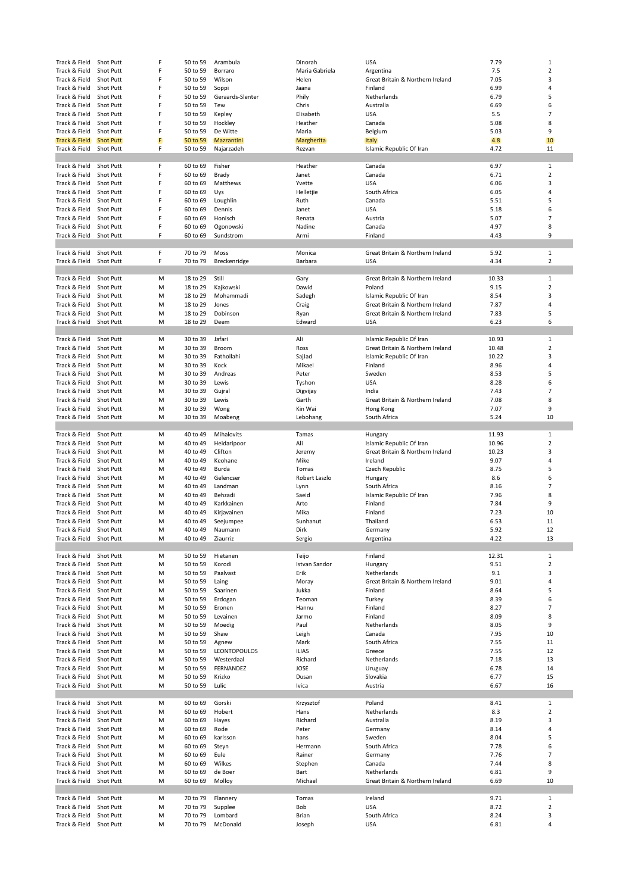| | | | | | | | | |
|---|---|---|---|---|---|---|---|---|
| Track & Field | Shot Putt | F | 50 to 59 | Arambula | Dinorah | USA | 7.79 | 1 |
| Track & Field | Shot Putt | F | 50 to 59 | Borraro | Maria Gabriela | Argentina | 7.5 | 2 |
| Track & Field | Shot Putt | F | 50 to 59 | Wilson | Helen | Great Britain & Northern Ireland | 7.05 | 3 |
| Track & Field | Shot Putt | F | 50 to 59 | Soppi | Jaana | Finland | 6.99 | 4 |
| Track & Field | Shot Putt | F | 50 to 59 | Geraards-Slenter | Phily | Netherlands | 6.79 | 5 |
| Track & Field | Shot Putt | F | 50 to 59 | Tew | Chris | Australia | 6.69 | 6 |
| Track & Field | Shot Putt | F | 50 to 59 | Kepley | Elisabeth | USA | 5.5 | 7 |
| Track & Field | Shot Putt | F | 50 to 59 | Hockley | Heather | Canada | 5.08 | 8 |
| Track & Field | Shot Putt | F | 50 to 59 | De Witte | Maria | Belgium | 5.03 | 9 |
| Track & Field | Shot Putt | F | 50 to 59 | Mazzantini | Margherita | Italy | 4.8 | 10 |
| Track & Field | Shot Putt | F | 50 to 59 | Najarzadeh | Rezvan | Islamic Republic Of Iran | 4.72 | 11 |
| | | | | | | | | |
| Track & Field | Shot Putt | F | 60 to 69 | Fisher | Heather | Canada | 6.97 | 1 |
| Track & Field | Shot Putt | F | 60 to 69 | Brady | Janet | Canada | 6.71 | 2 |
| Track & Field | Shot Putt | F | 60 to 69 | Matthews | Yvette | USA | 6.06 | 3 |
| Track & Field | Shot Putt | F | 60 to 69 | Uys | Helletjie | South Africa | 6.05 | 4 |
| Track & Field | Shot Putt | F | 60 to 69 | Loughlin | Ruth | Canada | 5.51 | 5 |
| Track & Field | Shot Putt | F | 60 to 69 | Dennis | Janet | USA | 5.18 | 6 |
| Track & Field | Shot Putt | F | 60 to 69 | Honisch | Renata | Austria | 5.07 | 7 |
| Track & Field | Shot Putt | F | 60 to 69 | Ogonowski | Nadine | Canada | 4.97 | 8 |
| Track & Field | Shot Putt | F | 60 to 69 | Sundstrom | Armi | Finland | 4.43 | 9 |
| | | | | | | | | |
| Track & Field | Shot Putt | F | 70 to 79 | Moss | Monica | Great Britain & Northern Ireland | 5.92 | 1 |
| Track & Field | Shot Putt | F | 70 to 79 | Breckenridge | Barbara | USA | 4.34 | 2 |
| | | | | | | | | |
| Track & Field | Shot Putt | M | 18 to 29 | Still | Gary | Great Britain & Northern Ireland | 10.33 | 1 |
| Track & Field | Shot Putt | M | 18 to 29 | Kajkowski | Dawid | Poland | 9.15 | 2 |
| Track & Field | Shot Putt | M | 18 to 29 | Mohammadi | Sadegh | Islamic Republic Of Iran | 8.54 | 3 |
| Track & Field | Shot Putt | M | 18 to 29 | Jones | Craig | Great Britain & Northern Ireland | 7.87 | 4 |
| Track & Field | Shot Putt | M | 18 to 29 | Dobinson | Ryan | Great Britain & Northern Ireland | 7.83 | 5 |
| Track & Field | Shot Putt | M | 18 to 29 | Deem | Edward | USA | 6.23 | 6 |
| | | | | | | | | |
| Track & Field | Shot Putt | M | 30 to 39 | Jafari | Ali | Islamic Republic Of Iran | 10.93 | 1 |
| Track & Field | Shot Putt | M | 30 to 39 | Broom | Ross | Great Britain & Northern Ireland | 10.48 | 2 |
| Track & Field | Shot Putt | M | 30 to 39 | Fathollahi | SajJad | Islamic Republic Of Iran | 10.22 | 3 |
| Track & Field | Shot Putt | M | 30 to 39 | Kock | Mikael | Finland | 8.96 | 4 |
| Track & Field | Shot Putt | M | 30 to 39 | Andreas | Peter | Sweden | 8.53 | 5 |
| Track & Field | Shot Putt | M | 30 to 39 | Lewis | Tyshon | USA | 8.28 | 6 |
| Track & Field | Shot Putt | M | 30 to 39 | Gujral | Digvijay | India | 7.43 | 7 |
| Track & Field | Shot Putt | M | 30 to 39 | Lewis | Garth | Great Britain & Northern Ireland | 7.08 | 8 |
| Track & Field | Shot Putt | M | 30 to 39 | Wong | Kin Wai | Hong Kong | 7.07 | 9 |
| Track & Field | Shot Putt | M | 30 to 39 | Moabeng | Lebohang | South Africa | 5.24 | 10 |
| | | | | | | | | |
| Track & Field | Shot Putt | M | 40 to 49 | Mihalovits | Tamas | Hungary | 11.93 | 1 |
| Track & Field | Shot Putt | M | 40 to 49 | Heidaripoor | Ali | Islamic Republic Of Iran | 10.96 | 2 |
| Track & Field | Shot Putt | M | 40 to 49 | Clifton | Jeremy | Great Britain & Northern Ireland | 10.23 | 3 |
| Track & Field | Shot Putt | M | 40 to 49 | Keohane | Mike | Ireland | 9.07 | 4 |
| Track & Field | Shot Putt | M | 40 to 49 | Burda | Tomas | Czech Republic | 8.75 | 5 |
| Track & Field | Shot Putt | M | 40 to 49 | Gelencser | Robert Laszlo | Hungary | 8.6 | 6 |
| Track & Field | Shot Putt | M | 40 to 49 | Landman | Lynn | South Africa | 8.16 | 7 |
| Track & Field | Shot Putt | M | 40 to 49 | Behzadi | Saeid | Islamic Republic Of Iran | 7.96 | 8 |
| Track & Field | Shot Putt | M | 40 to 49 | Karkkainen | Arto | Finland | 7.84 | 9 |
| Track & Field | Shot Putt | M | 40 to 49 | Kirjavainen | Mika | Finland | 7.23 | 10 |
| Track & Field | Shot Putt | M | 40 to 49 | Seejumpee | Sunhanut | Thailand | 6.53 | 11 |
| Track & Field | Shot Putt | M | 40 to 49 | Naumann | Dirk | Germany | 5.92 | 12 |
| Track & Field | Shot Putt | M | 40 to 49 | Ziaurriz | Sergio | Argentina | 4.22 | 13 |
| | | | | | | | | |
| Track & Field | Shot Putt | M | 50 to 59 | Hietanen | Teijo | Finland | 12.31 | 1 |
| Track & Field | Shot Putt | M | 50 to 59 | Korodi | Istvan Sandor | Hungary | 9.51 | 2 |
| Track & Field | Shot Putt | M | 50 to 59 | Paalvast | Erik | Netherlands | 9.1 | 3 |
| Track & Field | Shot Putt | M | 50 to 59 | Laing | Moray | Great Britain & Northern Ireland | 9.01 | 4 |
| Track & Field | Shot Putt | M | 50 to 59 | Saarinen | Jukka | Finland | 8.64 | 5 |
| Track & Field | Shot Putt | M | 50 to 59 | Erdogan | Teoman | Turkey | 8.39 | 6 |
| Track & Field | Shot Putt | M | 50 to 59 | Eronen | Hannu | Finland | 8.27 | 7 |
| Track & Field | Shot Putt | M | 50 to 59 | Levainen | Jarmo | Finland | 8.09 | 8 |
| Track & Field | Shot Putt | M | 50 to 59 | Moedig | Paul | Netherlands | 8.05 | 9 |
| Track & Field | Shot Putt | M | 50 to 59 | Shaw | Leigh | Canada | 7.95 | 10 |
| Track & Field | Shot Putt | M | 50 to 59 | Agnew | Mark | South Africa | 7.55 | 11 |
| Track & Field | Shot Putt | M | 50 to 59 | LEONTOPOULOS | ILIAS | Greece | 7.55 | 12 |
| Track & Field | Shot Putt | M | 50 to 59 | Westerdaal | Richard | Netherlands | 7.18 | 13 |
| Track & Field | Shot Putt | M | 50 to 59 | FERNANDEZ | JOSE | Uruguay | 6.78 | 14 |
| Track & Field | Shot Putt | M | 50 to 59 | Krizko | Dusan | Slovakia | 6.77 | 15 |
| Track & Field | Shot Putt | M | 50 to 59 | Lulic | Ivica | Austria | 6.67 | 16 |
| | | | | | | | | |
| Track & Field | Shot Putt | M | 60 to 69 | Gorski | Krzysztof | Poland | 8.41 | 1 |
| Track & Field | Shot Putt | M | 60 to 69 | Hobert | Hans | Netherlands | 8.3 | 2 |
| Track & Field | Shot Putt | M | 60 to 69 | Hayes | Richard | Australia | 8.19 | 3 |
| Track & Field | Shot Putt | M | 60 to 69 | Rode | Peter | Germany | 8.14 | 4 |
| Track & Field | Shot Putt | M | 60 to 69 | karlsson | hans | Sweden | 8.04 | 5 |
| Track & Field | Shot Putt | M | 60 to 69 | Steyn | Hermann | South Africa | 7.78 | 6 |
| Track & Field | Shot Putt | M | 60 to 69 | Eule | Rainer | Germany | 7.76 | 7 |
| Track & Field | Shot Putt | M | 60 to 69 | Wilkes | Stephen | Canada | 7.44 | 8 |
| Track & Field | Shot Putt | M | 60 to 69 | de Boer | Bart | Netherlands | 6.81 | 9 |
| Track & Field | Shot Putt | M | 60 to 69 | Molloy | Michael | Great Britain & Northern Ireland | 6.69 | 10 |
| | | | | | | | | |
| Track & Field | Shot Putt | M | 70 to 79 | Flannery | Tomas | Ireland | 9.71 | 1 |
| Track & Field | Shot Putt | M | 70 to 79 | Supplee | Bob | USA | 8.72 | 2 |
| Track & Field | Shot Putt | M | 70 to 79 | Lombard | Brian | South Africa | 8.24 | 3 |
| Track & Field | Shot Putt | M | 70 to 79 | McDonald | Joseph | USA | 6.81 | 4 |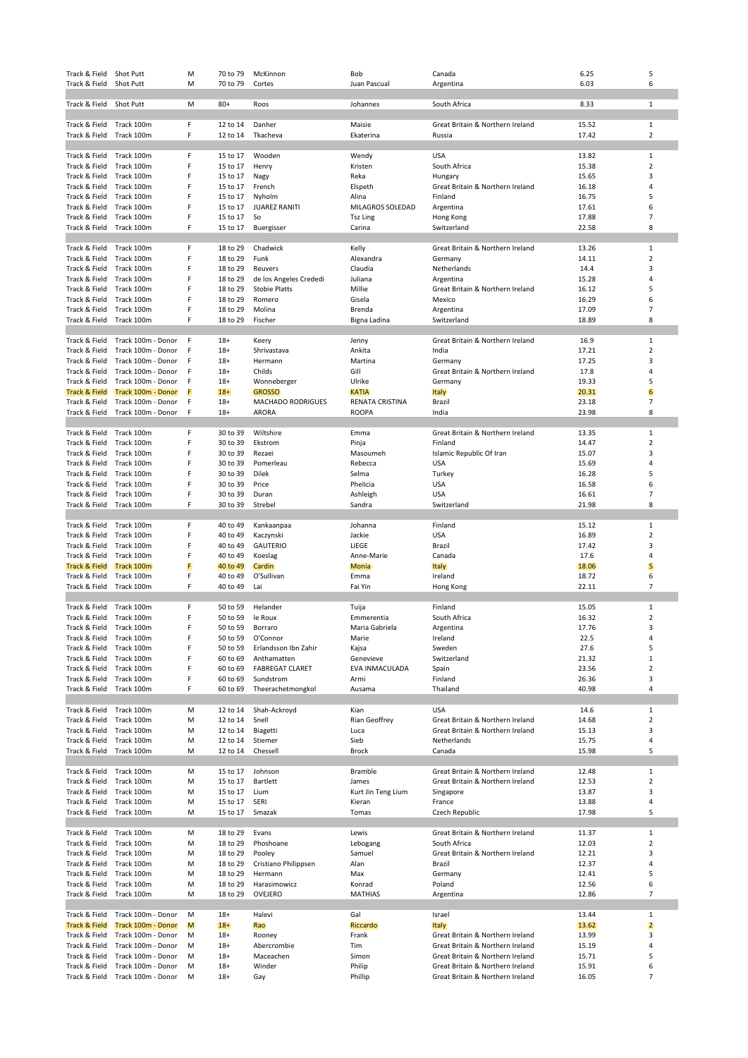| | | | | | | | | |
|---|---|---|---|---|---|---|---|---|
| Track & Field | Shot Putt | M | 70 to 79 | McKinnon | Bob | Canada | 6.25 | 5 |
| Track & Field | Shot Putt | M | 70 to 79 | Cortes | Juan Pascual | Argentina | 6.03 | 6 |
| | | | | | | | | |
| Track & Field | Shot Putt | M | 80+ | Roos | Johannes | South Africa | 8.33 | 1 |
| | | | | | | | | |
| Track & Field | Track 100m | F | 12 to 14 | Danher | Maisie | Great Britain & Northern Ireland | 15.52 | 1 |
| Track & Field | Track 100m | F | 12 to 14 | Tkacheva | Ekaterina | Russia | 17.42 | 2 |
| | | | | | | | | |
| Track & Field | Track 100m | F | 15 to 17 | Wooden | Wendy | USA | 13.82 | 1 |
| Track & Field | Track 100m | F | 15 to 17 | Henry | Kristen | South Africa | 15.38 | 2 |
| Track & Field | Track 100m | F | 15 to 17 | Nagy | Reka | Hungary | 15.65 | 3 |
| Track & Field | Track 100m | F | 15 to 17 | French | Elspeth | Great Britain & Northern Ireland | 16.18 | 4 |
| Track & Field | Track 100m | F | 15 to 17 | Nyholm | Alina | Finland | 16.75 | 5 |
| Track & Field | Track 100m | F | 15 to 17 | JUAREZ RANITI | MILAGROS SOLEDAD | Argentina | 17.61 | 6 |
| Track & Field | Track 100m | F | 15 to 17 | So | Tsz Ling | Hong Kong | 17.88 | 7 |
| Track & Field | Track 100m | F | 15 to 17 | Buergisser | Carina | Switzerland | 22.58 | 8 |
| | | | | | | | | |
| Track & Field | Track 100m | F | 18 to 29 | Chadwick | Kelly | Great Britain & Northern Ireland | 13.26 | 1 |
| Track & Field | Track 100m | F | 18 to 29 | Funk | Alexandra | Germany | 14.11 | 2 |
| Track & Field | Track 100m | F | 18 to 29 | Reuvers | Claudia | Netherlands | 14.4 | 3 |
| Track & Field | Track 100m | F | 18 to 29 | de los Angeles Crededi | Juliana | Argentina | 15.28 | 4 |
| Track & Field | Track 100m | F | 18 to 29 | Stobie Platts | Millie | Great Britain & Northern Ireland | 16.12 | 5 |
| Track & Field | Track 100m | F | 18 to 29 | Romero | Gisela | Mexico | 16.29 | 6 |
| Track & Field | Track 100m | F | 18 to 29 | Molina | Brenda | Argentina | 17.09 | 7 |
| Track & Field | Track 100m | F | 18 to 29 | Fischer | Bigna Ladina | Switzerland | 18.89 | 8 |
| | | | | | | | | |
| Track & Field | Track 100m - Donor | F | 18+ | Keery | Jenny | Great Britain & Northern Ireland | 16.9 | 1 |
| Track & Field | Track 100m - Donor | F | 18+ | Shrivastava | Ankita | India | 17.21 | 2 |
| Track & Field | Track 100m - Donor | F | 18+ | Hermann | Martina | Germany | 17.25 | 3 |
| Track & Field | Track 100m - Donor | F | 18+ | Childs | Gill | Great Britain & Northern Ireland | 17.8 | 4 |
| Track & Field | Track 100m - Donor | F | 18+ | Wonneberger | Ulrike | Germany | 19.33 | 5 |
| Track & Field | Track 100m - Donor | F | 18+ | GROSSO | KATIA | Italy | 20.31 | 6 |
| Track & Field | Track 100m - Donor | F | 18+ | MACHADO RODRIGUES | RENATA CRISTINA | Brazil | 23.18 | 7 |
| Track & Field | Track 100m - Donor | F | 18+ | ARORA | ROOPA | India | 23.98 | 8 |
| | | | | | | | | |
| Track & Field | Track 100m | F | 30 to 39 | Wiltshire | Emma | Great Britain & Northern Ireland | 13.35 | 1 |
| Track & Field | Track 100m | F | 30 to 39 | Ekstrom | Pinja | Finland | 14.47 | 2 |
| Track & Field | Track 100m | F | 30 to 39 | Rezaei | Masoumeh | Islamic Republic Of Iran | 15.07 | 3 |
| Track & Field | Track 100m | F | 30 to 39 | Pomerleau | Rebecca | USA | 15.69 | 4 |
| Track & Field | Track 100m | F | 30 to 39 | Dilek | Selma | Turkey | 16.28 | 5 |
| Track & Field | Track 100m | F | 30 to 39 | Price | Phelicia | USA | 16.58 | 6 |
| Track & Field | Track 100m | F | 30 to 39 | Duran | Ashleigh | USA | 16.61 | 7 |
| Track & Field | Track 100m | F | 30 to 39 | Strebel | Sandra | Switzerland | 21.98 | 8 |
| | | | | | | | | |
| Track & Field | Track 100m | F | 40 to 49 | Kankaanpaa | Johanna | Finland | 15.12 | 1 |
| Track & Field | Track 100m | F | 40 to 49 | Kaczynski | Jackie | USA | 16.89 | 2 |
| Track & Field | Track 100m | F | 40 to 49 | GAUTERIO | LIEGE | Brazil | 17.42 | 3 |
| Track & Field | Track 100m | F | 40 to 49 | Koeslag | Anne-Marie | Canada | 17.6 | 4 |
| Track & Field | Track 100m | F | 40 to 49 | Cardin | Monia | Italy | 18.06 | 5 |
| Track & Field | Track 100m | F | 40 to 49 | O'Sullivan | Emma | Ireland | 18.72 | 6 |
| Track & Field | Track 100m | F | 40 to 49 | Lai | Fai Yin | Hong Kong | 22.11 | 7 |
| | | | | | | | | |
| Track & Field | Track 100m | F | 50 to 59 | Helander | Tuija | Finland | 15.05 | 1 |
| Track & Field | Track 100m | F | 50 to 59 | le Roux | Emmerentia | South Africa | 16.32 | 2 |
| Track & Field | Track 100m | F | 50 to 59 | Borraro | Maria Gabriela | Argentina | 17.76 | 3 |
| Track & Field | Track 100m | F | 50 to 59 | O'Connor | Marie | Ireland | 22.5 | 4 |
| Track & Field | Track 100m | F | 50 to 59 | Erlandsson Ibn Zahir | Kajsa | Sweden | 27.6 | 5 |
| Track & Field | Track 100m | F | 60 to 69 | Anthamatten | Genevieve | Switzerland | 21.32 | 1 |
| Track & Field | Track 100m | F | 60 to 69 | FABREGAT CLARET | EVA INMACULADA | Spain | 23.56 | 2 |
| Track & Field | Track 100m | F | 60 to 69 | Sundstrom | Armi | Finland | 26.36 | 3 |
| Track & Field | Track 100m | F | 60 to 69 | Theerachetmongkol | Ausama | Thailand | 40.98 | 4 |
| | | | | | | | | |
| Track & Field | Track 100m | M | 12 to 14 | Shah-Ackroyd | Kian | USA | 14.6 | 1 |
| Track & Field | Track 100m | M | 12 to 14 | Snell | Rian Geoffrey | Great Britain & Northern Ireland | 14.68 | 2 |
| Track & Field | Track 100m | M | 12 to 14 | Biagetti | Luca | Great Britain & Northern Ireland | 15.13 | 3 |
| Track & Field | Track 100m | M | 12 to 14 | Stiemer | Sieb | Netherlands | 15.75 | 4 |
| Track & Field | Track 100m | M | 12 to 14 | Chessell | Brock | Canada | 15.98 | 5 |
| | | | | | | | | |
| Track & Field | Track 100m | M | 15 to 17 | Johnson | Bramble | Great Britain & Northern Ireland | 12.48 | 1 |
| Track & Field | Track 100m | M | 15 to 17 | Bartlett | James | Great Britain & Northern Ireland | 12.53 | 2 |
| Track & Field | Track 100m | M | 15 to 17 | Lium | Kurt Jin Teng Lium | Singapore | 13.87 | 3 |
| Track & Field | Track 100m | M | 15 to 17 | SERI | Kieran | France | 13.88 | 4 |
| Track & Field | Track 100m | M | 15 to 17 | Smazak | Tomas | Czech Republic | 17.98 | 5 |
| | | | | | | | | |
| Track & Field | Track 100m | M | 18 to 29 | Evans | Lewis | Great Britain & Northern Ireland | 11.37 | 1 |
| Track & Field | Track 100m | M | 18 to 29 | Phoshoane | Lebogang | South Africa | 12.03 | 2 |
| Track & Field | Track 100m | M | 18 to 29 | Pooley | Samuel | Great Britain & Northern Ireland | 12.21 | 3 |
| Track & Field | Track 100m | M | 18 to 29 | Cristiano Philippsen | Alan | Brazil | 12.37 | 4 |
| Track & Field | Track 100m | M | 18 to 29 | Hermann | Max | Germany | 12.41 | 5 |
| Track & Field | Track 100m | M | 18 to 29 | Harasimowicz | Konrad | Poland | 12.56 | 6 |
| Track & Field | Track 100m | M | 18 to 29 | OVEJERO | MATHIAS | Argentina | 12.86 | 7 |
| | | | | | | | | |
| Track & Field | Track 100m - Donor | M | 18+ | Halevi | Gal | Israel | 13.44 | 1 |
| Track & Field | Track 100m - Donor | M | 18+ | Rao | Riccardo | Italy | 13.62 | 2 |
| Track & Field | Track 100m - Donor | M | 18+ | Rooney | Frank | Great Britain & Northern Ireland | 13.99 | 3 |
| Track & Field | Track 100m - Donor | M | 18+ | Abercrombie | Tim | Great Britain & Northern Ireland | 15.19 | 4 |
| Track & Field | Track 100m - Donor | M | 18+ | Maceachen | Simon | Great Britain & Northern Ireland | 15.71 | 5 |
| Track & Field | Track 100m - Donor | M | 18+ | Winder | Philip | Great Britain & Northern Ireland | 15.91 | 6 |
| Track & Field | Track 100m - Donor | M | 18+ | Gay | Phillip | Great Britain & Northern Ireland | 16.05 | 7 |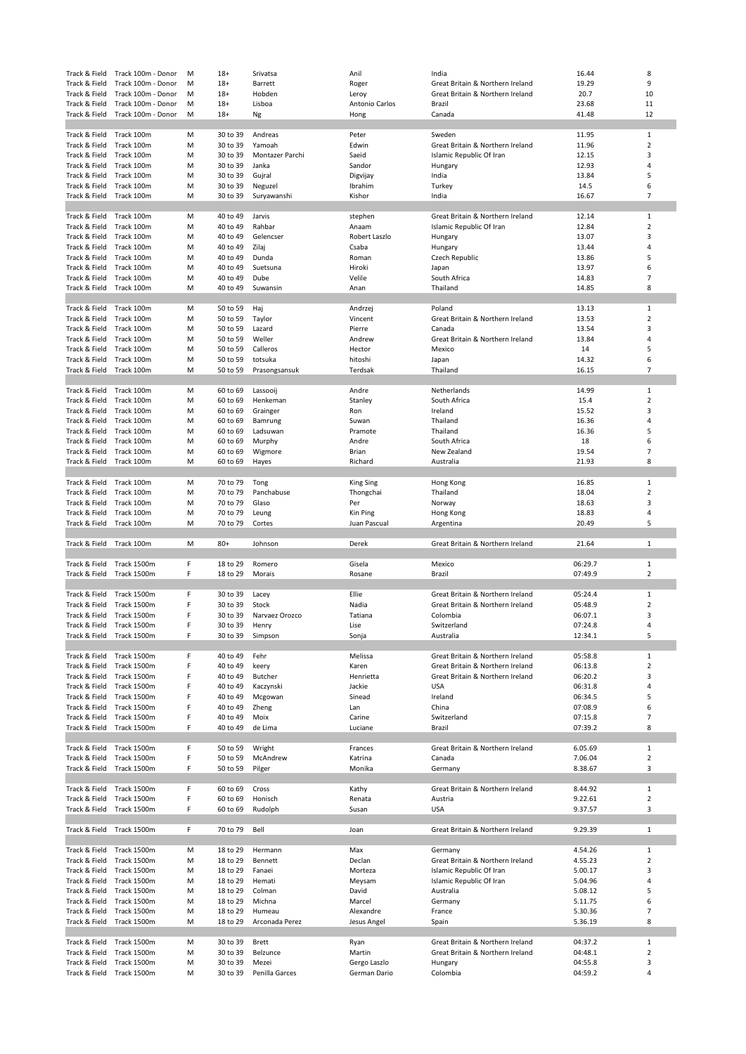| | | | | | | | | |
|---|---|---|---|---|---|---|---|---|
| Track & Field | Track 100m - Donor | M | 18+ | Srivatsa | Anil | India | 16.44 | 8 |
| Track & Field | Track 100m - Donor | M | 18+ | Barrett | Roger | Great Britain & Northern Ireland | 19.29 | 9 |
| Track & Field | Track 100m - Donor | M | 18+ | Hobden | Leroy | Great Britain & Northern Ireland | 20.7 | 10 |
| Track & Field | Track 100m - Donor | M | 18+ | Lisboa | Antonio Carlos | Brazil | 23.68 | 11 |
| Track & Field | Track 100m - Donor | M | 18+ | Ng | Hong | Canada | 41.48 | 12 |
| | | | | | | | | |
| Track & Field | Track 100m | M | 30 to 39 | Andreas | Peter | Sweden | 11.95 | 1 |
| Track & Field | Track 100m | M | 30 to 39 | Yamoah | Edwin | Great Britain & Northern Ireland | 11.96 | 2 |
| Track & Field | Track 100m | M | 30 to 39 | Montazer Parchi | Saeid | Islamic Republic Of Iran | 12.15 | 3 |
| Track & Field | Track 100m | M | 30 to 39 | Janka | Sandor | Hungary | 12.93 | 4 |
| Track & Field | Track 100m | M | 30 to 39 | Gujral | Digvijay | India | 13.84 | 5 |
| Track & Field | Track 100m | M | 30 to 39 | Neguzel | Ibrahim | Turkey | 14.5 | 6 |
| Track & Field | Track 100m | M | 30 to 39 | Suryawanshi | Kishor | India | 16.67 | 7 |
| | | | | | | | | |
| Track & Field | Track 100m | M | 40 to 49 | Jarvis | stephen | Great Britain & Northern Ireland | 12.14 | 1 |
| Track & Field | Track 100m | M | 40 to 49 | Rahbar | Anaam | Islamic Republic Of Iran | 12.84 | 2 |
| Track & Field | Track 100m | M | 40 to 49 | Gelencser | Robert Laszlo | Hungary | 13.07 | 3 |
| Track & Field | Track 100m | M | 40 to 49 | Zilaj | Csaba | Hungary | 13.44 | 4 |
| Track & Field | Track 100m | M | 40 to 49 | Dunda | Roman | Czech Republic | 13.86 | 5 |
| Track & Field | Track 100m | M | 40 to 49 | Suetsuna | Hiroki | Japan | 13.97 | 6 |
| Track & Field | Track 100m | M | 40 to 49 | Dube | Velile | South Africa | 14.83 | 7 |
| Track & Field | Track 100m | M | 40 to 49 | Suwansin | Anan | Thailand | 14.85 | 8 |
| | | | | | | | | |
| Track & Field | Track 100m | M | 50 to 59 | Haj | Andrzej | Poland | 13.13 | 1 |
| Track & Field | Track 100m | M | 50 to 59 | Taylor | Vincent | Great Britain & Northern Ireland | 13.53 | 2 |
| Track & Field | Track 100m | M | 50 to 59 | Lazard | Pierre | Canada | 13.54 | 3 |
| Track & Field | Track 100m | M | 50 to 59 | Weller | Andrew | Great Britain & Northern Ireland | 13.84 | 4 |
| Track & Field | Track 100m | M | 50 to 59 | Calleros | Hector | Mexico | 14 | 5 |
| Track & Field | Track 100m | M | 50 to 59 | totsuka | hitoshi | Japan | 14.32 | 6 |
| Track & Field | Track 100m | M | 50 to 59 | Prasongsansuk | Terdsak | Thailand | 16.15 | 7 |
| | | | | | | | | |
| Track & Field | Track 100m | M | 60 to 69 | Lassooij | Andre | Netherlands | 14.99 | 1 |
| Track & Field | Track 100m | M | 60 to 69 | Henkeman | Stanley | South Africa | 15.4 | 2 |
| Track & Field | Track 100m | M | 60 to 69 | Grainger | Ron | Ireland | 15.52 | 3 |
| Track & Field | Track 100m | M | 60 to 69 | Bamrung | Suwan | Thailand | 16.36 | 4 |
| Track & Field | Track 100m | M | 60 to 69 | Ladsuwan | Pramote | Thailand | 16.36 | 5 |
| Track & Field | Track 100m | M | 60 to 69 | Murphy | Andre | South Africa | 18 | 6 |
| Track & Field | Track 100m | M | 60 to 69 | Wigmore | Brian | New Zealand | 19.54 | 7 |
| Track & Field | Track 100m | M | 60 to 69 | Hayes | Richard | Australia | 21.93 | 8 |
| | | | | | | | | |
| Track & Field | Track 100m | M | 70 to 79 | Tong | King Sing | Hong Kong | 16.85 | 1 |
| Track & Field | Track 100m | M | 70 to 79 | Panchabuse | Thongchai | Thailand | 18.04 | 2 |
| Track & Field | Track 100m | M | 70 to 79 | Glaso | Per | Norway | 18.63 | 3 |
| Track & Field | Track 100m | M | 70 to 79 | Leung | Kin Ping | Hong Kong | 18.83 | 4 |
| Track & Field | Track 100m | M | 70 to 79 | Cortes | Juan Pascual | Argentina | 20.49 | 5 |
| | | | | | | | | |
| Track & Field | Track 100m | M | 80+ | Johnson | Derek | Great Britain & Northern Ireland | 21.64 | 1 |
| | | | | | | | | |
| Track & Field | Track 1500m | F | 18 to 29 | Romero | Gisela | Mexico | 06:29.7 | 1 |
| Track & Field | Track 1500m | F | 18 to 29 | Morais | Rosane | Brazil | 07:49.9 | 2 |
| | | | | | | | | |
| Track & Field | Track 1500m | F | 30 to 39 | Lacey | Ellie | Great Britain & Northern Ireland | 05:24.4 | 1 |
| Track & Field | Track 1500m | F | 30 to 39 | Stock | Nadia | Great Britain & Northern Ireland | 05:48.9 | 2 |
| Track & Field | Track 1500m | F | 30 to 39 | Narvaez Orozco | Tatiana | Colombia | 06:07.1 | 3 |
| Track & Field | Track 1500m | F | 30 to 39 | Henry | Lise | Switzerland | 07:24.8 | 4 |
| Track & Field | Track 1500m | F | 30 to 39 | Simpson | Sonja | Australia | 12:34.1 | 5 |
| | | | | | | | | |
| Track & Field | Track 1500m | F | 40 to 49 | Fehr | Melissa | Great Britain & Northern Ireland | 05:58.8 | 1 |
| Track & Field | Track 1500m | F | 40 to 49 | keery | Karen | Great Britain & Northern Ireland | 06:13.8 | 2 |
| Track & Field | Track 1500m | F | 40 to 49 | Butcher | Henrietta | Great Britain & Northern Ireland | 06:20.2 | 3 |
| Track & Field | Track 1500m | F | 40 to 49 | Kaczynski | Jackie | USA | 06:31.8 | 4 |
| Track & Field | Track 1500m | F | 40 to 49 | Mcgowan | Sinead | Ireland | 06:34.5 | 5 |
| Track & Field | Track 1500m | F | 40 to 49 | Zheng | Lan | China | 07:08.9 | 6 |
| Track & Field | Track 1500m | F | 40 to 49 | Moix | Carine | Switzerland | 07:15.8 | 7 |
| Track & Field | Track 1500m | F | 40 to 49 | de Lima | Luciane | Brazil | 07:39.2 | 8 |
| | | | | | | | | |
| Track & Field | Track 1500m | F | 50 to 59 | Wright | Frances | Great Britain & Northern Ireland | 6.05.69 | 1 |
| Track & Field | Track 1500m | F | 50 to 59 | McAndrew | Katrina | Canada | 7.06.04 | 2 |
| Track & Field | Track 1500m | F | 50 to 59 | Pilger | Monika | Germany | 8.38.67 | 3 |
| | | | | | | | | |
| Track & Field | Track 1500m | F | 60 to 69 | Cross | Kathy | Great Britain & Northern Ireland | 8.44.92 | 1 |
| Track & Field | Track 1500m | F | 60 to 69 | Honisch | Renata | Austria | 9.22.61 | 2 |
| Track & Field | Track 1500m | F | 60 to 69 | Rudolph | Susan | USA | 9.37.57 | 3 |
| | | | | | | | | |
| Track & Field | Track 1500m | F | 70 to 79 | Bell | Joan | Great Britain & Northern Ireland | 9.29.39 | 1 |
| | | | | | | | | |
| Track & Field | Track 1500m | M | 18 to 29 | Hermann | Max | Germany | 4.54.26 | 1 |
| Track & Field | Track 1500m | M | 18 to 29 | Bennett | Declan | Great Britain & Northern Ireland | 4.55.23 | 2 |
| Track & Field | Track 1500m | M | 18 to 29 | Fanaei | Morteza | Islamic Republic Of Iran | 5.00.17 | 3 |
| Track & Field | Track 1500m | M | 18 to 29 | Hemati | Meysam | Islamic Republic Of Iran | 5.04.96 | 4 |
| Track & Field | Track 1500m | M | 18 to 29 | Colman | David | Australia | 5.08.12 | 5 |
| Track & Field | Track 1500m | M | 18 to 29 | Michna | Marcel | Germany | 5.11.75 | 6 |
| Track & Field | Track 1500m | M | 18 to 29 | Humeau | Alexandre | France | 5.30.36 | 7 |
| Track & Field | Track 1500m | M | 18 to 29 | Arconada Perez | Jesus Angel | Spain | 5.36.19 | 8 |
| | | | | | | | | |
| Track & Field | Track 1500m | M | 30 to 39 | Brett | Ryan | Great Britain & Northern Ireland | 04:37.2 | 1 |
| Track & Field | Track 1500m | M | 30 to 39 | Belzunce | Martin | Great Britain & Northern Ireland | 04:48.1 | 2 |
| Track & Field | Track 1500m | M | 30 to 39 | Mezei | Gergo Laszlo | Hungary | 04:55.8 | 3 |
| Track & Field | Track 1500m | M | 30 to 39 | Penilla Garces | German Dario | Colombia | 04:59.2 | 4 |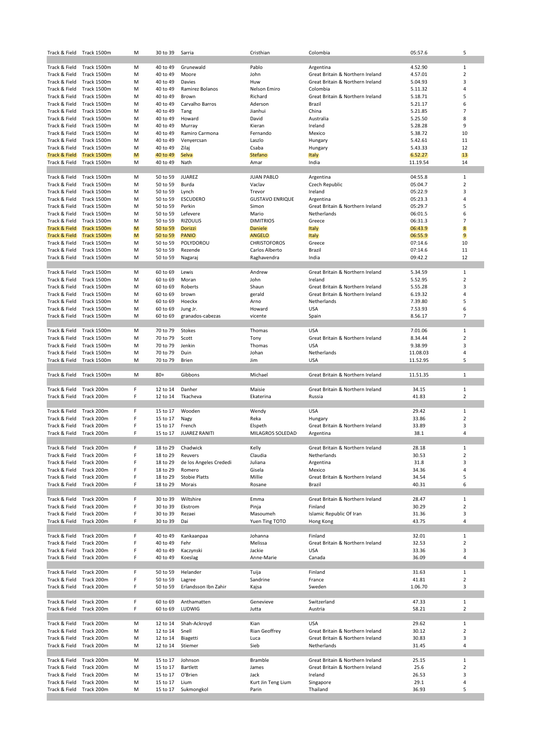| | | | | | | | | |
|---|---|---|---|---|---|---|---|---|
| Track & Field | Track 1500m | M | 30 to 39 | Sarria | Cristhian | Colombia | 05:57.6 | 5 |
| | | | | | | | | |
| Track & Field | Track 1500m | M | 40 to 49 | Grunewald | Pablo | Argentina | 4.52.90 | 1 |
| Track & Field | Track 1500m | M | 40 to 49 | Moore | John | Great Britain & Northern Ireland | 4.57.01 | 2 |
| Track & Field | Track 1500m | M | 40 to 49 | Davies | Huw | Great Britain & Northern Ireland | 5.04.93 | 3 |
| Track & Field | Track 1500m | M | 40 to 49 | Ramirez Bolanos | Nelson Emiro | Colombia | 5.11.32 | 4 |
| Track & Field | Track 1500m | M | 40 to 49 | Brown | Richard | Great Britain & Northern Ireland | 5.18.71 | 5 |
| Track & Field | Track 1500m | M | 40 to 49 | Carvalho Barros | Aderson | Brazil | 5.21.17 | 6 |
| Track & Field | Track 1500m | M | 40 to 49 | Tang | Jianhui | China | 5.21.85 | 7 |
| Track & Field | Track 1500m | M | 40 to 49 | Howard | David | Australia | 5.25.50 | 8 |
| Track & Field | Track 1500m | M | 40 to 49 | Murray | Kieran | Ireland | 5.28.28 | 9 |
| Track & Field | Track 1500m | M | 40 to 49 | Ramiro Carmona | Fernando | Mexico | 5.38.72 | 10 |
| Track & Field | Track 1500m | M | 40 to 49 | Venyercsan | Laszlo | Hungary | 5.42.61 | 11 |
| Track & Field | Track 1500m | M | 40 to 49 | Zilaj | Csaba | Hungary | 5.43.33 | 12 |
| Track & Field | Track 1500m | M | 40 to 49 | Selva | Stefano | Italy | 6.52.27 | 13 |
| Track & Field | Track 1500m | M | 40 to 49 | Nath | Amar | India | 11.19.54 | 14 |
| | | | | | | | | |
| Track & Field | Track 1500m | M | 50 to 59 | JUAREZ | JUAN PABLO | Argentina | 04:55.8 | 1 |
| Track & Field | Track 1500m | M | 50 to 59 | Burda | Vaclav | Czech Republic | 05:04.7 | 2 |
| Track & Field | Track 1500m | M | 50 to 59 | Lynch | Trevor | Ireland | 05:22.9 | 3 |
| Track & Field | Track 1500m | M | 50 to 59 | ESCUDERO | GUSTAVO ENRIQUE | Argentina | 05:23.3 | 4 |
| Track & Field | Track 1500m | M | 50 to 59 | Perkin | Simon | Great Britain & Northern Ireland | 05:29.7 | 5 |
| Track & Field | Track 1500m | M | 50 to 59 | Lefevere | Mario | Netherlands | 06:01.5 | 6 |
| Track & Field | Track 1500m | M | 50 to 59 | RIZOULIS | DIMITRIOS | Greece | 06:31.3 | 7 |
| Track & Field | Track 1500m | M | 50 to 59 | Dorizzi | Daniele | Italy | 06:43.9 | 8 |
| Track & Field | Track 1500m | M | 50 to 59 | PANIO | ANGELO | Italy | 06:55.9 | 9 |
| Track & Field | Track 1500m | M | 50 to 59 | POLYDOROU | CHRISTOFOROS | Greece | 07:14.6 | 10 |
| Track & Field | Track 1500m | M | 50 to 59 | Rezende | Carlos Alberto | Brazil | 07:14.6 | 11 |
| Track & Field | Track 1500m | M | 50 to 59 | Nagaraj | Raghavendra | India | 09:42.2 | 12 |
| | | | | | | | | |
| Track & Field | Track 1500m | M | 60 to 69 | Lewis | Andrew | Great Britain & Northern Ireland | 5.34.59 | 1 |
| Track & Field | Track 1500m | M | 60 to 69 | Moran | John | Ireland | 5.52.95 | 2 |
| Track & Field | Track 1500m | M | 60 to 69 | Roberts | Shaun | Great Britain & Northern Ireland | 5.55.28 | 3 |
| Track & Field | Track 1500m | M | 60 to 69 | brown | gerald | Great Britain & Northern Ireland | 6.19.32 | 4 |
| Track & Field | Track 1500m | M | 60 to 69 | Hoeckx | Arno | Netherlands | 7.39.80 | 5 |
| Track & Field | Track 1500m | M | 60 to 69 | Jung Jr. | Howard | USA | 7.53.93 | 6 |
| Track & Field | Track 1500m | M | 60 to 69 | granados-cabezas | vicente | Spain | 8.56.17 | 7 |
| | | | | | | | | |
| Track & Field | Track 1500m | M | 70 to 79 | Stokes | Thomas | USA | 7.01.06 | 1 |
| Track & Field | Track 1500m | M | 70 to 79 | Scott | Tony | Great Britain & Northern Ireland | 8.34.44 | 2 |
| Track & Field | Track 1500m | M | 70 to 79 | Jenkin | Thomas | USA | 9.38.99 | 3 |
| Track & Field | Track 1500m | M | 70 to 79 | Duin | Johan | Netherlands | 11.08.03 | 4 |
| Track & Field | Track 1500m | M | 70 to 79 | Brien | Jim | USA | 11.52.95 | 5 |
| | | | | | | | | |
| Track & Field | Track 1500m | M | 80+ | Gibbons | Michael | Great Britain & Northern Ireland | 11.51.35 | 1 |
| | | | | | | | | |
| Track & Field | Track 200m | F | 12 to 14 | Danher | Maisie | Great Britain & Northern Ireland | 34.15 | 1 |
| Track & Field | Track 200m | F | 12 to 14 | Tkacheva | Ekaterina | Russia | 41.83 | 2 |
| | | | | | | | | |
| Track & Field | Track 200m | F | 15 to 17 | Wooden | Wendy | USA | 29.42 | 1 |
| Track & Field | Track 200m | F | 15 to 17 | Nagy | Reka | Hungary | 33.86 | 2 |
| Track & Field | Track 200m | F | 15 to 17 | French | Elspeth | Great Britain & Northern Ireland | 33.89 | 3 |
| Track & Field | Track 200m | F | 15 to 17 | JUAREZ RANITI | MILAGROS SOLEDAD | Argentina | 38.1 | 4 |
| | | | | | | | | |
| Track & Field | Track 200m | F | 18 to 29 | Chadwick | Kelly | Great Britain & Northern Ireland | 28.18 | 1 |
| Track & Field | Track 200m | F | 18 to 29 | Reuvers | Claudia | Netherlands | 30.53 | 2 |
| Track & Field | Track 200m | F | 18 to 29 | de los Angeles Crededi | Juliana | Argentina | 31.8 | 3 |
| Track & Field | Track 200m | F | 18 to 29 | Romero | Gisela | Mexico | 34.36 | 4 |
| Track & Field | Track 200m | F | 18 to 29 | Stobie Platts | Millie | Great Britain & Northern Ireland | 34.54 | 5 |
| Track & Field | Track 200m | F | 18 to 29 | Morais | Rosane | Brazil | 40.31 | 6 |
| | | | | | | | | |
| Track & Field | Track 200m | F | 30 to 39 | Wiltshire | Emma | Great Britain & Northern Ireland | 28.47 | 1 |
| Track & Field | Track 200m | F | 30 to 39 | Ekstrom | Pinja | Finland | 30.29 | 2 |
| Track & Field | Track 200m | F | 30 to 39 | Rezaei | Masoumeh | Islamic Republic Of Iran | 31.36 | 3 |
| Track & Field | Track 200m | F | 30 to 39 | Dai | Yuen Ting TOTO | Hong Kong | 43.75 | 4 |
| | | | | | | | | |
| Track & Field | Track 200m | F | 40 to 49 | Kankaanpaa | Johanna | Finland | 32.01 | 1 |
| Track & Field | Track 200m | F | 40 to 49 | Fehr | Melissa | Great Britain & Northern Ireland | 32.53 | 2 |
| Track & Field | Track 200m | F | 40 to 49 | Kaczynski | Jackie | USA | 33.36 | 3 |
| Track & Field | Track 200m | F | 40 to 49 | Koeslag | Anne-Marie | Canada | 36.09 | 4 |
| | | | | | | | | |
| Track & Field | Track 200m | F | 50 to 59 | Helander | Tuija | Finland | 31.63 | 1 |
| Track & Field | Track 200m | F | 50 to 59 | Lagree | Sandrine | France | 41.81 | 2 |
| Track & Field | Track 200m | F | 50 to 59 | Erlandsson Ibn Zahir | Kajsa | Sweden | 1.06.70 | 3 |
| | | | | | | | | |
| Track & Field | Track 200m | F | 60 to 69 | Anthamatten | Genevieve | Switzerland | 47.33 | 1 |
| Track & Field | Track 200m | F | 60 to 69 | LUDWIG | Jutta | Austria | 58.21 | 2 |
| | | | | | | | | |
| Track & Field | Track 200m | M | 12 to 14 | Shah-Ackroyd | Kian | USA | 29.62 | 1 |
| Track & Field | Track 200m | M | 12 to 14 | Snell | Rian Geoffrey | Great Britain & Northern Ireland | 30.12 | 2 |
| Track & Field | Track 200m | M | 12 to 14 | Biagetti | Luca | Great Britain & Northern Ireland | 30.83 | 3 |
| Track & Field | Track 200m | M | 12 to 14 | Stiemer | Sieb | Netherlands | 31.45 | 4 |
| | | | | | | | | |
| Track & Field | Track 200m | M | 15 to 17 | Johnson | Bramble | Great Britain & Northern Ireland | 25.15 | 1 |
| Track & Field | Track 200m | M | 15 to 17 | Bartlett | James | Great Britain & Northern Ireland | 25.6 | 2 |
| Track & Field | Track 200m | M | 15 to 17 | O'Brien | Jack | Ireland | 26.53 | 3 |
| Track & Field | Track 200m | M | 15 to 17 | Lium | Kurt Jin Teng Lium | Singapore | 29.1 | 4 |
| Track & Field | Track 200m | M | 15 to 17 | Sukmongkol | Parin | Thailand | 36.93 | 5 |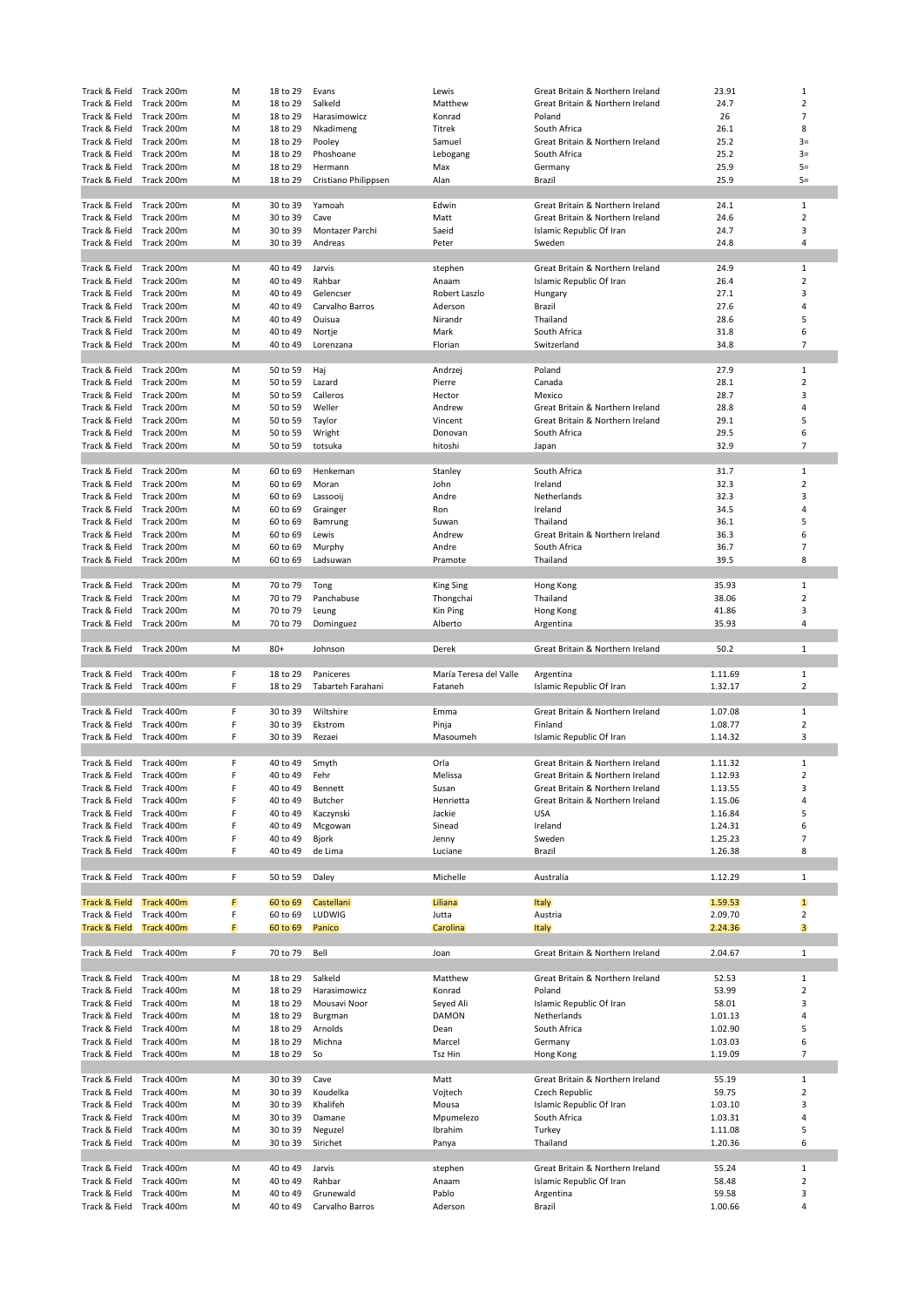| | | | | | | | | |
|---|---|---|---|---|---|---|---|---|
| Track & Field | Track 200m | M | 18 to 29 | Evans | Lewis | Great Britain & Northern Ireland | 23.91 | 1 |
| Track & Field | Track 200m | M | 18 to 29 | Salkeld | Matthew | Great Britain & Northern Ireland | 24.7 | 2 |
| Track & Field | Track 200m | M | 18 to 29 | Harasimowicz | Konrad | Poland | 26 | 7 |
| Track & Field | Track 200m | M | 18 to 29 | Nkadimeng | Titrek | South Africa | 26.1 | 8 |
| Track & Field | Track 200m | M | 18 to 29 | Pooley | Samuel | Great Britain & Northern Ireland | 25.2 | 3= |
| Track & Field | Track 200m | M | 18 to 29 | Phoshoane | Lebogang | South Africa | 25.2 | 3= |
| Track & Field | Track 200m | M | 18 to 29 | Hermann | Max | Germany | 25.9 | 5= |
| Track & Field | Track 200m | M | 18 to 29 | Cristiano Philippsen | Alan | Brazil | 25.9 | 5= |
| | | | | | | | | |
| Track & Field | Track 200m | M | 30 to 39 | Yamoah | Edwin | Great Britain & Northern Ireland | 24.1 | 1 |
| Track & Field | Track 200m | M | 30 to 39 | Cave | Matt | Great Britain & Northern Ireland | 24.6 | 2 |
| Track & Field | Track 200m | M | 30 to 39 | Montazer Parchi | Saeid | Islamic Republic Of Iran | 24.7 | 3 |
| Track & Field | Track 200m | M | 30 to 39 | Andreas | Peter | Sweden | 24.8 | 4 |
| | | | | | | | | |
| Track & Field | Track 200m | M | 40 to 49 | Jarvis | stephen | Great Britain & Northern Ireland | 24.9 | 1 |
| Track & Field | Track 200m | M | 40 to 49 | Rahbar | Anaam | Islamic Republic Of Iran | 26.4 | 2 |
| Track & Field | Track 200m | M | 40 to 49 | Gelencser | Robert Laszlo | Hungary | 27.1 | 3 |
| Track & Field | Track 200m | M | 40 to 49 | Carvalho Barros | Aderson | Brazil | 27.6 | 4 |
| Track & Field | Track 200m | M | 40 to 49 | Ouisua | Nirandr | Thailand | 28.6 | 5 |
| Track & Field | Track 200m | M | 40 to 49 | Nortje | Mark | South Africa | 31.8 | 6 |
| Track & Field | Track 200m | M | 40 to 49 | Lorenzana | Florian | Switzerland | 34.8 | 7 |
| | | | | | | | | |
| Track & Field | Track 200m | M | 50 to 59 | Haj | Andrzej | Poland | 27.9 | 1 |
| Track & Field | Track 200m | M | 50 to 59 | Lazard | Pierre | Canada | 28.1 | 2 |
| Track & Field | Track 200m | M | 50 to 59 | Calleros | Hector | Mexico | 28.7 | 3 |
| Track & Field | Track 200m | M | 50 to 59 | Weller | Andrew | Great Britain & Northern Ireland | 28.8 | 4 |
| Track & Field | Track 200m | M | 50 to 59 | Taylor | Vincent | Great Britain & Northern Ireland | 29.1 | 5 |
| Track & Field | Track 200m | M | 50 to 59 | Wright | Donovan | South Africa | 29.5 | 6 |
| Track & Field | Track 200m | M | 50 to 59 | totsuka | hitoshi | Japan | 32.9 | 7 |
| | | | | | | | | |
| Track & Field | Track 200m | M | 60 to 69 | Henkeman | Stanley | South Africa | 31.7 | 1 |
| Track & Field | Track 200m | M | 60 to 69 | Moran | John | Ireland | 32.3 | 2 |
| Track & Field | Track 200m | M | 60 to 69 | Lassooij | Andre | Netherlands | 32.3 | 3 |
| Track & Field | Track 200m | M | 60 to 69 | Grainger | Ron | Ireland | 34.5 | 4 |
| Track & Field | Track 200m | M | 60 to 69 | Bamrung | Suwan | Thailand | 36.1 | 5 |
| Track & Field | Track 200m | M | 60 to 69 | Lewis | Andrew | Great Britain & Northern Ireland | 36.3 | 6 |
| Track & Field | Track 200m | M | 60 to 69 | Murphy | Andre | South Africa | 36.7 | 7 |
| Track & Field | Track 200m | M | 60 to 69 | Ladsuwan | Pramote | Thailand | 39.5 | 8 |
| | | | | | | | | |
| Track & Field | Track 200m | M | 70 to 79 | Tong | King Sing | Hong Kong | 35.93 | 1 |
| Track & Field | Track 200m | M | 70 to 79 | Panchabuse | Thongchai | Thailand | 38.06 | 2 |
| Track & Field | Track 200m | M | 70 to 79 | Leung | Kin Ping | Hong Kong | 41.86 | 3 |
| Track & Field | Track 200m | M | 70 to 79 | Dominguez | Alberto | Argentina | 35.93 | 4 |
| | | | | | | | | |
| Track & Field | Track 200m | M | 80+ | Johnson | Derek | Great Britain & Northern Ireland | 50.2 | 1 |
| | | | | | | | | |
| Track & Field | Track 400m | F | 18 to 29 | Paniceres | María Teresa del Valle | Argentina | 1.11.69 | 1 |
| Track & Field | Track 400m | F | 18 to 29 | Tabarteh Farahani | Fataneh | Islamic Republic Of Iran | 1.32.17 | 2 |
| | | | | | | | | |
| Track & Field | Track 400m | F | 30 to 39 | Wiltshire | Emma | Great Britain & Northern Ireland | 1.07.08 | 1 |
| Track & Field | Track 400m | F | 30 to 39 | Ekstrom | Pinja | Finland | 1.08.77 | 2 |
| Track & Field | Track 400m | F | 30 to 39 | Rezaei | Masoumeh | Islamic Republic Of Iran | 1.14.32 | 3 |
| | | | | | | | | |
| Track & Field | Track 400m | F | 40 to 49 | Smyth | Orla | Great Britain & Northern Ireland | 1.11.32 | 1 |
| Track & Field | Track 400m | F | 40 to 49 | Fehr | Melissa | Great Britain & Northern Ireland | 1.12.93 | 2 |
| Track & Field | Track 400m | F | 40 to 49 | Bennett | Susan | Great Britain & Northern Ireland | 1.13.55 | 3 |
| Track & Field | Track 400m | F | 40 to 49 | Butcher | Henrietta | Great Britain & Northern Ireland | 1.15.06 | 4 |
| Track & Field | Track 400m | F | 40 to 49 | Kaczynski | Jackie | USA | 1.16.84 | 5 |
| Track & Field | Track 400m | F | 40 to 49 | Mcgowan | Sinead | Ireland | 1.24.31 | 6 |
| Track & Field | Track 400m | F | 40 to 49 | Bjork | Jenny | Sweden | 1.25.23 | 7 |
| Track & Field | Track 400m | F | 40 to 49 | de Lima | Luciane | Brazil | 1.26.38 | 8 |
| | | | | | | | | |
| Track & Field | Track 400m | F | 50 to 59 | Daley | Michelle | Australia | 1.12.29 | 1 |
| | | | | | | | | |
| Track & Field | Track 400m | F | 60 to 69 | Castellani | Liliana | Italy | 1.59.53 | 1 |
| Track & Field | Track 400m | F | 60 to 69 | LUDWIG | Jutta | Austria | 2.09.70 | 2 |
| Track & Field | Track 400m | F | 60 to 69 | Panico | Carolina | Italy | 2.24.36 | 3 |
| | | | | | | | | |
| Track & Field | Track 400m | F | 70 to 79 | Bell | Joan | Great Britain & Northern Ireland | 2.04.67 | 1 |
| | | | | | | | | |
| Track & Field | Track 400m | M | 18 to 29 | Salkeld | Matthew | Great Britain & Northern Ireland | 52.53 | 1 |
| Track & Field | Track 400m | M | 18 to 29 | Harasimowicz | Konrad | Poland | 53.99 | 2 |
| Track & Field | Track 400m | M | 18 to 29 | Mousavi Noor | Seyed Ali | Islamic Republic Of Iran | 58.01 | 3 |
| Track & Field | Track 400m | M | 18 to 29 | Burgman | DAMON | Netherlands | 1.01.13 | 4 |
| Track & Field | Track 400m | M | 18 to 29 | Arnolds | Dean | South Africa | 1.02.90 | 5 |
| Track & Field | Track 400m | M | 18 to 29 | Michna | Marcel | Germany | 1.03.03 | 6 |
| Track & Field | Track 400m | M | 18 to 29 | So | Tsz Hin | Hong Kong | 1.19.09 | 7 |
| | | | | | | | | |
| Track & Field | Track 400m | M | 30 to 39 | Cave | Matt | Great Britain & Northern Ireland | 55.19 | 1 |
| Track & Field | Track 400m | M | 30 to 39 | Koudelka | Vojtech | Czech Republic | 59.75 | 2 |
| Track & Field | Track 400m | M | 30 to 39 | Khalifeh | Mousa | Islamic Republic Of Iran | 1.03.10 | 3 |
| Track & Field | Track 400m | M | 30 to 39 | Damane | Mpumelezo | South Africa | 1.03.31 | 4 |
| Track & Field | Track 400m | M | 30 to 39 | Neguzel | Ibrahim | Turkey | 1.11.08 | 5 |
| Track & Field | Track 400m | M | 30 to 39 | Sirichet | Panya | Thailand | 1.20.36 | 6 |
| | | | | | | | | |
| Track & Field | Track 400m | M | 40 to 49 | Jarvis | stephen | Great Britain & Northern Ireland | 55.24 | 1 |
| Track & Field | Track 400m | M | 40 to 49 | Rahbar | Anaam | Islamic Republic Of Iran | 58.48 | 2 |
| Track & Field | Track 400m | M | 40 to 49 | Grunewald | Pablo | Argentina | 59.58 | 3 |
| Track & Field | Track 400m | M | 40 to 49 | Carvalho Barros | Aderson | Brazil | 1.00.66 | 4 |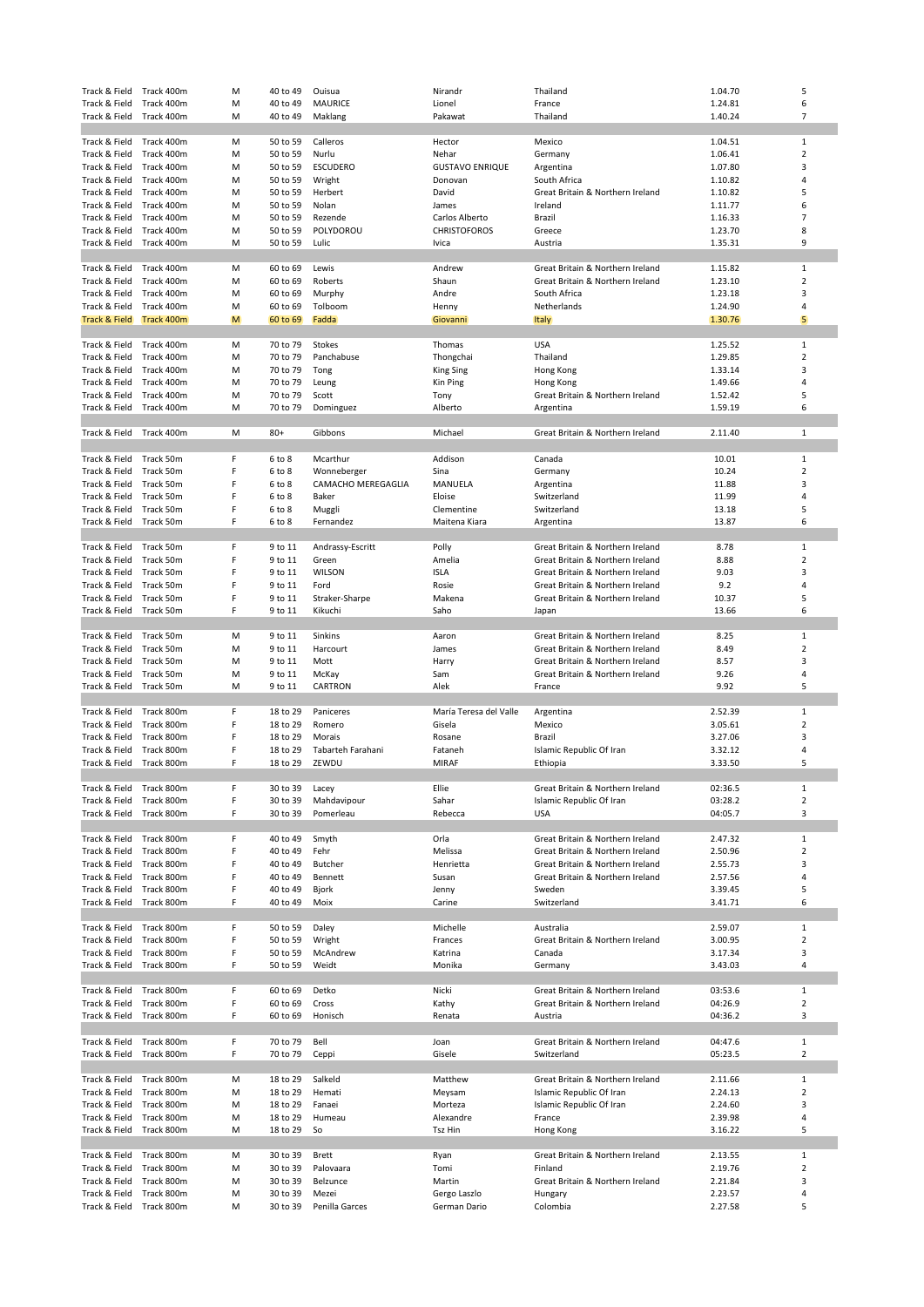| | | | | | | | | |
|---|---|---|---|---|---|---|---|---|
| Track & Field | Track 400m | M | 40 to 49 | Ouisua | Nirandr | Thailand | 1.04.70 | 5 |
| Track & Field | Track 400m | M | 40 to 49 | MAURICE | Lionel | France | 1.24.81 | 6 |
| Track & Field | Track 400m | M | 40 to 49 | Maklang | Pakawat | Thailand | 1.40.24 | 7 |
| | | | | | | | | |
| Track & Field | Track 400m | M | 50 to 59 | Calleros | Hector | Mexico | 1.04.51 | 1 |
| Track & Field | Track 400m | M | 50 to 59 | Nurlu | Nehar | Germany | 1.06.41 | 2 |
| Track & Field | Track 400m | M | 50 to 59 | ESCUDERO | GUSTAVO ENRIQUE | Argentina | 1.07.80 | 3 |
| Track & Field | Track 400m | M | 50 to 59 | Wright | Donovan | South Africa | 1.10.82 | 4 |
| Track & Field | Track 400m | M | 50 to 59 | Herbert | David | Great Britain & Northern Ireland | 1.10.82 | 5 |
| Track & Field | Track 400m | M | 50 to 59 | Nolan | James | Ireland | 1.11.77 | 6 |
| Track & Field | Track 400m | M | 50 to 59 | Rezende | Carlos Alberto | Brazil | 1.16.33 | 7 |
| Track & Field | Track 400m | M | 50 to 59 | POLYDOROU | CHRISTOFOROS | Greece | 1.23.70 | 8 |
| Track & Field | Track 400m | M | 50 to 59 | Lulic | Ivica | Austria | 1.35.31 | 9 |
| | | | | | | | | |
| Track & Field | Track 400m | M | 60 to 69 | Lewis | Andrew | Great Britain & Northern Ireland | 1.15.82 | 1 |
| Track & Field | Track 400m | M | 60 to 69 | Roberts | Shaun | Great Britain & Northern Ireland | 1.23.10 | 2 |
| Track & Field | Track 400m | M | 60 to 69 | Murphy | Andre | South Africa | 1.23.18 | 3 |
| Track & Field | Track 400m | M | 60 to 69 | Tolboom | Henny | Netherlands | 1.24.90 | 4 |
| Track & Field | Track 400m | M | 60 to 69 | Fadda | Giovanni | Italy | 1.30.76 | 5 |
| | | | | | | | | |
| Track & Field | Track 400m | M | 70 to 79 | Stokes | Thomas | USA | 1.25.52 | 1 |
| Track & Field | Track 400m | M | 70 to 79 | Panchabuse | Thongchai | Thailand | 1.29.85 | 2 |
| Track & Field | Track 400m | M | 70 to 79 | Tong | King Sing | Hong Kong | 1.33.14 | 3 |
| Track & Field | Track 400m | M | 70 to 79 | Leung | Kin Ping | Hong Kong | 1.49.66 | 4 |
| Track & Field | Track 400m | M | 70 to 79 | Scott | Tony | Great Britain & Northern Ireland | 1.52.42 | 5 |
| Track & Field | Track 400m | M | 70 to 79 | Dominguez | Alberto | Argentina | 1.59.19 | 6 |
| | | | | | | | | |
| Track & Field | Track 400m | M | 80+ | Gibbons | Michael | Great Britain & Northern Ireland | 2.11.40 | 1 |
| | | | | | | | | |
| Track & Field | Track 50m | F | 6 to 8 | Mcarthur | Addison | Canada | 10.01 | 1 |
| Track & Field | Track 50m | F | 6 to 8 | Wonneberger | Sina | Germany | 10.24 | 2 |
| Track & Field | Track 50m | F | 6 to 8 | CAMACHO MEREGAGLIA | MANUELA | Argentina | 11.88 | 3 |
| Track & Field | Track 50m | F | 6 to 8 | Baker | Eloise | Switzerland | 11.99 | 4 |
| Track & Field | Track 50m | F | 6 to 8 | Muggli | Clementine | Switzerland | 13.18 | 5 |
| Track & Field | Track 50m | F | 6 to 8 | Fernandez | Maitena Kiara | Argentina | 13.87 | 6 |
| | | | | | | | | |
| Track & Field | Track 50m | F | 9 to 11 | Andrassy-Escritt | Polly | Great Britain & Northern Ireland | 8.78 | 1 |
| Track & Field | Track 50m | F | 9 to 11 | Green | Amelia | Great Britain & Northern Ireland | 8.88 | 2 |
| Track & Field | Track 50m | F | 9 to 11 | WILSON | ISLA | Great Britain & Northern Ireland | 9.03 | 3 |
| Track & Field | Track 50m | F | 9 to 11 | Ford | Rosie | Great Britain & Northern Ireland | 9.2 | 4 |
| Track & Field | Track 50m | F | 9 to 11 | Straker-Sharpe | Makena | Great Britain & Northern Ireland | 10.37 | 5 |
| Track & Field | Track 50m | F | 9 to 11 | Kikuchi | Saho | Japan | 13.66 | 6 |
| | | | | | | | | |
| Track & Field | Track 50m | M | 9 to 11 | Sinkins | Aaron | Great Britain & Northern Ireland | 8.25 | 1 |
| Track & Field | Track 50m | M | 9 to 11 | Harcourt | James | Great Britain & Northern Ireland | 8.49 | 2 |
| Track & Field | Track 50m | M | 9 to 11 | Mott | Harry | Great Britain & Northern Ireland | 8.57 | 3 |
| Track & Field | Track 50m | M | 9 to 11 | McKay | Sam | Great Britain & Northern Ireland | 9.26 | 4 |
| Track & Field | Track 50m | M | 9 to 11 | CARTRON | Alek | France | 9.92 | 5 |
| | | | | | | | | |
| Track & Field | Track 800m | F | 18 to 29 | Paniceres | María Teresa del Valle | Argentina | 2.52.39 | 1 |
| Track & Field | Track 800m | F | 18 to 29 | Romero | Gisela | Mexico | 3.05.61 | 2 |
| Track & Field | Track 800m | F | 18 to 29 | Morais | Rosane | Brazil | 3.27.06 | 3 |
| Track & Field | Track 800m | F | 18 to 29 | Tabarteh Farahani | Fataneh | Islamic Republic Of Iran | 3.32.12 | 4 |
| Track & Field | Track 800m | F | 18 to 29 | ZEWDU | MIRAF | Ethiopia | 3.33.50 | 5 |
| | | | | | | | | |
| Track & Field | Track 800m | F | 30 to 39 | Lacey | Ellie | Great Britain & Northern Ireland | 02:36.5 | 1 |
| Track & Field | Track 800m | F | 30 to 39 | Mahdavipour | Sahar | Islamic Republic Of Iran | 03:28.2 | 2 |
| Track & Field | Track 800m | F | 30 to 39 | Pomerleau | Rebecca | USA | 04:05.7 | 3 |
| | | | | | | | | |
| Track & Field | Track 800m | F | 40 to 49 | Smyth | Orla | Great Britain & Northern Ireland | 2.47.32 | 1 |
| Track & Field | Track 800m | F | 40 to 49 | Fehr | Melissa | Great Britain & Northern Ireland | 2.50.96 | 2 |
| Track & Field | Track 800m | F | 40 to 49 | Butcher | Henrietta | Great Britain & Northern Ireland | 2.55.73 | 3 |
| Track & Field | Track 800m | F | 40 to 49 | Bennett | Susan | Great Britain & Northern Ireland | 2.57.56 | 4 |
| Track & Field | Track 800m | F | 40 to 49 | Bjork | Jenny | Sweden | 3.39.45 | 5 |
| Track & Field | Track 800m | F | 40 to 49 | Moix | Carine | Switzerland | 3.41.71 | 6 |
| | | | | | | | | |
| Track & Field | Track 800m | F | 50 to 59 | Daley | Michelle | Australia | 2.59.07 | 1 |
| Track & Field | Track 800m | F | 50 to 59 | Wright | Frances | Great Britain & Northern Ireland | 3.00.95 | 2 |
| Track & Field | Track 800m | F | 50 to 59 | McAndrew | Katrina | Canada | 3.17.34 | 3 |
| Track & Field | Track 800m | F | 50 to 59 | Weidt | Monika | Germany | 3.43.03 | 4 |
| | | | | | | | | |
| Track & Field | Track 800m | F | 60 to 69 | Detko | Nicki | Great Britain & Northern Ireland | 03:53.6 | 1 |
| Track & Field | Track 800m | F | 60 to 69 | Cross | Kathy | Great Britain & Northern Ireland | 04:26.9 | 2 |
| Track & Field | Track 800m | F | 60 to 69 | Honisch | Renata | Austria | 04:36.2 | 3 |
| | | | | | | | | |
| Track & Field | Track 800m | F | 70 to 79 | Bell | Joan | Great Britain & Northern Ireland | 04:47.6 | 1 |
| Track & Field | Track 800m | F | 70 to 79 | Ceppi | Gisele | Switzerland | 05:23.5 | 2 |
| | | | | | | | | |
| Track & Field | Track 800m | M | 18 to 29 | Salkeld | Matthew | Great Britain & Northern Ireland | 2.11.66 | 1 |
| Track & Field | Track 800m | M | 18 to 29 | Hemati | Meysam | Islamic Republic Of Iran | 2.24.13 | 2 |
| Track & Field | Track 800m | M | 18 to 29 | Fanaei | Morteza | Islamic Republic Of Iran | 2.24.60 | 3 |
| Track & Field | Track 800m | M | 18 to 29 | Humeau | Alexandre | France | 2.39.98 | 4 |
| Track & Field | Track 800m | M | 18 to 29 | So | Tsz Hin | Hong Kong | 3.16.22 | 5 |
| | | | | | | | | |
| Track & Field | Track 800m | M | 30 to 39 | Brett | Ryan | Great Britain & Northern Ireland | 2.13.55 | 1 |
| Track & Field | Track 800m | M | 30 to 39 | Palovaara | Tomi | Finland | 2.19.76 | 2 |
| Track & Field | Track 800m | M | 30 to 39 | Belzunce | Martin | Great Britain & Northern Ireland | 2.21.84 | 3 |
| Track & Field | Track 800m | M | 30 to 39 | Mezei | Gergo Laszlo | Hungary | 2.23.57 | 4 |
| Track & Field | Track 800m | M | 30 to 39 | Penilla Garces | German Dario | Colombia | 2.27.58 | 5 |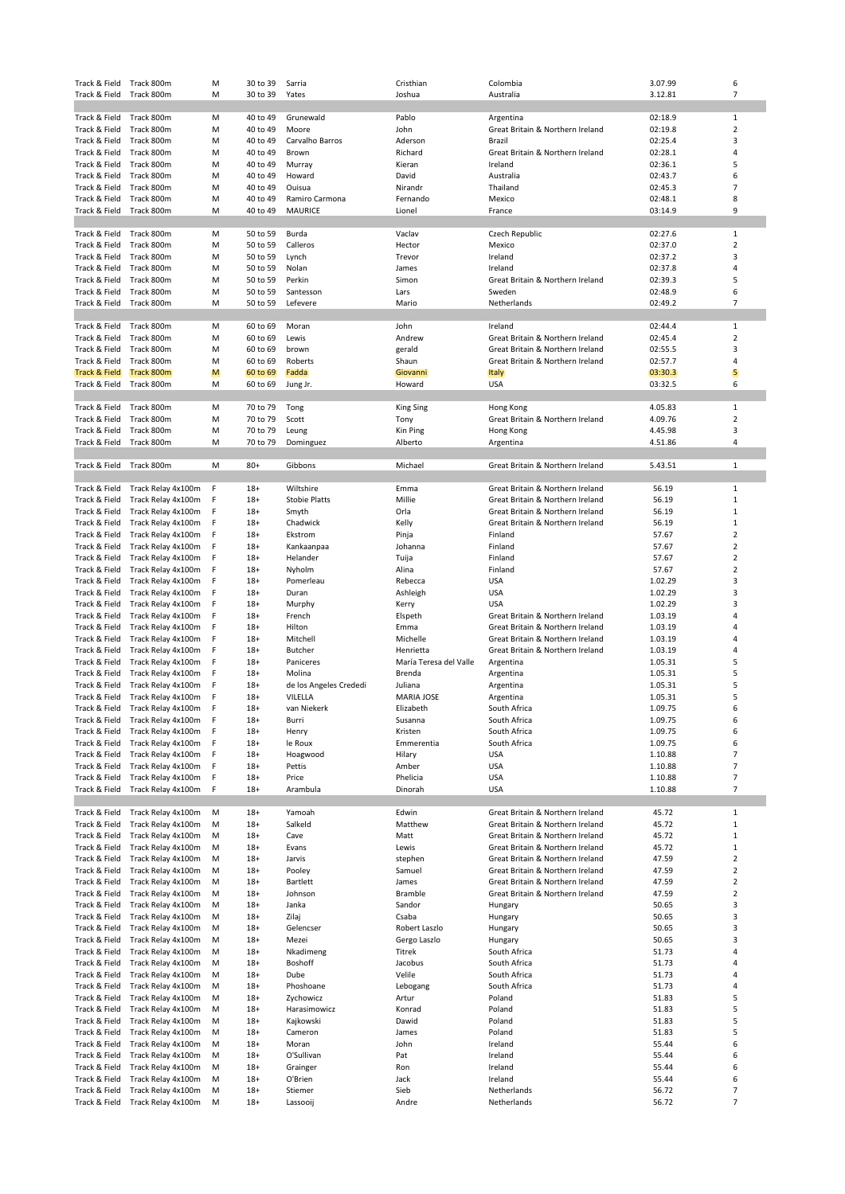| | | | | | | | | |
|---|---|---|---|---|---|---|---|---|
| Track & Field | Track 800m | M | 30 to 39 | Sarria | Cristhian | Colombia | 3.07.99 | 6 |
| Track & Field | Track 800m | M | 30 to 39 | Yates | Joshua | Australia | 3.12.81 | 7 |
| | | | | | | | | |
| Track & Field | Track 800m | M | 40 to 49 | Grunewald | Pablo | Argentina | 02:18.9 | 1 |
| Track & Field | Track 800m | M | 40 to 49 | Moore | John | Great Britain & Northern Ireland | 02:19.8 | 2 |
| Track & Field | Track 800m | M | 40 to 49 | Carvalho Barros | Aderson | Brazil | 02:25.4 | 3 |
| Track & Field | Track 800m | M | 40 to 49 | Brown | Richard | Great Britain & Northern Ireland | 02:28.1 | 4 |
| Track & Field | Track 800m | M | 40 to 49 | Murray | Kieran | Ireland | 02:36.1 | 5 |
| Track & Field | Track 800m | M | 40 to 49 | Howard | David | Australia | 02:43.7 | 6 |
| Track & Field | Track 800m | M | 40 to 49 | Ouisua | Nirandr | Thailand | 02:45.3 | 7 |
| Track & Field | Track 800m | M | 40 to 49 | Ramiro Carmona | Fernando | Mexico | 02:48.1 | 8 |
| Track & Field | Track 800m | M | 40 to 49 | MAURICE | Lionel | France | 03:14.9 | 9 |
| | | | | | | | | |
| Track & Field | Track 800m | M | 50 to 59 | Burda | Vaclav | Czech Republic | 02:27.6 | 1 |
| Track & Field | Track 800m | M | 50 to 59 | Calleros | Hector | Mexico | 02:37.0 | 2 |
| Track & Field | Track 800m | M | 50 to 59 | Lynch | Trevor | Ireland | 02:37.2 | 3 |
| Track & Field | Track 800m | M | 50 to 59 | Nolan | James | Ireland | 02:37.8 | 4 |
| Track & Field | Track 800m | M | 50 to 59 | Perkin | Simon | Great Britain & Northern Ireland | 02:39.3 | 5 |
| Track & Field | Track 800m | M | 50 to 59 | Santesson | Lars | Sweden | 02:48.9 | 6 |
| Track & Field | Track 800m | M | 50 to 59 | Lefevere | Mario | Netherlands | 02:49.2 | 7 |
| | | | | | | | | |
| Track & Field | Track 800m | M | 60 to 69 | Moran | John | Ireland | 02:44.4 | 1 |
| Track & Field | Track 800m | M | 60 to 69 | Lewis | Andrew | Great Britain & Northern Ireland | 02:45.4 | 2 |
| Track & Field | Track 800m | M | 60 to 69 | brown | gerald | Great Britain & Northern Ireland | 02:55.5 | 3 |
| Track & Field | Track 800m | M | 60 to 69 | Roberts | Shaun | Great Britain & Northern Ireland | 02:57.7 | 4 |
| Track & Field | Track 800m | M | 60 to 69 | Fadda | Giovanni | Italy | 03:30.3 | 5 |
| Track & Field | Track 800m | M | 60 to 69 | Jung Jr. | Howard | USA | 03:32.5 | 6 |
| | | | | | | | | |
| Track & Field | Track 800m | M | 70 to 79 | Tong | King Sing | Hong Kong | 4.05.83 | 1 |
| Track & Field | Track 800m | M | 70 to 79 | Scott | Tony | Great Britain & Northern Ireland | 4.09.76 | 2 |
| Track & Field | Track 800m | M | 70 to 79 | Leung | Kin Ping | Hong Kong | 4.45.98 | 3 |
| Track & Field | Track 800m | M | 70 to 79 | Dominguez | Alberto | Argentina | 4.51.86 | 4 |
| | | | | | | | | |
| Track & Field | Track 800m | M | 80+ | Gibbons | Michael | Great Britain & Northern Ireland | 5.43.51 | 1 |
| | | | | | | | | |
| Track & Field | Track Relay 4x100m | F | 18+ | Wiltshire | Emma | Great Britain & Northern Ireland | 56.19 | 1 |
| Track & Field | Track Relay 4x100m | F | 18+ | Stobie Platts | Millie | Great Britain & Northern Ireland | 56.19 | 1 |
| Track & Field | Track Relay 4x100m | F | 18+ | Smyth | Orla | Great Britain & Northern Ireland | 56.19 | 1 |
| Track & Field | Track Relay 4x100m | F | 18+ | Chadwick | Kelly | Great Britain & Northern Ireland | 56.19 | 1 |
| Track & Field | Track Relay 4x100m | F | 18+ | Ekstrom | Pinja | Finland | 57.67 | 2 |
| Track & Field | Track Relay 4x100m | F | 18+ | Kankaanpaa | Johanna | Finland | 57.67 | 2 |
| Track & Field | Track Relay 4x100m | F | 18+ | Helander | Tuija | Finland | 57.67 | 2 |
| Track & Field | Track Relay 4x100m | F | 18+ | Nyholm | Alina | Finland | 57.67 | 2 |
| Track & Field | Track Relay 4x100m | F | 18+ | Pomerleau | Rebecca | USA | 1.02.29 | 3 |
| Track & Field | Track Relay 4x100m | F | 18+ | Duran | Ashleigh | USA | 1.02.29 | 3 |
| Track & Field | Track Relay 4x100m | F | 18+ | Murphy | Kerry | USA | 1.02.29 | 3 |
| Track & Field | Track Relay 4x100m | F | 18+ | French | Elspeth | Great Britain & Northern Ireland | 1.03.19 | 4 |
| Track & Field | Track Relay 4x100m | F | 18+ | Hilton | Emma | Great Britain & Northern Ireland | 1.03.19 | 4 |
| Track & Field | Track Relay 4x100m | F | 18+ | Mitchell | Michelle | Great Britain & Northern Ireland | 1.03.19 | 4 |
| Track & Field | Track Relay 4x100m | F | 18+ | Butcher | Henrietta | Great Britain & Northern Ireland | 1.03.19 | 4 |
| Track & Field | Track Relay 4x100m | F | 18+ | Paniceres | María Teresa del Valle | Argentina | 1.05.31 | 5 |
| Track & Field | Track Relay 4x100m | F | 18+ | Molina | Brenda | Argentina | 1.05.31 | 5 |
| Track & Field | Track Relay 4x100m | F | 18+ | de los Angeles Crededi | Juliana | Argentina | 1.05.31 | 5 |
| Track & Field | Track Relay 4x100m | F | 18+ | VILELLA | MARIA JOSE | Argentina | 1.05.31 | 5 |
| Track & Field | Track Relay 4x100m | F | 18+ | van Niekerk | Elizabeth | South Africa | 1.09.75 | 6 |
| Track & Field | Track Relay 4x100m | F | 18+ | Burri | Susanna | South Africa | 1.09.75 | 6 |
| Track & Field | Track Relay 4x100m | F | 18+ | Henry | Kristen | South Africa | 1.09.75 | 6 |
| Track & Field | Track Relay 4x100m | F | 18+ | le Roux | Emmerentia | South Africa | 1.09.75 | 6 |
| Track & Field | Track Relay 4x100m | F | 18+ | Hoagwood | Hilary | USA | 1.10.88 | 7 |
| Track & Field | Track Relay 4x100m | F | 18+ | Pettis | Amber | USA | 1.10.88 | 7 |
| Track & Field | Track Relay 4x100m | F | 18+ | Price | Phelicia | USA | 1.10.88 | 7 |
| Track & Field | Track Relay 4x100m | F | 18+ | Arambula | Dinorah | USA | 1.10.88 | 7 |
| | | | | | | | | |
| Track & Field | Track Relay 4x100m | M | 18+ | Yamoah | Edwin | Great Britain & Northern Ireland | 45.72 | 1 |
| Track & Field | Track Relay 4x100m | M | 18+ | Salkeld | Matthew | Great Britain & Northern Ireland | 45.72 | 1 |
| Track & Field | Track Relay 4x100m | M | 18+ | Cave | Matt | Great Britain & Northern Ireland | 45.72 | 1 |
| Track & Field | Track Relay 4x100m | M | 18+ | Evans | Lewis | Great Britain & Northern Ireland | 45.72 | 1 |
| Track & Field | Track Relay 4x100m | M | 18+ | Jarvis | stephen | Great Britain & Northern Ireland | 47.59 | 2 |
| Track & Field | Track Relay 4x100m | M | 18+ | Pooley | Samuel | Great Britain & Northern Ireland | 47.59 | 2 |
| Track & Field | Track Relay 4x100m | M | 18+ | Bartlett | James | Great Britain & Northern Ireland | 47.59 | 2 |
| Track & Field | Track Relay 4x100m | M | 18+ | Johnson | Bramble | Great Britain & Northern Ireland | 47.59 | 2 |
| Track & Field | Track Relay 4x100m | M | 18+ | Janka | Sandor | Hungary | 50.65 | 3 |
| Track & Field | Track Relay 4x100m | M | 18+ | Zilaj | Csaba | Hungary | 50.65 | 3 |
| Track & Field | Track Relay 4x100m | M | 18+ | Gelencser | Robert Laszlo | Hungary | 50.65 | 3 |
| Track & Field | Track Relay 4x100m | M | 18+ | Mezei | Gergo Laszlo | Hungary | 50.65 | 3 |
| Track & Field | Track Relay 4x100m | M | 18+ | Nkadimeng | Titrek | South Africa | 51.73 | 4 |
| Track & Field | Track Relay 4x100m | M | 18+ | Boshoff | Jacobus | South Africa | 51.73 | 4 |
| Track & Field | Track Relay 4x100m | M | 18+ | Dube | Velile | South Africa | 51.73 | 4 |
| Track & Field | Track Relay 4x100m | M | 18+ | Phoshoane | Lebogang | South Africa | 51.73 | 4 |
| Track & Field | Track Relay 4x100m | M | 18+ | Zychowicz | Artur | Poland | 51.83 | 5 |
| Track & Field | Track Relay 4x100m | M | 18+ | Harasimowicz | Konrad | Poland | 51.83 | 5 |
| Track & Field | Track Relay 4x100m | M | 18+ | Kajkowski | Dawid | Poland | 51.83 | 5 |
| Track & Field | Track Relay 4x100m | M | 18+ | Cameron | James | Poland | 51.83 | 5 |
| Track & Field | Track Relay 4x100m | M | 18+ | Moran | John | Ireland | 55.44 | 6 |
| Track & Field | Track Relay 4x100m | M | 18+ | O'Sullivan | Pat | Ireland | 55.44 | 6 |
| Track & Field | Track Relay 4x100m | M | 18+ | Grainger | Ron | Ireland | 55.44 | 6 |
| Track & Field | Track Relay 4x100m | M | 18+ | O'Brien | Jack | Ireland | 55.44 | 6 |
| Track & Field | Track Relay 4x100m | M | 18+ | Stiemer | Sieb | Netherlands | 56.72 | 7 |
| Track & Field | Track Relay 4x100m | M | 18+ | Lassooij | Andre | Netherlands | 56.72 | 7 |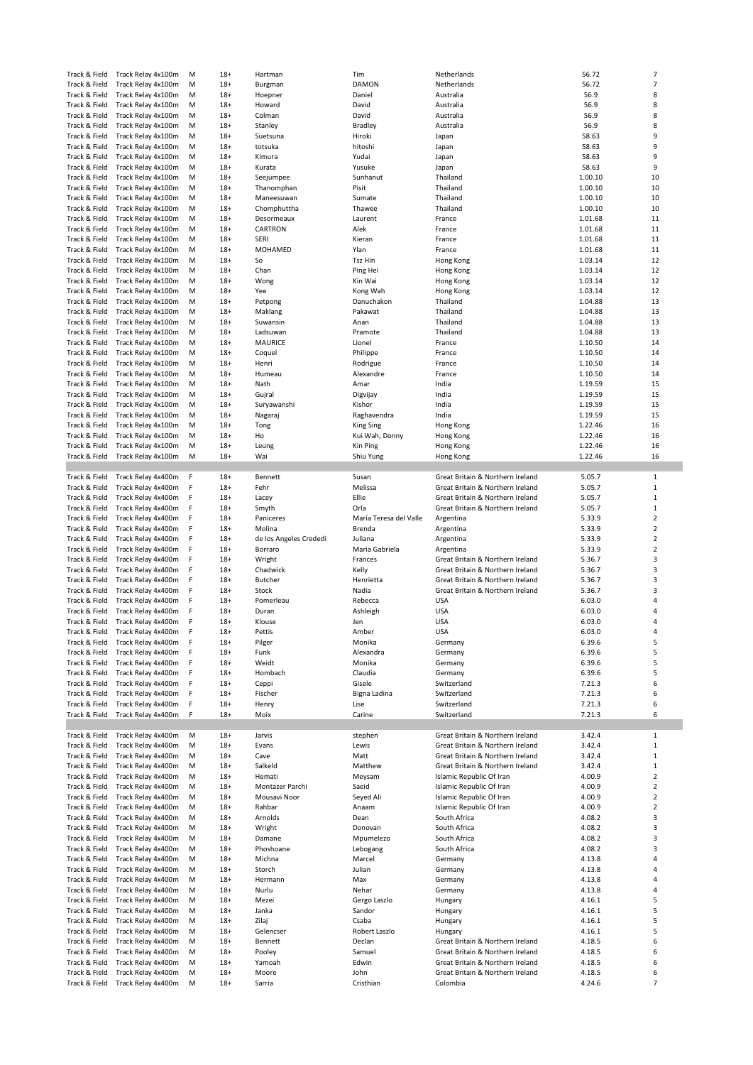| | | | | | | | | |
|---|---|---|---|---|---|---|---|---|
| Track & Field | Track Relay 4x100m | M | 18+ | Hartman | Tim | Netherlands | 56.72 | 7 |
| Track & Field | Track Relay 4x100m | M | 18+ | Burgman | DAMON | Netherlands | 56.72 | 7 |
| Track & Field | Track Relay 4x100m | M | 18+ | Hoepner | Daniel | Australia | 56.9 | 8 |
| Track & Field | Track Relay 4x100m | M | 18+ | Howard | David | Australia | 56.9 | 8 |
| Track & Field | Track Relay 4x100m | M | 18+ | Colman | David | Australia | 56.9 | 8 |
| Track & Field | Track Relay 4x100m | M | 18+ | Stanley | Bradley | Australia | 56.9 | 8 |
| Track & Field | Track Relay 4x100m | M | 18+ | Suetsuna | Hiroki | Japan | 58.63 | 9 |
| Track & Field | Track Relay 4x100m | M | 18+ | totsuka | hitoshi | Japan | 58.63 | 9 |
| Track & Field | Track Relay 4x100m | M | 18+ | Kimura | Yudai | Japan | 58.63 | 9 |
| Track & Field | Track Relay 4x100m | M | 18+ | Kurata | Yusuke | Japan | 58.63 | 9 |
| Track & Field | Track Relay 4x100m | M | 18+ | Seejumpee | Sunhanut | Thailand | 1.00.10 | 10 |
| Track & Field | Track Relay 4x100m | M | 18+ | Thanomphan | Pisit | Thailand | 1.00.10 | 10 |
| Track & Field | Track Relay 4x100m | M | 18+ | Maneesuwan | Sumate | Thailand | 1.00.10 | 10 |
| Track & Field | Track Relay 4x100m | M | 18+ | Chomphuttha | Thawee | Thailand | 1.00.10 | 10 |
| Track & Field | Track Relay 4x100m | M | 18+ | Desormeaux | Laurent | France | 1.01.68 | 11 |
| Track & Field | Track Relay 4x100m | M | 18+ | CARTRON | Alek | France | 1.01.68 | 11 |
| Track & Field | Track Relay 4x100m | M | 18+ | SERI | Kieran | France | 1.01.68 | 11 |
| Track & Field | Track Relay 4x100m | M | 18+ | MOHAMED | Ylan | France | 1.01.68 | 11 |
| Track & Field | Track Relay 4x100m | M | 18+ | So | Tsz Hin | Hong Kong | 1.03.14 | 12 |
| Track & Field | Track Relay 4x100m | M | 18+ | Chan | Ping Hei | Hong Kong | 1.03.14 | 12 |
| Track & Field | Track Relay 4x100m | M | 18+ | Wong | Kin Wai | Hong Kong | 1.03.14 | 12 |
| Track & Field | Track Relay 4x100m | M | 18+ | Yee | Kong Wah | Hong Kong | 1.03.14 | 12 |
| Track & Field | Track Relay 4x100m | M | 18+ | Petpong | Danuchakon | Thailand | 1.04.88 | 13 |
| Track & Field | Track Relay 4x100m | M | 18+ | Maklang | Pakawat | Thailand | 1.04.88 | 13 |
| Track & Field | Track Relay 4x100m | M | 18+ | Suwansin | Anan | Thailand | 1.04.88 | 13 |
| Track & Field | Track Relay 4x100m | M | 18+ | Ladsuwan | Pramote | Thailand | 1.04.88 | 13 |
| Track & Field | Track Relay 4x100m | M | 18+ | MAURICE | Lionel | France | 1.10.50 | 14 |
| Track & Field | Track Relay 4x100m | M | 18+ | Coquel | Philippe | France | 1.10.50 | 14 |
| Track & Field | Track Relay 4x100m | M | 18+ | Henri | Rodrigue | France | 1.10.50 | 14 |
| Track & Field | Track Relay 4x100m | M | 18+ | Humeau | Alexandre | France | 1.10.50 | 14 |
| Track & Field | Track Relay 4x100m | M | 18+ | Nath | Amar | India | 1.19.59 | 15 |
| Track & Field | Track Relay 4x100m | M | 18+ | Gujral | Digvijay | India | 1.19.59 | 15 |
| Track & Field | Track Relay 4x100m | M | 18+ | Suryawanshi | Kishor | India | 1.19.59 | 15 |
| Track & Field | Track Relay 4x100m | M | 18+ | Nagaraj | Raghavendra | India | 1.19.59 | 15 |
| Track & Field | Track Relay 4x100m | M | 18+ | Tong | King Sing | Hong Kong | 1.22.46 | 16 |
| Track & Field | Track Relay 4x100m | M | 18+ | Ho | Kui Wah, Donny | Hong Kong | 1.22.46 | 16 |
| Track & Field | Track Relay 4x100m | M | 18+ | Leung | Kin Ping | Hong Kong | 1.22.46 | 16 |
| Track & Field | Track Relay 4x100m | M | 18+ | Wai | Shiu Yung | Hong Kong | 1.22.46 | 16 |
| | | | | | | | | |
| Track & Field | Track Relay 4x400m | F | 18+ | Bennett | Susan | Great Britain & Northern Ireland | 5.05.7 | 1 |
| Track & Field | Track Relay 4x400m | F | 18+ | Fehr | Melissa | Great Britain & Northern Ireland | 5.05.7 | 1 |
| Track & Field | Track Relay 4x400m | F | 18+ | Lacey | Ellie | Great Britain & Northern Ireland | 5.05.7 | 1 |
| Track & Field | Track Relay 4x400m | F | 18+ | Smyth | Orla | Great Britain & Northern Ireland | 5.05.7 | 1 |
| Track & Field | Track Relay 4x400m | F | 18+ | Paniceres | Maria Teresa del Valle | Argentina | 5.33.9 | 2 |
| Track & Field | Track Relay 4x400m | F | 18+ | Molina | Brenda | Argentina | 5.33.9 | 2 |
| Track & Field | Track Relay 4x400m | F | 18+ | de los Angeles Crededi | Juliana | Argentina | 5.33.9 | 2 |
| Track & Field | Track Relay 4x400m | F | 18+ | Borraro | Maria Gabriela | Argentina | 5.33.9 | 2 |
| Track & Field | Track Relay 4x400m | F | 18+ | Wright | Frances | Great Britain & Northern Ireland | 5.36.7 | 3 |
| Track & Field | Track Relay 4x400m | F | 18+ | Chadwick | Kelly | Great Britain & Northern Ireland | 5.36.7 | 3 |
| Track & Field | Track Relay 4x400m | F | 18+ | Butcher | Henrietta | Great Britain & Northern Ireland | 5.36.7 | 3 |
| Track & Field | Track Relay 4x400m | F | 18+ | Stock | Nadia | Great Britain & Northern Ireland | 5.36.7 | 3 |
| Track & Field | Track Relay 4x400m | F | 18+ | Pomerleau | Rebecca | USA | 6.03.0 | 4 |
| Track & Field | Track Relay 4x400m | F | 18+ | Duran | Ashleigh | USA | 6.03.0 | 4 |
| Track & Field | Track Relay 4x400m | F | 18+ | Klouse | Jen | USA | 6.03.0 | 4 |
| Track & Field | Track Relay 4x400m | F | 18+ | Pettis | Amber | USA | 6.03.0 | 4 |
| Track & Field | Track Relay 4x400m | F | 18+ | Pilger | Monika | Germany | 6.39.6 | 5 |
| Track & Field | Track Relay 4x400m | F | 18+ | Funk | Alexandra | Germany | 6.39.6 | 5 |
| Track & Field | Track Relay 4x400m | F | 18+ | Weidt | Monika | Germany | 6.39.6 | 5 |
| Track & Field | Track Relay 4x400m | F | 18+ | Hombach | Claudia | Germany | 6.39.6 | 5 |
| Track & Field | Track Relay 4x400m | F | 18+ | Ceppi | Gisele | Switzerland | 7.21.3 | 6 |
| Track & Field | Track Relay 4x400m | F | 18+ | Fischer | Bigna Ladina | Switzerland | 7.21.3 | 6 |
| Track & Field | Track Relay 4x400m | F | 18+ | Henry | Lise | Switzerland | 7.21.3 | 6 |
| Track & Field | Track Relay 4x400m | F | 18+ | Moix | Carine | Switzerland | 7.21.3 | 6 |
| | | | | | | | | |
| Track & Field | Track Relay 4x400m | M | 18+ | Jarvis | stephen | Great Britain & Northern Ireland | 3.42.4 | 1 |
| Track & Field | Track Relay 4x400m | M | 18+ | Evans | Lewis | Great Britain & Northern Ireland | 3.42.4 | 1 |
| Track & Field | Track Relay 4x400m | M | 18+ | Cave | Matt | Great Britain & Northern Ireland | 3.42.4 | 1 |
| Track & Field | Track Relay 4x400m | M | 18+ | Salkeld | Matthew | Great Britain & Northern Ireland | 3.42.4 | 1 |
| Track & Field | Track Relay 4x400m | M | 18+ | Hemati | Meysam | Islamic Republic Of Iran | 4.00.9 | 2 |
| Track & Field | Track Relay 4x400m | M | 18+ | Montazer Parchi | Saeid | Islamic Republic Of Iran | 4.00.9 | 2 |
| Track & Field | Track Relay 4x400m | M | 18+ | Mousavi Noor | Seyed Ali | Islamic Republic Of Iran | 4.00.9 | 2 |
| Track & Field | Track Relay 4x400m | M | 18+ | Rahbar | Anaam | Islamic Republic Of Iran | 4.00.9 | 2 |
| Track & Field | Track Relay 4x400m | M | 18+ | Arnolds | Dean | South Africa | 4.08.2 | 3 |
| Track & Field | Track Relay 4x400m | M | 18+ | Wright | Donovan | South Africa | 4.08.2 | 3 |
| Track & Field | Track Relay 4x400m | M | 18+ | Damane | Mpumelezo | South Africa | 4.08.2 | 3 |
| Track & Field | Track Relay 4x400m | M | 18+ | Phoshoane | Lebogang | South Africa | 4.08.2 | 3 |
| Track & Field | Track Relay 4x400m | M | 18+ | Michna | Marcel | Germany | 4.13.8 | 4 |
| Track & Field | Track Relay 4x400m | M | 18+ | Storch | Julian | Germany | 4.13.8 | 4 |
| Track & Field | Track Relay 4x400m | M | 18+ | Hermann | Max | Germany | 4.13.8 | 4 |
| Track & Field | Track Relay 4x400m | M | 18+ | Nurlu | Nehar | Germany | 4.13.8 | 4 |
| Track & Field | Track Relay 4x400m | M | 18+ | Mezei | Gergo Laszlo | Hungary | 4.16.1 | 5 |
| Track & Field | Track Relay 4x400m | M | 18+ | Janka | Sandor | Hungary | 4.16.1 | 5 |
| Track & Field | Track Relay 4x400m | M | 18+ | Zilaj | Csaba | Hungary | 4.16.1 | 5 |
| Track & Field | Track Relay 4x400m | M | 18+ | Gelencser | Robert Laszlo | Hungary | 4.16.1 | 5 |
| Track & Field | Track Relay 4x400m | M | 18+ | Bennett | Declan | Great Britain & Northern Ireland | 4.18.5 | 6 |
| Track & Field | Track Relay 4x400m | M | 18+ | Pooley | Samuel | Great Britain & Northern Ireland | 4.18.5 | 6 |
| Track & Field | Track Relay 4x400m | M | 18+ | Yamoah | Edwin | Great Britain & Northern Ireland | 4.18.5 | 6 |
| Track & Field | Track Relay 4x400m | M | 18+ | Moore | John | Great Britain & Northern Ireland | 4.18.5 | 6 |
| Track & Field | Track Relay 4x400m | M | 18+ | Sarria | Cristhian | Colombia | 4.24.6 | 7 |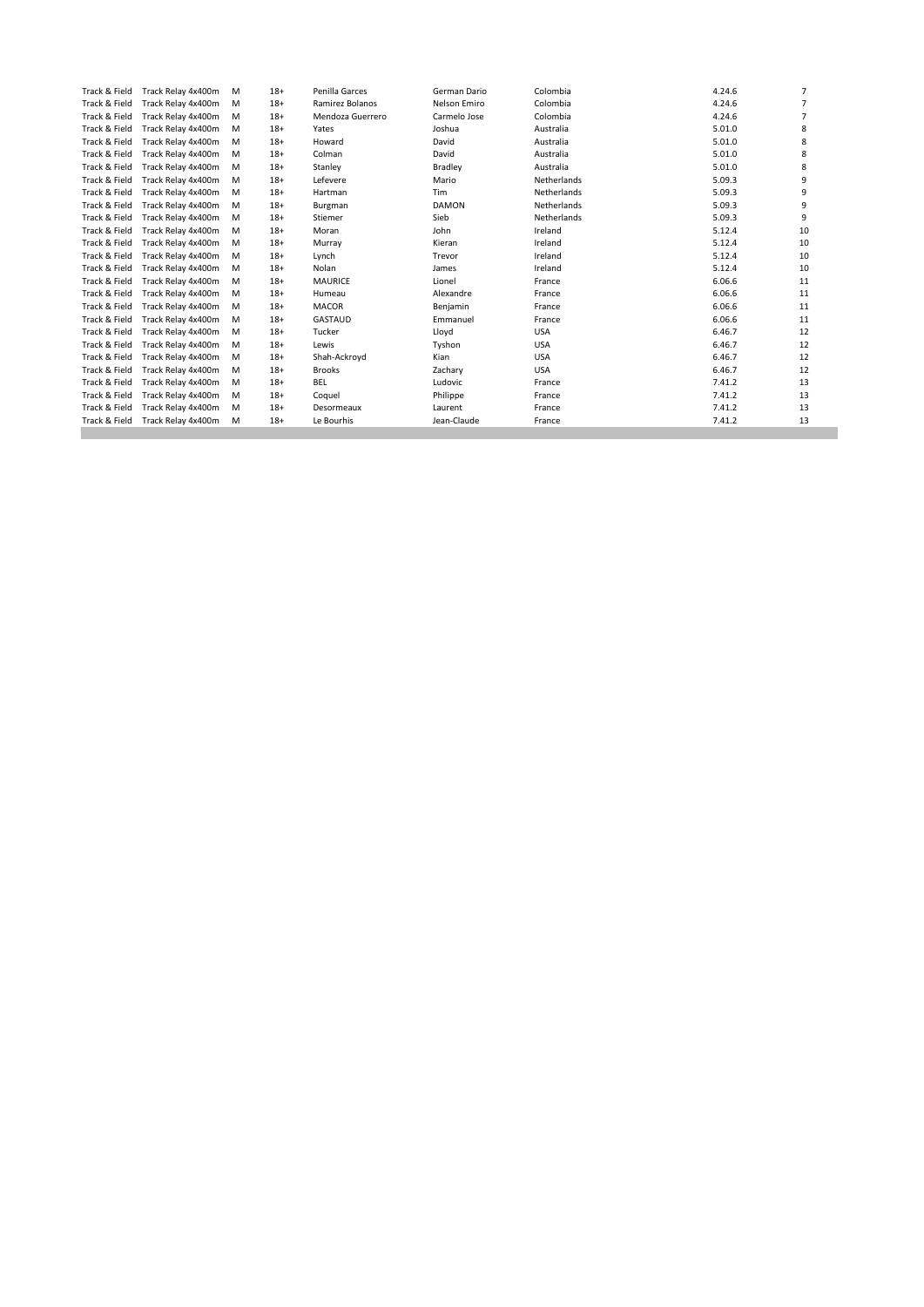| | | | | | | | | |
|---|---|---|---|---|---|---|---|---|
| Track & Field | Track Relay 4x400m | M | 18+ | Penilla Garces | German Dario | Colombia | 4.24.6 | 7 |
| Track & Field | Track Relay 4x400m | M | 18+ | Ramirez Bolanos | Nelson Emiro | Colombia | 4.24.6 | 7 |
| Track & Field | Track Relay 4x400m | M | 18+ | Mendoza Guerrero | Carmelo Jose | Colombia | 4.24.6 | 7 |
| Track & Field | Track Relay 4x400m | M | 18+ | Yates | Joshua | Australia | 5.01.0 | 8 |
| Track & Field | Track Relay 4x400m | M | 18+ | Howard | David | Australia | 5.01.0 | 8 |
| Track & Field | Track Relay 4x400m | M | 18+ | Colman | David | Australia | 5.01.0 | 8 |
| Track & Field | Track Relay 4x400m | M | 18+ | Stanley | Bradley | Australia | 5.01.0 | 8 |
| Track & Field | Track Relay 4x400m | M | 18+ | Lefevere | Mario | Netherlands | 5.09.3 | 9 |
| Track & Field | Track Relay 4x400m | M | 18+ | Hartman | Tim | Netherlands | 5.09.3 | 9 |
| Track & Field | Track Relay 4x400m | M | 18+ | Burgman | DAMON | Netherlands | 5.09.3 | 9 |
| Track & Field | Track Relay 4x400m | M | 18+ | Stiemer | Sieb | Netherlands | 5.09.3 | 9 |
| Track & Field | Track Relay 4x400m | M | 18+ | Moran | John | Ireland | 5.12.4 | 10 |
| Track & Field | Track Relay 4x400m | M | 18+ | Murray | Kieran | Ireland | 5.12.4 | 10 |
| Track & Field | Track Relay 4x400m | M | 18+ | Lynch | Trevor | Ireland | 5.12.4 | 10 |
| Track & Field | Track Relay 4x400m | M | 18+ | Nolan | James | Ireland | 5.12.4 | 10 |
| Track & Field | Track Relay 4x400m | M | 18+ | MAURICE | Lionel | France | 6.06.6 | 11 |
| Track & Field | Track Relay 4x400m | M | 18+ | Humeau | Alexandre | France | 6.06.6 | 11 |
| Track & Field | Track Relay 4x400m | M | 18+ | MACOR | Benjamin | France | 6.06.6 | 11 |
| Track & Field | Track Relay 4x400m | M | 18+ | GASTAUD | Emmanuel | France | 6.06.6 | 11 |
| Track & Field | Track Relay 4x400m | M | 18+ | Tucker | Lloyd | USA | 6.46.7 | 12 |
| Track & Field | Track Relay 4x400m | M | 18+ | Lewis | Tyshon | USA | 6.46.7 | 12 |
| Track & Field | Track Relay 4x400m | M | 18+ | Shah-Ackroyd | Kian | USA | 6.46.7 | 12 |
| Track & Field | Track Relay 4x400m | M | 18+ | Brooks | Zachary | USA | 6.46.7 | 12 |
| Track & Field | Track Relay 4x400m | M | 18+ | BEL | Ludovic | France | 7.41.2 | 13 |
| Track & Field | Track Relay 4x400m | M | 18+ | Coquel | Philippe | France | 7.41.2 | 13 |
| Track & Field | Track Relay 4x400m | M | 18+ | Desormeaux | Laurent | France | 7.41.2 | 13 |
| Track & Field | Track Relay 4x400m | M | 18+ | Le Bourhis | Jean-Claude | France | 7.41.2 | 13 |